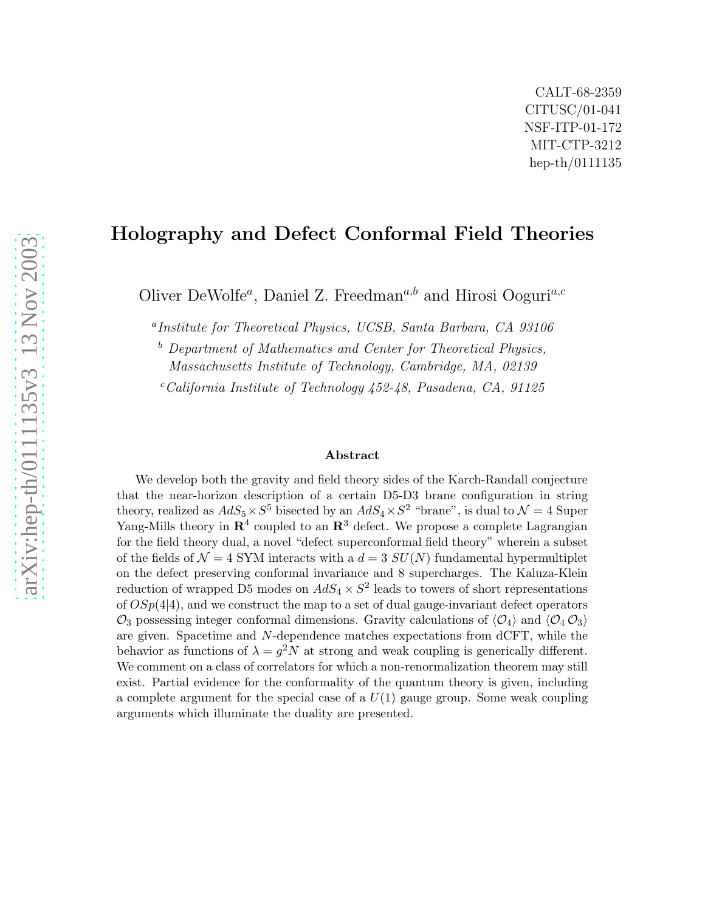CALT-68-2359
CITUSC/01-041
NSF-ITP-01-172
MIT-CTP-3212
hep-th/0111135

# Holography and Defect Conformal Field Theories

Oliver DeWolfe[a], Daniel Z. Freedman[a,b] and Hirosi Ooguri[a,c]

[a] *Institute for Theoretical Physics, UCSB, Santa Barbara, CA 93106*

[b] *Department of Mathematics and Center for Theoretical Physics, Massachusetts Institute of Technology, Cambridge, MA, 02139*

[c] *California Institute of Technology 452-48, Pasadena, CA, 91125*

### Abstract

We develop both the gravity and field theory sides of the Karch-Randall conjecture that the near-horizon description of a certain D5-D3 brane configuration in string theory, realized as $AdS_5 \times S^5$ bisected by an $AdS_4 \times S^2$ "brane", is dual to $\mathcal{N} = 4$ Super Yang-Mills theory in $\mathbf{R}^4$ coupled to an $\mathbf{R}^3$ defect. We propose a complete Lagrangian for the field theory dual, a novel "defect superconformal field theory" wherein a subset of the fields of $\mathcal{N} = 4$ SYM interacts with a $d = 3$ $SU(N)$ fundamental hypermultiplet on the defect preserving conformal invariance and 8 supercharges. The Kaluza-Klein reduction of wrapped D5 modes on $AdS_4 \times S^2$ leads to towers of short representations of $OSp(4|4)$, and we construct the map to a set of dual gauge-invariant defect operators $\mathcal{O}_3$ possessing integer conformal dimensions. Gravity calculations of $\langle \mathcal{O}_4 \rangle$ and $\langle \mathcal{O}_4 \, \mathcal{O}_3 \rangle$ are given. Spacetime and $N$-dependence matches expectations from dCFT, while the behavior as functions of $\lambda = g^2 N$ at strong and weak coupling is generically different. We comment on a class of correlators for which a non-renormalization theorem may still exist. Partial evidence for the conformality of the quantum theory is given, including a complete argument for the special case of a $U(1)$ gauge group. Some weak coupling arguments which illuminate the duality are presented.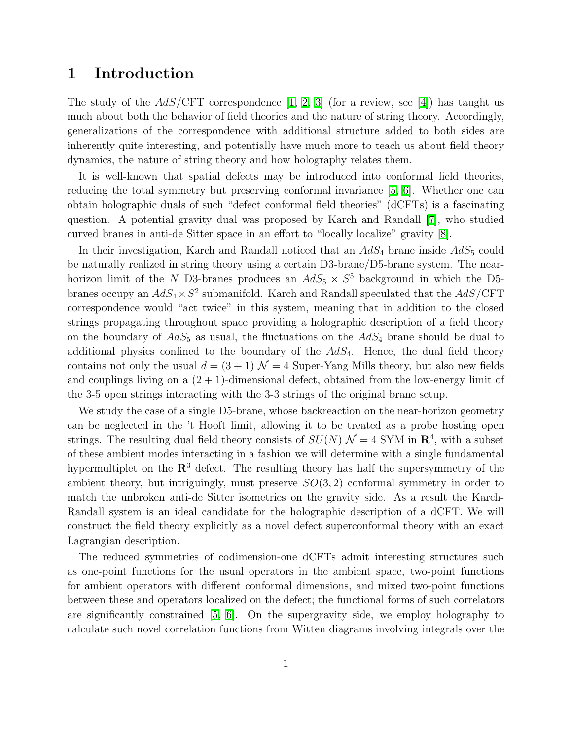# 1 Introduction

The study of the $AdS$/CFT correspondence [1, 2, 3] (for a review, see [4]) has taught us much about both the behavior of field theories and the nature of string theory. Accordingly, generalizations of the correspondence with additional structure added to both sides are inherently quite interesting, and potentially have much more to teach us about field theory dynamics, the nature of string theory and how holography relates them.

It is well-known that spatial defects may be introduced into conformal field theories, reducing the total symmetry but preserving conformal invariance [5, 6]. Whether one can obtain holographic duals of such "defect conformal field theories" (dCFTs) is a fascinating question. A potential gravity dual was proposed by Karch and Randall [7], who studied curved branes in anti-de Sitter space in an effort to "locally localize" gravity [8].

In their investigation, Karch and Randall noticed that an $AdS_4$ brane inside $AdS_5$ could be naturally realized in string theory using a certain D3-brane/D5-brane system. The near-horizon limit of the $N$ D3-branes produces an $AdS_5 \times S^5$ background in which the D5-branes occupy an $AdS_4 \times S^2$ submanifold. Karch and Randall speculated that the $AdS$/CFT correspondence would "act twice" in this system, meaning that in addition to the closed strings propagating throughout space providing a holographic description of a field theory on the boundary of $AdS_5$ as usual, the fluctuations on the $AdS_4$ brane should be dual to additional physics confined to the boundary of the $AdS_4$. Hence, the dual field theory contains not only the usual $d = (3+1)$ $\mathcal{N} = 4$ Super-Yang Mills theory, but also new fields and couplings living on a $(2+1)$-dimensional defect, obtained from the low-energy limit of the 3-5 open strings interacting with the 3-3 strings of the original brane setup.

We study the case of a single D5-brane, whose backreaction on the near-horizon geometry can be neglected in the 't Hooft limit, allowing it to be treated as a probe hosting open strings. The resulting dual field theory consists of $SU(N)$ $\mathcal{N} = 4$ SYM in $\mathbf{R}^4$, with a subset of these ambient modes interacting in a fashion we will determine with a single fundamental hypermultiplet on the $\mathbf{R}^3$ defect. The resulting theory has half the supersymmetry of the ambient theory, but intriguingly, must preserve $SO(3,2)$ conformal symmetry in order to match the unbroken anti-de Sitter isometries on the gravity side. As a result the Karch-Randall system is an ideal candidate for the holographic description of a dCFT. We will construct the field theory explicitly as a novel defect superconformal theory with an exact Lagrangian description.

The reduced symmetries of codimension-one dCFTs admit interesting structures such as one-point functions for the usual operators in the ambient space, two-point functions for ambient operators with different conformal dimensions, and mixed two-point functions between these and operators localized on the defect; the functional forms of such correlators are significantly constrained [5, 6]. On the supergravity side, we employ holography to calculate such novel correlation functions from Witten diagrams involving integrals over the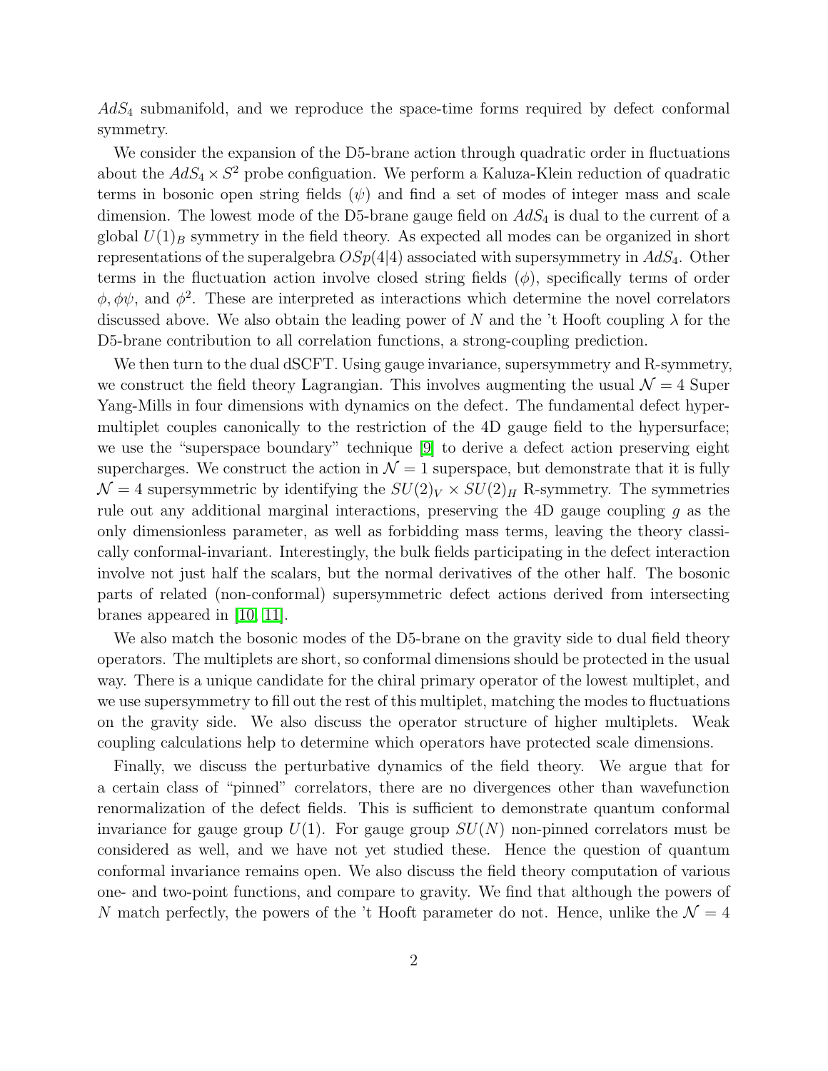$AdS_4$ submanifold, and we reproduce the space-time forms required by defect conformal symmetry.

We consider the expansion of the D5-brane action through quadratic order in fluctuations about the $AdS_4 \times S^2$ probe configuation. We perform a Kaluza-Klein reduction of quadratic terms in bosonic open string fields ($\psi$) and find a set of modes of integer mass and scale dimension. The lowest mode of the D5-brane gauge field on $AdS_4$ is dual to the current of a global $U(1)_B$ symmetry in the field theory. As expected all modes can be organized in short representations of the superalgebra $OSp(4|4)$ associated with supersymmetry in $AdS_4$. Other terms in the fluctuation action involve closed string fields ($\phi$), specifically terms of order $\phi, \phi\psi$, and $\phi^2$. These are interpreted as interactions which determine the novel correlators discussed above. We also obtain the leading power of $N$ and the 't Hooft coupling $\lambda$ for the D5-brane contribution to all correlation functions, a strong-coupling prediction.

We then turn to the dual dSCFT. Using gauge invariance, supersymmetry and R-symmetry, we construct the field theory Lagrangian. This involves augmenting the usual $\mathcal{N} = 4$ Super Yang-Mills in four dimensions with dynamics on the defect. The fundamental defect hypermultiplet couples canonically to the restriction of the 4D gauge field to the hypersurface; we use the "superspace boundary" technique [9] to derive a defect action preserving eight supercharges. We construct the action in $\mathcal{N} = 1$ superspace, but demonstrate that it is fully $\mathcal{N} = 4$ supersymmetric by identifying the $SU(2)_V \times SU(2)_H$ R-symmetry. The symmetries rule out any additional marginal interactions, preserving the 4D gauge coupling $g$ as the only dimensionless parameter, as well as forbidding mass terms, leaving the theory classically conformal-invariant. Interestingly, the bulk fields participating in the defect interaction involve not just half the scalars, but the normal derivatives of the other half. The bosonic parts of related (non-conformal) supersymmetric defect actions derived from intersecting branes appeared in [10, 11].

We also match the bosonic modes of the D5-brane on the gravity side to dual field theory operators. The multiplets are short, so conformal dimensions should be protected in the usual way. There is a unique candidate for the chiral primary operator of the lowest multiplet, and we use supersymmetry to fill out the rest of this multiplet, matching the modes to fluctuations on the gravity side. We also discuss the operator structure of higher multiplets. Weak coupling calculations help to determine which operators have protected scale dimensions.

Finally, we discuss the perturbative dynamics of the field theory. We argue that for a certain class of "pinned" correlators, there are no divergences other than wavefunction renormalization of the defect fields. This is sufficient to demonstrate quantum conformal invariance for gauge group $U(1)$. For gauge group $SU(N)$ non-pinned correlators must be considered as well, and we have not yet studied these. Hence the question of quantum conformal invariance remains open. We also discuss the field theory computation of various one- and two-point functions, and compare to gravity. We find that although the powers of $N$ match perfectly, the powers of the 't Hooft parameter do not. Hence, unlike the $\mathcal{N} = 4$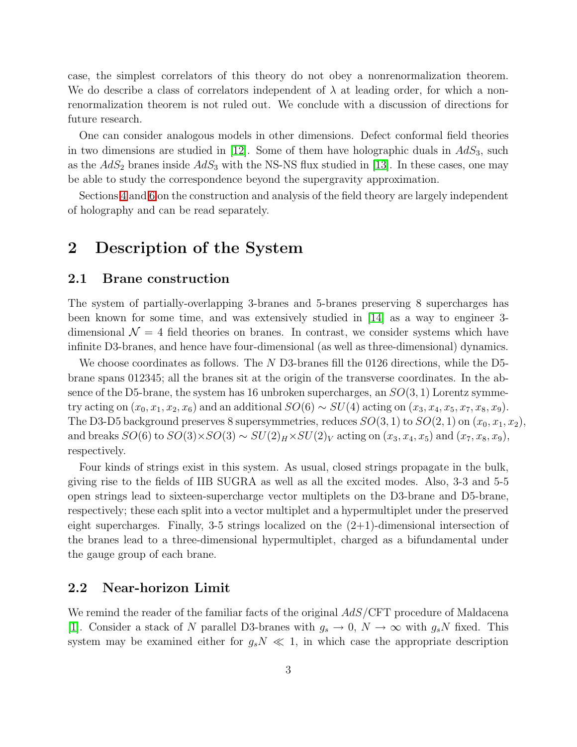case, the simplest correlators of this theory do not obey a nonrenormalization theorem. We do describe a class of correlators independent of $\lambda$ at leading order, for which a nonrenormalization theorem is not ruled out. We conclude with a discussion of directions for future research.

One can consider analogous models in other dimensions. Defect conformal field theories in two dimensions are studied in [12]. Some of them have holographic duals in $AdS_3$, such as the $AdS_2$ branes inside $AdS_3$ with the NS-NS flux studied in [13]. In these cases, one may be able to study the correspondence beyond the supergravity approximation.

Sections 4 and 6 on the construction and analysis of the field theory are largely independent of holography and can be read separately.

# 2 Description of the System

## 2.1 Brane construction

The system of partially-overlapping 3-branes and 5-branes preserving 8 supercharges has been known for some time, and was extensively studied in [14] as a way to engineer 3-dimensional $\mathcal{N} = 4$ field theories on branes. In contrast, we consider systems which have infinite D3-branes, and hence have four-dimensional (as well as three-dimensional) dynamics.

We choose coordinates as follows. The $N$ D3-branes fill the 0126 directions, while the D5-brane spans 012345; all the branes sit at the origin of the transverse coordinates. In the absence of the D5-brane, the system has 16 unbroken supercharges, an $SO(3,1)$ Lorentz symmetry acting on $(x_0, x_1, x_2, x_6)$ and an additional $SO(6) \sim SU(4)$ acting on $(x_3, x_4, x_5, x_7, x_8, x_9)$. The D3-D5 background preserves 8 supersymmetries, reduces $SO(3,1)$ to $SO(2,1)$ on $(x_0, x_1, x_2)$, and breaks $SO(6)$ to $SO(3) \times SO(3) \sim SU(2)_H \times SU(2)_V$ acting on $(x_3, x_4, x_5)$ and $(x_7, x_8, x_9)$, respectively.

Four kinds of strings exist in this system. As usual, closed strings propagate in the bulk, giving rise to the fields of IIB SUGRA as well as all the excited modes. Also, 3-3 and 5-5 open strings lead to sixteen-supercharge vector multiplets on the D3-brane and D5-brane, respectively; these each split into a vector multiplet and a hypermultiplet under the preserved eight supercharges. Finally, 3-5 strings localized on the (2+1)-dimensional intersection of the branes lead to a three-dimensional hypermultiplet, charged as a bifundamental under the gauge group of each brane.

## 2.2 Near-horizon Limit

We remind the reader of the familiar facts of the original $AdS$/CFT procedure of Maldacena [1]. Consider a stack of $N$ parallel D3-branes with $g_s \to 0$, $N \to \infty$ with $g_s N$ fixed. This system may be examined either for $g_s N \ll 1$, in which case the appropriate description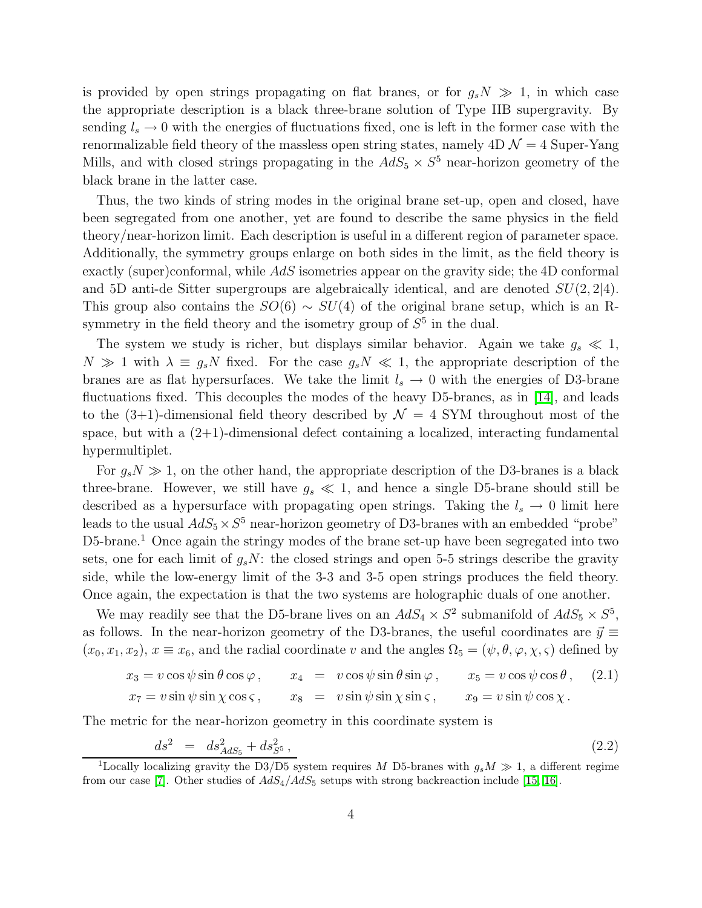is provided by open strings propagating on flat branes, or for $g_s N \gg 1$, in which case the appropriate description is a black three-brane solution of Type IIB supergravity. By sending $l_s \to 0$ with the energies of fluctuations fixed, one is left in the former case with the renormalizable field theory of the massless open string states, namely 4D $\mathcal{N} = 4$ Super-Yang Mills, and with closed strings propagating in the $AdS_5 \times S^5$ near-horizon geometry of the black brane in the latter case.

Thus, the two kinds of string modes in the original brane set-up, open and closed, have been segregated from one another, yet are found to describe the same physics in the field theory/near-horizon limit. Each description is useful in a different region of parameter space. Additionally, the symmetry groups enlarge on both sides in the limit, as the field theory is exactly (super)conformal, while $AdS$ isometries appear on the gravity side; the 4D conformal and 5D anti-de Sitter supergroups are algebraically identical, and are denoted $SU(2,2|4)$. This group also contains the $SO(6) \sim SU(4)$ of the original brane setup, which is an R-symmetry in the field theory and the isometry group of $S^5$ in the dual.

The system we study is richer, but displays similar behavior. Again we take $g_s \ll 1$, $N \gg 1$ with $\lambda \equiv g_s N$ fixed. For the case $g_s N \ll 1$, the appropriate description of the branes are as flat hypersurfaces. We take the limit $l_s \to 0$ with the energies of D3-brane fluctuations fixed. This decouples the modes of the heavy D5-branes, as in [14], and leads to the (3+1)-dimensional field theory described by $\mathcal{N} = 4$ SYM throughout most of the space, but with a (2+1)-dimensional defect containing a localized, interacting fundamental hypermultiplet.

For $g_s N \gg 1$, on the other hand, the appropriate description of the D3-branes is a black three-brane. However, we still have $g_s \ll 1$, and hence a single D5-brane should still be described as a hypersurface with propagating open strings. Taking the $l_s \to 0$ limit here leads to the usual $AdS_5 \times S^5$ near-horizon geometry of D3-branes with an embedded "probe" D5-brane.[1] Once again the stringy modes of the brane set-up have been segregated into two sets, one for each limit of $g_s N$: the closed strings and open 5-5 strings describe the gravity side, while the low-energy limit of the 3-3 and 3-5 open strings produces the field theory. Once again, the expectation is that the two systems are holographic duals of one another.

We may readily see that the D5-brane lives on an $AdS_4 \times S^2$ submanifold of $AdS_5 \times S^5$, as follows. In the near-horizon geometry of the D3-branes, the useful coordinates are $\vec{y} \equiv (x_0, x_1, x_2)$, $x \equiv x_6$, and the radial coordinate $v$ and the angles $\Omega_5 = (\psi, \theta, \varphi, \chi, \varsigma)$ defined by

$$
\begin{aligned}
x_3 = v \cos\psi \sin\theta \cos\varphi\,, \qquad x_4 &= v \cos\psi \sin\theta \sin\varphi\,, \qquad x_5 = v \cos\psi \cos\theta\,, \\
x_7 = v \sin\psi \sin\chi \cos\varsigma\,, \qquad x_8 &= v \sin\psi \sin\chi \sin\varsigma\,, \qquad x_9 = v \sin\psi \cos\chi\,.
\end{aligned}
\tag{2.1}
$$

The metric for the near-horizon geometry in this coordinate system is

$$
ds^2 \;=\; ds^2_{AdS_5} + ds^2_{S^5}\,, \tag{2.2}
$$

[1] Locally localizing gravity the D3/D5 system requires $M$ D5-branes with $g_s M \gg 1$, a different regime from our case [7]. Other studies of $AdS_4/AdS_5$ setups with strong backreaction include [15, 16].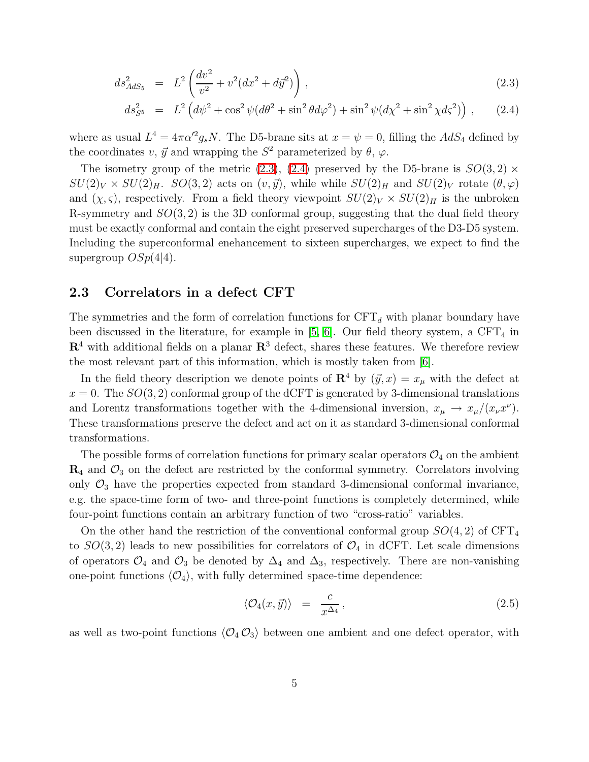$$
\begin{aligned}
ds^2_{AdS_5} &= L^2 \left( \frac{dv^2}{v^2} + v^2 (dx^2 + d\vec{y}^2) \right) , &(2.3)\\
ds^2_{S^5} &= L^2 \left( d\psi^2 + \cos^2\psi (d\theta^2 + \sin^2\theta d\varphi^2) + \sin^2\psi (d\chi^2 + \sin^2\chi d\varsigma^2) \right) , &(2.4)
\end{aligned}
$$

where as usual $L^4 = 4\pi\alpha'^2 g_s N$. The D5-brane sits at $x = \psi = 0$, filling the $AdS_4$ defined by the coordinates $v$, $\vec{y}$ and wrapping the $S^2$ parameterized by $\theta$, $\varphi$.

The isometry group of the metric (2.3), (2.4) preserved by the D5-brane is $SO(3,2) \times SU(2)_V \times SU(2)_H$. $SO(3,2)$ acts on $(v, \vec{y})$, while while $SU(2)_H$ and $SU(2)_V$ rotate $(\theta, \varphi)$ and $(\chi, \varsigma)$, respectively. From a field theory viewpoint $SU(2)_V \times SU(2)_H$ is the unbroken R-symmetry and $SO(3,2)$ is the 3D conformal group, suggesting that the dual field theory must be exactly conformal and contain the eight preserved supercharges of the D3-D5 system. Including the superconformal enehancement to sixteen supercharges, we expect to find the supergroup $OSp(4|4)$.

## 2.3 Correlators in a defect CFT

The symmetries and the form of correlation functions for $\text{CFT}_d$ with planar boundary have been discussed in the literature, for example in [5, 6]. Our field theory system, a $\text{CFT}_4$ in $\mathbf{R}^4$ with additional fields on a planar $\mathbf{R}^3$ defect, shares these features. We therefore review the most relevant part of this information, which is mostly taken from [6].

In the field theory description we denote points of $\mathbf{R}^4$ by $(\vec{y}, x) = x_\mu$ with the defect at $x = 0$. The $SO(3,2)$ conformal group of the dCFT is generated by 3-dimensional translations and Lorentz transformations together with the 4-dimensional inversion, $x_\mu \to x_\mu/(x_\nu x^\nu)$. These transformations preserve the defect and act on it as standard 3-dimensional conformal transformations.

The possible forms of correlation functions for primary scalar operators $\mathcal{O}_4$ on the ambient $\mathbf{R}_4$ and $\mathcal{O}_3$ on the defect are restricted by the conformal symmetry. Correlators involving only $\mathcal{O}_3$ have the properties expected from standard 3-dimensional conformal invariance, e.g. the space-time form of two- and three-point functions is completely determined, while four-point functions contain an arbitrary function of two "cross-ratio" variables.

On the other hand the restriction of the conventional conformal group $SO(4,2)$ of $\text{CFT}_4$ to $SO(3,2)$ leads to new possibilities for correlators of $\mathcal{O}_4$ in dCFT. Let scale dimensions of operators $\mathcal{O}_4$ and $\mathcal{O}_3$ be denoted by $\Delta_4$ and $\Delta_3$, respectively. There are non-vanishing one-point functions $\langle \mathcal{O}_4 \rangle$, with fully determined space-time dependence:

$$
\langle \mathcal{O}_4(x, \vec{y}) \rangle = \frac{c}{x^{\Delta_4}} , \tag{2.5}
$$

as well as two-point functions $\langle \mathcal{O}_4 \, \mathcal{O}_3 \rangle$ between one ambient and one defect operator, with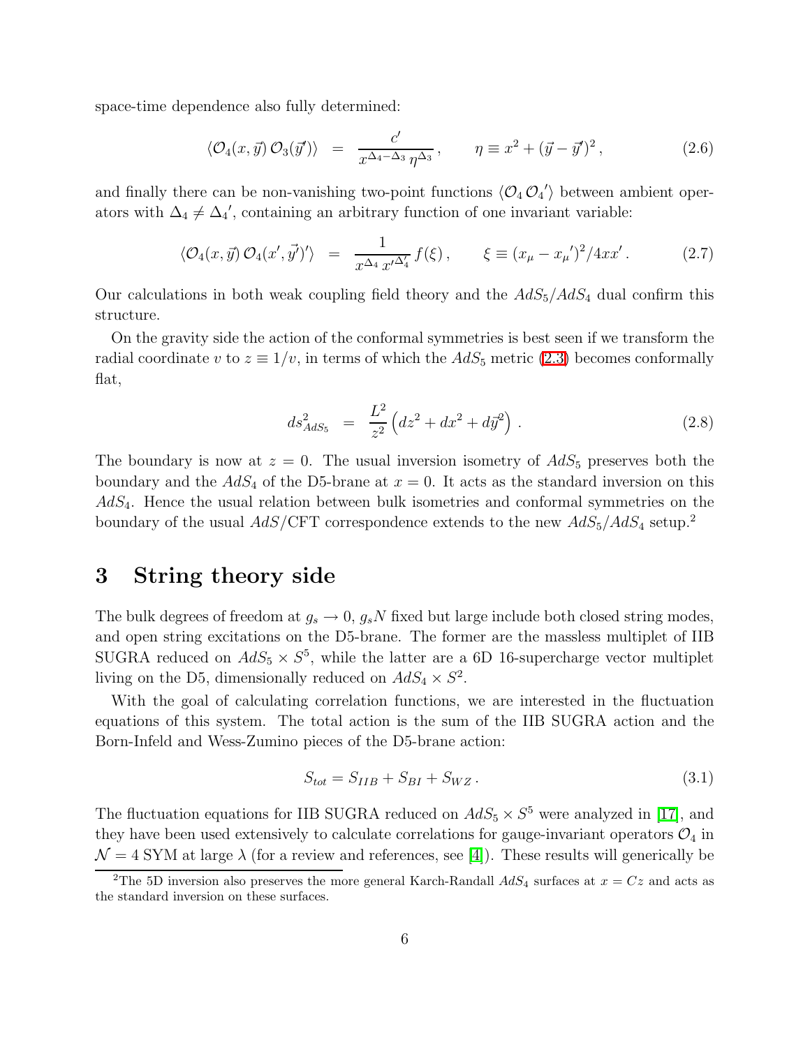space-time dependence also fully determined:

$$\langle \mathcal{O}_4(x,\vec{y})\,\mathcal{O}_3(\vec{y}')\rangle \;=\; \frac{c'}{x^{\Delta_4-\Delta_3}\,\eta^{\Delta_3}}\,, \qquad \eta \equiv x^2 + (\vec{y}-\vec{y}')^2\,, \tag{2.6}$$

and finally there can be non-vanishing two-point functions $\langle \mathcal{O}_4\,\mathcal{O}_4{}'\rangle$ between ambient operators with $\Delta_4 \neq \Delta_4{}'$, containing an arbitrary function of one invariant variable:

$$\langle \mathcal{O}_4(x,\vec{y})\,\mathcal{O}_4(x',\vec{y}')'\rangle \;=\; \frac{1}{x^{\Delta_4}\,x'^{\Delta_4'}}\,f(\xi)\,, \qquad \xi \equiv (x_\mu - x_\mu{}')^2/4xx'\,. \tag{2.7}$$

Our calculations in both weak coupling field theory and the $AdS_5/AdS_4$ dual confirm this structure.

On the gravity side the action of the conformal symmetries is best seen if we transform the radial coordinate $v$ to $z \equiv 1/v$, in terms of which the $AdS_5$ metric (2.3) becomes conformally flat,

$$ds^2_{AdS_5} \;=\; \frac{L^2}{z^2}\left(dz^2 + dx^2 + d\vec{y}^2\right)\,. \tag{2.8}$$

The boundary is now at $z = 0$. The usual inversion isometry of $AdS_5$ preserves both the boundary and the $AdS_4$ of the D5-brane at $x = 0$. It acts as the standard inversion on this $AdS_4$. Hence the usual relation between bulk isometries and conformal symmetries on the boundary of the usual $AdS$/CFT correspondence extends to the new $AdS_5/AdS_4$ setup.[2]

# 3 String theory side

The bulk degrees of freedom at $g_s \to 0$, $g_sN$ fixed but large include both closed string modes, and open string excitations on the D5-brane. The former are the massless multiplet of IIB SUGRA reduced on $AdS_5 \times S^5$, while the latter are a 6D 16-supercharge vector multiplet living on the D5, dimensionally reduced on $AdS_4 \times S^2$.

With the goal of calculating correlation functions, we are interested in the fluctuation equations of this system. The total action is the sum of the IIB SUGRA action and the Born-Infeld and Wess-Zumino pieces of the D5-brane action:

$$S_{tot} = S_{IIB} + S_{BI} + S_{WZ}\,. \tag{3.1}$$

The fluctuation equations for IIB SUGRA reduced on $AdS_5 \times S^5$ were analyzed in [17], and they have been used extensively to calculate correlations for gauge-invariant operators $\mathcal{O}_4$ in $\mathcal{N} = 4$ SYM at large $\lambda$ (for a review and references, see [4]). These results will generically be

[2] The 5D inversion also preserves the more general Karch-Randall $AdS_4$ surfaces at $x = Cz$ and acts as the standard inversion on these surfaces.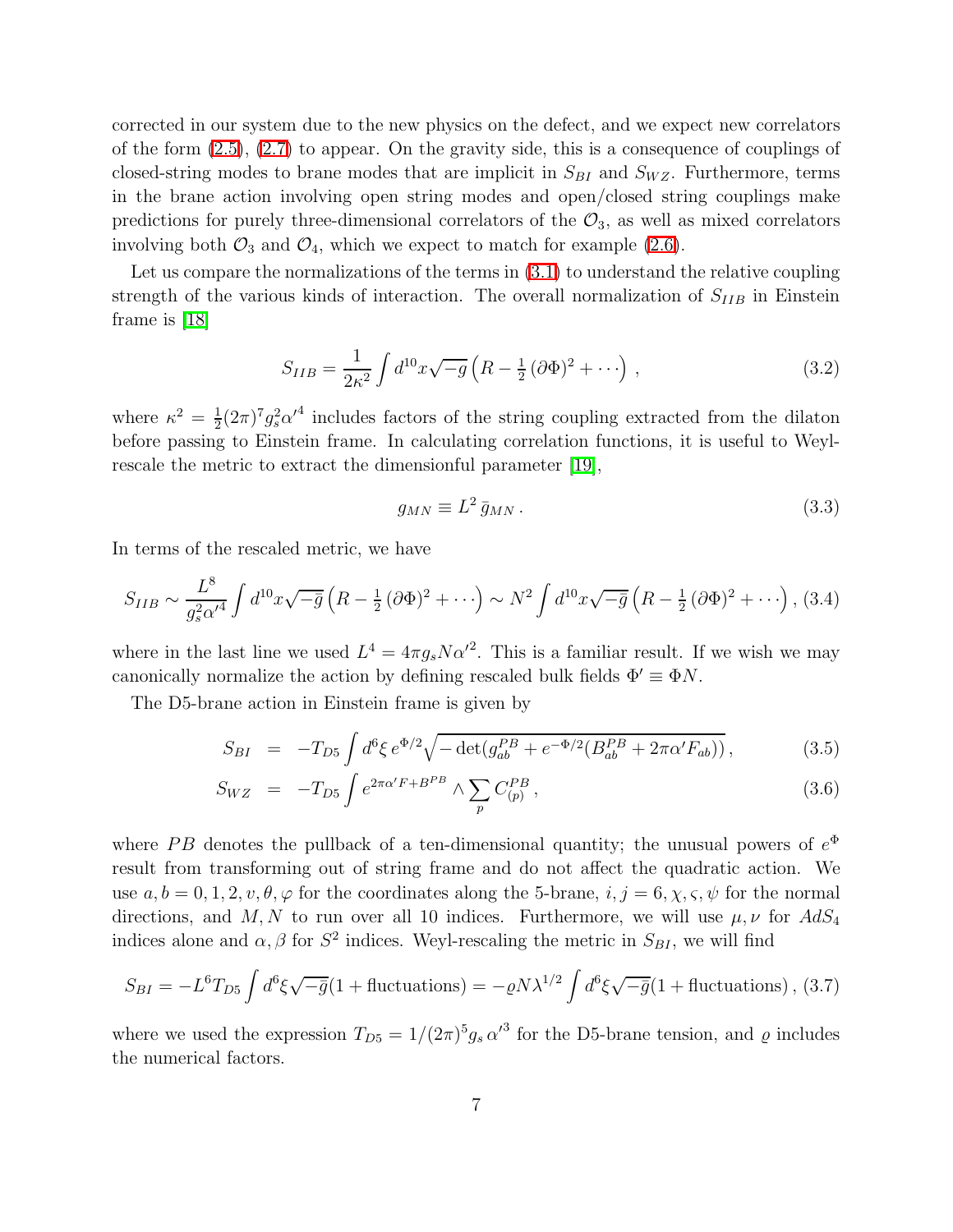corrected in our system due to the new physics on the defect, and we expect new correlators of the form (2.5), (2.7) to appear. On the gravity side, this is a consequence of couplings of closed-string modes to brane modes that are implicit in $S_{BI}$ and $S_{WZ}$. Furthermore, terms in the brane action involving open string modes and open/closed string couplings make predictions for purely three-dimensional correlators of the $\mathcal{O}_3$, as well as mixed correlators involving both $\mathcal{O}_3$ and $\mathcal{O}_4$, which we expect to match for example (2.6).

Let us compare the normalizations of the terms in (3.1) to understand the relative coupling strength of the various kinds of interaction. The overall normalization of $S_{IIB}$ in Einstein frame is [18]

$$S_{IIB} = \frac{1}{2\kappa^2} \int d^{10}x \sqrt{-g} \left( R - \tfrac{1}{2} (\partial \Phi)^2 + \cdots \right) , \tag{3.2}$$

where $\kappa^2 = \frac{1}{2}(2\pi)^7 g_s^2 \alpha'^4$ includes factors of the string coupling extracted from the dilaton before passing to Einstein frame. In calculating correlation functions, it is useful to Weyl-rescale the metric to extract the dimensionful parameter [19],

$$g_{MN} \equiv L^2 \, \bar{g}_{MN} \, . \tag{3.3}$$

In terms of the rescaled metric, we have

$$S_{IIB} \sim \frac{L^8}{g_s^2 \alpha'^4} \int d^{10}x \sqrt{-\bar{g}} \left( R - \tfrac{1}{2} (\partial \Phi)^2 + \cdots \right) \sim N^2 \int d^{10}x \sqrt{-\bar{g}} \left( R - \tfrac{1}{2} (\partial \Phi)^2 + \cdots \right) , \tag{3.4}$$

where in the last line we used $L^4 = 4\pi g_s N \alpha'^2$. This is a familiar result. If we wish we may canonically normalize the action by defining rescaled bulk fields $\Phi' \equiv \Phi N$.

The D5-brane action in Einstein frame is given by

$$S_{BI} = -T_{D5} \int d^6\xi \, e^{\Phi/2} \sqrt{- \det(g_{ab}^{PB} + e^{-\Phi/2}(B_{ab}^{PB} + 2\pi\alpha' F_{ab}))} \, , \tag{3.5}$$

$$S_{WZ} = -T_{D5} \int e^{2\pi\alpha' F + B^{PB}} \wedge \sum_p C_{(p)}^{PB} \, , \tag{3.6}$$

where $PB$ denotes the pullback of a ten-dimensional quantity; the unusual powers of $e^{\Phi}$ result from transforming out of string frame and do not affect the quadratic action. We use $a, b = 0, 1, 2, v, \theta, \varphi$ for the coordinates along the 5-brane, $i, j = 6, \chi, \varsigma, \psi$ for the normal directions, and $M, N$ to run over all 10 indices. Furthermore, we will use $\mu, \nu$ for $AdS_4$ indices alone and $\alpha, \beta$ for $S^2$ indices. Weyl-rescaling the metric in $S_{BI}$, we will find

$$S_{BI} = -L^6 T_{D5} \int d^6\xi \sqrt{-\bar{g}} (1 + \text{fluctuations}) = -\varrho N \lambda^{1/2} \int d^6\xi \sqrt{-\bar{g}} (1 + \text{fluctuations}) \, , \tag{3.7}$$

where we used the expression $T_{D5} = 1/(2\pi)^5 g_s \, \alpha'^3$ for the D5-brane tension, and $\varrho$ includes the numerical factors.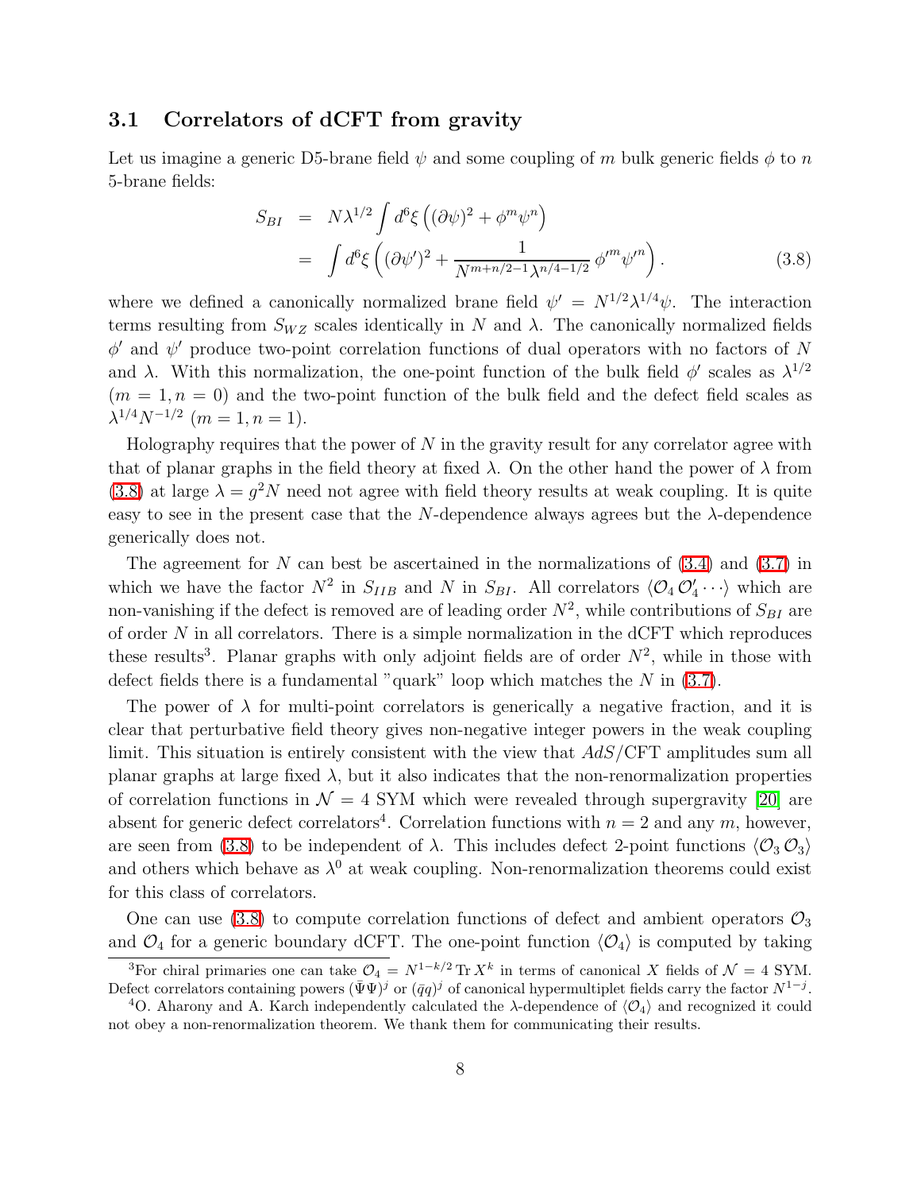### 3.1 Correlators of dCFT from gravity

Let us imagine a generic D5-brane field $\psi$ and some coupling of $m$ bulk generic fields $\phi$ to $n$ 5-brane fields:

$$
\begin{aligned}
S_{BI} &= N\lambda^{1/2} \int d^6\xi \left( (\partial\psi)^2 + \phi^m \psi^n \right) \\
&= \int d^6\xi \left( (\partial\psi')^2 + \frac{1}{N^{m+n/2-1}\lambda^{n/4-1/2}} \, \phi'^m \psi'^n \right).
\end{aligned} \tag{3.8}
$$

where we defined a canonically normalized brane field $\psi' = N^{1/2}\lambda^{1/4}\psi$. The interaction terms resulting from $S_{WZ}$ scales identically in $N$ and $\lambda$. The canonically normalized fields $\phi'$ and $\psi'$ produce two-point correlation functions of dual operators with no factors of $N$ and $\lambda$. With this normalization, the one-point function of the bulk field $\phi'$ scales as $\lambda^{1/2}$ ($m = 1, n = 0$) and the two-point function of the bulk field and the defect field scales as $\lambda^{1/4} N^{-1/2}$ ($m = 1, n = 1$).

Holography requires that the power of $N$ in the gravity result for any correlator agree with that of planar graphs in the field theory at fixed $\lambda$. On the other hand the power of $\lambda$ from (3.8) at large $\lambda = g^2 N$ need not agree with field theory results at weak coupling. It is quite easy to see in the present case that the $N$-dependence always agrees but the $\lambda$-dependence generically does not.

The agreement for $N$ can best be ascertained in the normalizations of (3.4) and (3.7) in which we have the factor $N^2$ in $S_{IIB}$ and $N$ in $S_{BI}$. All correlators $\langle \mathcal{O}_4 \, \mathcal{O}'_4 \cdots \rangle$ which are non-vanishing if the defect is removed are of leading order $N^2$, while contributions of $S_{BI}$ are of order $N$ in all correlators. There is a simple normalization in the dCFT which reproduces these results[3]. Planar graphs with only adjoint fields are of order $N^2$, while in those with defect fields there is a fundamental "quark" loop which matches the $N$ in (3.7).

The power of $\lambda$ for multi-point correlators is generically a negative fraction, and it is clear that perturbative field theory gives non-negative integer powers in the weak coupling limit. This situation is entirely consistent with the view that $AdS$/CFT amplitudes sum all planar graphs at large fixed $\lambda$, but it also indicates that the non-renormalization properties of correlation functions in $\mathcal{N} = 4$ SYM which were revealed through supergravity [20] are absent for generic defect correlators[4]. Correlation functions with $n = 2$ and any $m$, however, are seen from (3.8) to be independent of $\lambda$. This includes defect 2-point functions $\langle \mathcal{O}_3 \, \mathcal{O}_3 \rangle$ and others which behave as $\lambda^0$ at weak coupling. Non-renormalization theorems could exist for this class of correlators.

One can use (3.8) to compute correlation functions of defect and ambient operators $\mathcal{O}_3$ and $\mathcal{O}_4$ for a generic boundary dCFT. The one-point function $\langle \mathcal{O}_4 \rangle$ is computed by taking

[3] For chiral primaries one can take $\mathcal{O}_4 = N^{1-k/2} \, \mathrm{Tr} \, X^k$ in terms of canonical $X$ fields of $\mathcal{N} = 4$ SYM. Defect correlators containing powers $(\bar{\Psi}\Psi)^j$ or $(\bar{q}q)^j$ of canonical hypermultiplet fields carry the factor $N^{1-j}$.

[4] O. Aharony and A. Karch independently calculated the $\lambda$-dependence of $\langle \mathcal{O}_4 \rangle$ and recognized it could not obey a non-renormalization theorem. We thank them for communicating their results.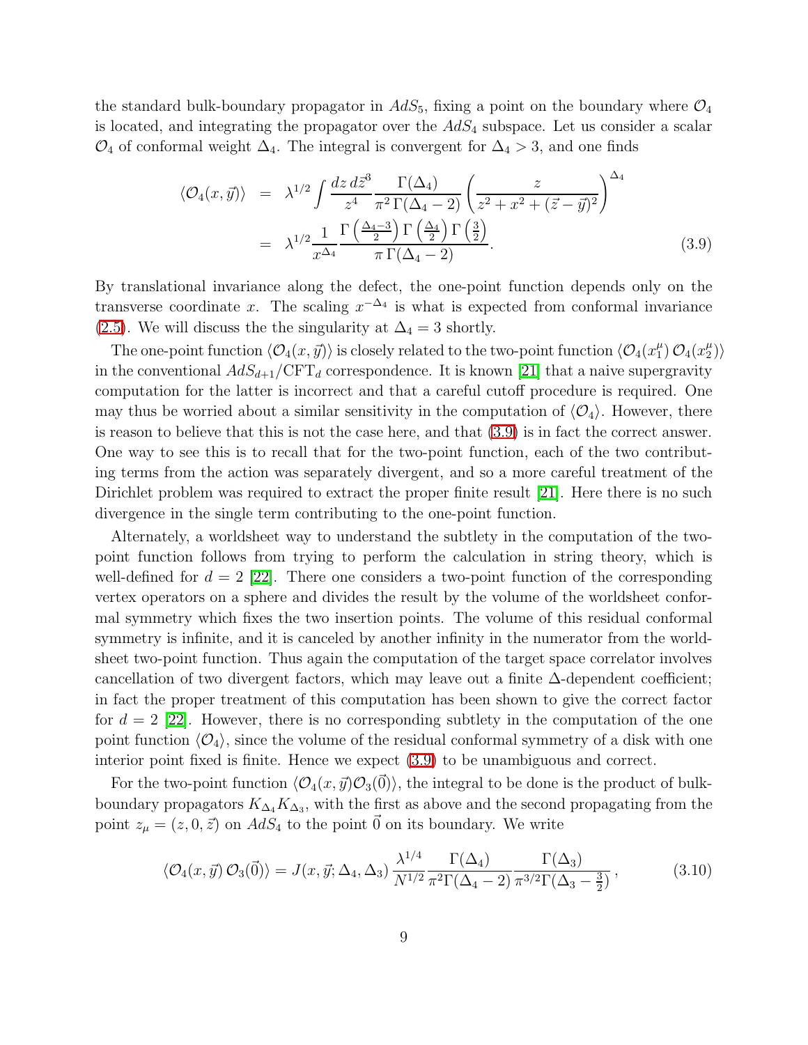the standard bulk-boundary propagator in $AdS_5$, fixing a point on the boundary where $\mathcal{O}_4$ is located, and integrating the propagator over the $AdS_4$ subspace. Let us consider a scalar $\mathcal{O}_4$ of conformal weight $\Delta_4$. The integral is convergent for $\Delta_4 > 3$, and one finds

$$
\begin{aligned}
\langle \mathcal{O}_4(x, \vec{y}) \rangle &= \lambda^{1/2} \int \frac{dz\, d\vec{z}^3}{z^4} \frac{\Gamma(\Delta_4)}{\pi^2\, \Gamma(\Delta_4 - 2)} \left( \frac{z}{z^2 + x^2 + (\vec{z} - \vec{y})^2} \right)^{\Delta_4} \\
&= \lambda^{1/2} \frac{1}{x^{\Delta_4}} \frac{\Gamma\left(\frac{\Delta_4 - 3}{2}\right) \Gamma\left(\frac{\Delta_4}{2}\right) \Gamma\left(\frac{3}{2}\right)}{\pi\, \Gamma(\Delta_4 - 2)}.
\end{aligned} \tag{3.9}
$$

By translational invariance along the defect, the one-point function depends only on the transverse coordinate $x$. The scaling $x^{-\Delta_4}$ is what is expected from conformal invariance (2.5). We will discuss the the singularity at $\Delta_4 = 3$ shortly.

The one-point function $\langle \mathcal{O}_4(x, \vec{y}) \rangle$ is closely related to the two-point function $\langle \mathcal{O}_4(x_1^\mu)\, \mathcal{O}_4(x_2^\mu) \rangle$ in the conventional $AdS_{d+1}/\mathrm{CFT}_d$ correspondence. It is known [21] that a naive supergravity computation for the latter is incorrect and that a careful cutoff procedure is required. One may thus be worried about a similar sensitivity in the computation of $\langle \mathcal{O}_4 \rangle$. However, there is reason to believe that this is not the case here, and that (3.9) is in fact the correct answer. One way to see this is to recall that for the two-point function, each of the two contributing terms from the action was separately divergent, and so a more careful treatment of the Dirichlet problem was required to extract the proper finite result [21]. Here there is no such divergence in the single term contributing to the one-point function.

Alternately, a worldsheet way to understand the subtlety in the computation of the two-point function follows from trying to perform the calculation in string theory, which is well-defined for $d = 2$ [22]. There one considers a two-point function of the corresponding vertex operators on a sphere and divides the result by the volume of the worldsheet conformal symmetry which fixes the two insertion points. The volume of this residual conformal symmetry is infinite, and it is canceled by another infinity in the numerator from the worldsheet two-point function. Thus again the computation of the target space correlator involves cancellation of two divergent factors, which may leave out a finite $\Delta$-dependent coefficient; in fact the proper treatment of this computation has been shown to give the correct factor for $d = 2$ [22]. However, there is no corresponding subtlety in the computation of the one point function $\langle \mathcal{O}_4 \rangle$, since the volume of the residual conformal symmetry of a disk with one interior point fixed is finite. Hence we expect (3.9) to be unambiguous and correct.

For the two-point function $\langle \mathcal{O}_4(x, \vec{y}) \mathcal{O}_3(\vec{0}) \rangle$, the integral to be done is the product of bulk-boundary propagators $K_{\Delta_4} K_{\Delta_3}$, with the first as above and the second propagating from the point $z_\mu = (z, 0, \vec{z})$ on $AdS_4$ to the point $\vec{0}$ on its boundary. We write

$$
\langle \mathcal{O}_4(x, \vec{y})\, \mathcal{O}_3(\vec{0}) \rangle = J(x, \vec{y}; \Delta_4, \Delta_3)\, \frac{\lambda^{1/4}}{N^{1/2}} \frac{\Gamma(\Delta_4)}{\pi^2 \Gamma(\Delta_4 - 2)} \frac{\Gamma(\Delta_3)}{\pi^{3/2} \Gamma(\Delta_3 - \frac{3}{2})}\,, \tag{3.10}
$$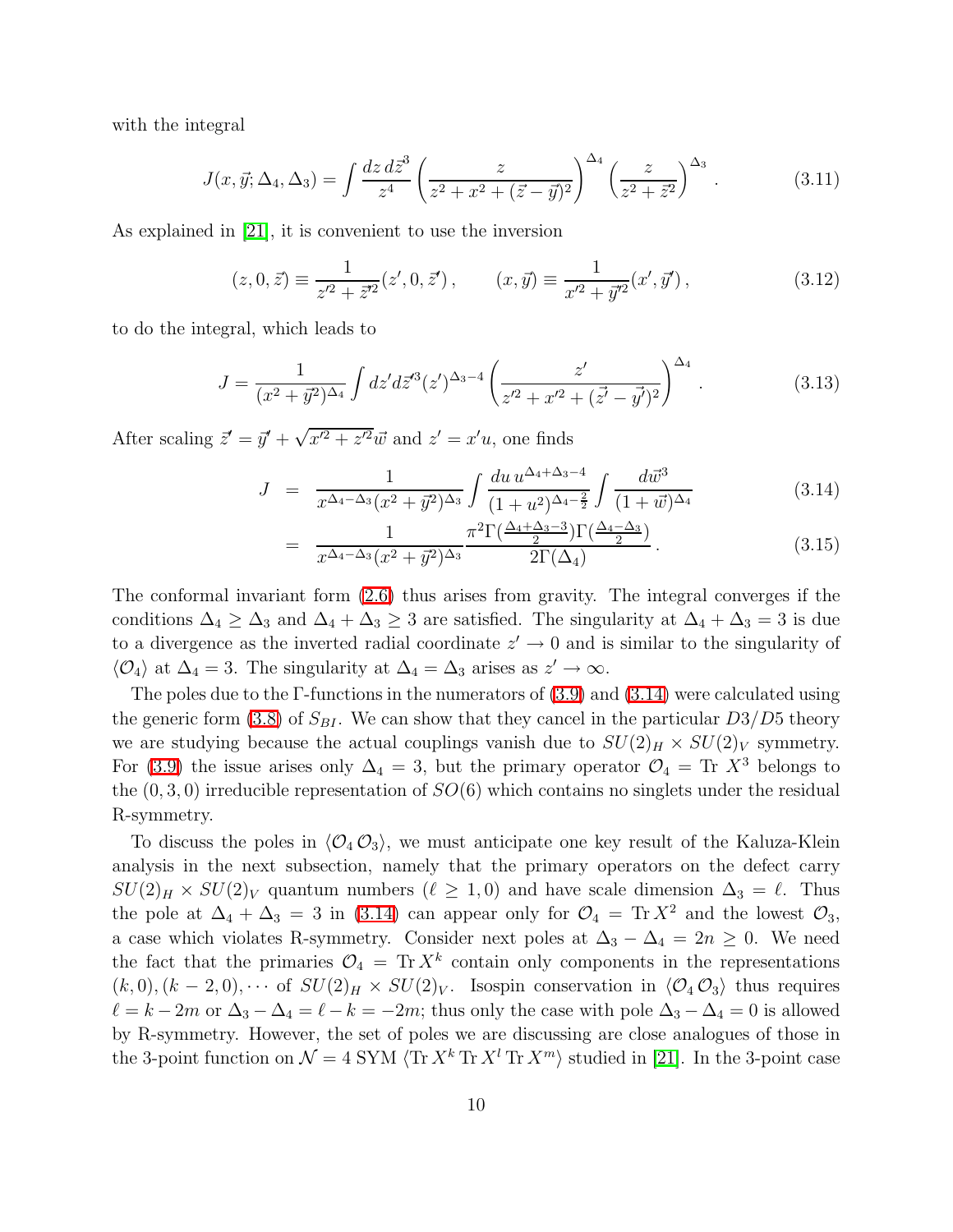with the integral

$$J(x, \vec{y}; \Delta_4, \Delta_3) = \int \frac{dz\, d\vec{z}^3}{z^4} \left( \frac{z}{z^2 + x^2 + (\vec{z} - \vec{y})^2} \right)^{\Delta_4} \left( \frac{z}{z^2 + \vec{z}^2} \right)^{\Delta_3} . \tag{3.11}$$

As explained in [21], it is convenient to use the inversion

$$(z, 0, \vec{z}) \equiv \frac{1}{z'^2 + \vec{z}'^2}(z', 0, \vec{z}'), \qquad (x, \vec{y}) \equiv \frac{1}{x'^2 + \vec{y}'^2}(x', \vec{y}'), \tag{3.12}$$

to do the integral, which leads to

$$J = \frac{1}{(x^2 + \vec{y}^2)^{\Delta_4}} \int dz' d\vec{z}'^3 (z')^{\Delta_3 - 4} \left( \frac{z'}{z'^2 + x'^2 + (\vec{z}' - \vec{y}')^2} \right)^{\Delta_4} . \tag{3.13}$$

After scaling $\vec{z}' = \vec{y}' + \sqrt{x'^2 + z'^2}\vec{w}$ and $z' = x'u$, one finds

$$\begin{aligned} J &= \frac{1}{x^{\Delta_4 - \Delta_3}(x^2 + \vec{y}^2)^{\Delta_3}} \int \frac{du\, u^{\Delta_4 + \Delta_3 - 4}}{(1 + u^2)^{\Delta_4 - \frac{3}{2}}} \int \frac{d\vec{w}^3}{(1 + \vec{w})^{\Delta_4}} & (3.14) \\ &= \frac{1}{x^{\Delta_4 - \Delta_3}(x^2 + \vec{y}^2)^{\Delta_3}} \frac{\pi^2 \Gamma(\frac{\Delta_4 + \Delta_3 - 3}{2}) \Gamma(\frac{\Delta_4 - \Delta_3}{2})}{2\Gamma(\Delta_4)} . & (3.15) \end{aligned}$$

The conformal invariant form (2.6) thus arises from gravity. The integral converges if the conditions $\Delta_4 \geq \Delta_3$ and $\Delta_4 + \Delta_3 \geq 3$ are satisfied. The singularity at $\Delta_4 + \Delta_3 = 3$ is due to a divergence as the inverted radial coordinate $z' \to 0$ and is similar to the singularity of $\langle \mathcal{O}_4 \rangle$ at $\Delta_4 = 3$. The singularity at $\Delta_4 = \Delta_3$ arises as $z' \to \infty$.

The poles due to the $\Gamma$-functions in the numerators of (3.9) and (3.14) were calculated using the generic form (3.8) of $S_{BI}$. We can show that they cancel in the particular $D3/D5$ theory we are studying because the actual couplings vanish due to $SU(2)_H \times SU(2)_V$ symmetry. For (3.9) the issue arises only $\Delta_4 = 3$, but the primary operator $\mathcal{O}_4 = \text{Tr}\, X^3$ belongs to the $(0, 3, 0)$ irreducible representation of $SO(6)$ which contains no singlets under the residual R-symmetry.

To discuss the poles in $\langle \mathcal{O}_4 \mathcal{O}_3 \rangle$, we must anticipate one key result of the Kaluza-Klein analysis in the next subsection, namely that the primary operators on the defect carry $SU(2)_H \times SU(2)_V$ quantum numbers ($\ell \geq 1, 0$) and have scale dimension $\Delta_3 = \ell$. Thus the pole at $\Delta_4 + \Delta_3 = 3$ in (3.14) can appear only for $\mathcal{O}_4 = \text{Tr}\, X^2$ and the lowest $\mathcal{O}_3$, a case which violates R-symmetry. Consider next poles at $\Delta_3 - \Delta_4 = 2n \geq 0$. We need the fact that the primaries $\mathcal{O}_4 = \text{Tr}\, X^k$ contain only components in the representations $(k, 0), (k-2, 0), \cdots$ of $SU(2)_H \times SU(2)_V$. Isospin conservation in $\langle \mathcal{O}_4 \mathcal{O}_3 \rangle$ thus requires $\ell = k - 2m$ or $\Delta_3 - \Delta_4 = \ell - k = -2m$; thus only the case with pole $\Delta_3 - \Delta_4 = 0$ is allowed by R-symmetry. However, the set of poles we are discussing are close analogues of those in the 3-point function on $\mathcal{N} = 4$ SYM $\langle \text{Tr}\, X^k\, \text{Tr}\, X^l\, \text{Tr}\, X^m \rangle$ studied in [21]. In the 3-point case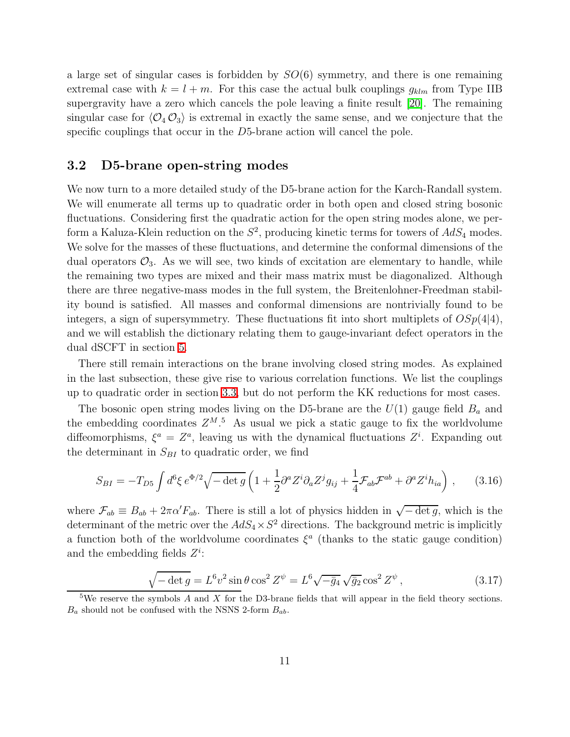a large set of singular cases is forbidden by $SO(6)$ symmetry, and there is one remaining extremal case with $k = l + m$. For this case the actual bulk couplings $g_{klm}$ from Type IIB supergravity have a zero which cancels the pole leaving a finite result [20]. The remaining singular case for $\langle \mathcal{O}_4 \, \mathcal{O}_3 \rangle$ is extremal in exactly the same sense, and we conjecture that the specific couplings that occur in the $D5$-brane action will cancel the pole.

### 3.2 D5-brane open-string modes

We now turn to a more detailed study of the D5-brane action for the Karch-Randall system. We will enumerate all terms up to quadratic order in both open and closed string bosonic fluctuations. Considering first the quadratic action for the open string modes alone, we perform a Kaluza-Klein reduction on the $S^2$, producing kinetic terms for towers of $AdS_4$ modes. We solve for the masses of these fluctuations, and determine the conformal dimensions of the dual operators $\mathcal{O}_3$. As we will see, two kinds of excitation are elementary to handle, while the remaining two types are mixed and their mass matrix must be diagonalized. Although there are three negative-mass modes in the full system, the Breitenlohner-Freedman stability bound is satisfied. All masses and conformal dimensions are nontrivially found to be integers, a sign of supersymmetry. These fluctuations fit into short multiplets of $OSp(4|4)$, and we will establish the dictionary relating them to gauge-invariant defect operators in the dual dSCFT in section 5.

There still remain interactions on the brane involving closed string modes. As explained in the last subsection, these give rise to various correlation functions. We list the couplings up to quadratic order in section 3.3, but do not perform the KK reductions for most cases.

The bosonic open string modes living on the D5-brane are the $U(1)$ gauge field $B_a$ and the embedding coordinates $Z^M$.[5] As usual we pick a static gauge to fix the worldvolume diffeomorphisms, $\xi^a = Z^a$, leaving us with the dynamical fluctuations $Z^i$. Expanding out the determinant in $S_{BI}$ to quadratic order, we find

$$S_{BI} = -T_{D5} \int d^6\xi \, e^{\Phi/2} \sqrt{-\det g} \left( 1 + \frac{1}{2} \partial^a Z^i \partial_a Z^j g_{ij} + \frac{1}{4} \mathcal{F}_{ab} \mathcal{F}^{ab} + \partial^a Z^i h_{ia} \right) , \qquad (3.16)$$

where $\mathcal{F}_{ab} \equiv B_{ab} + 2\pi\alpha' F_{ab}$. There is still a lot of physics hidden in $\sqrt{-\det g}$, which is the determinant of the metric over the $AdS_4 \times S^2$ directions. The background metric is implicitly a function both of the worldvolume coordinates $\xi^a$ (thanks to the static gauge condition) and the embedding fields $Z^i$:

$$\sqrt{-\det g} = L^6 v^2 \sin\theta \cos^2 Z^\psi = L^6 \sqrt{-\bar{g}_4} \, \sqrt{\bar{g}_2} \cos^2 Z^\psi \, , \qquad (3.17)$$

[5] We reserve the symbols $A$ and $X$ for the D3-brane fields that will appear in the field theory sections. $B_a$ should not be confused with the NSNS 2-form $B_{ab}$.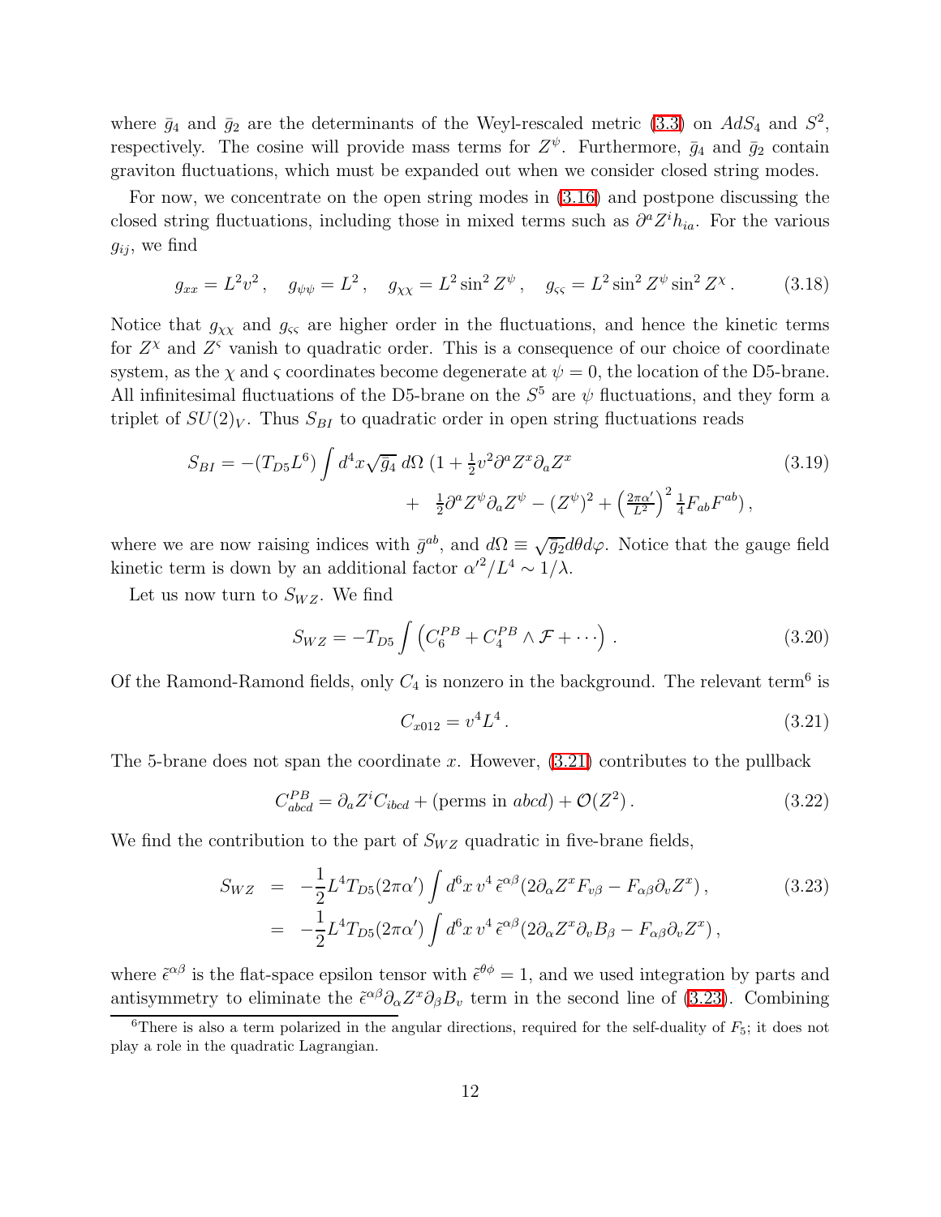where $\bar{g}_4$ and $\bar{g}_2$ are the determinants of the Weyl-rescaled metric (3.3) on $AdS_4$ and $S^2$, respectively. The cosine will provide mass terms for $Z^\psi$. Furthermore, $\bar{g}_4$ and $\bar{g}_2$ contain graviton fluctuations, which must be expanded out when we consider closed string modes.

For now, we concentrate on the open string modes in (3.16) and postpone discussing the closed string fluctuations, including those in mixed terms such as $\partial^a Z^i h_{ia}$. For the various $g_{ij}$, we find

$$g_{xx} = L^2 v^2\,, \quad g_{\psi\psi} = L^2\,, \quad g_{\chi\chi} = L^2 \sin^2 Z^\psi\,, \quad g_{\varsigma\varsigma} = L^2 \sin^2 Z^\psi \sin^2 Z^\chi\,. \tag{3.18}$$

Notice that $g_{\chi\chi}$ and $g_{\varsigma\varsigma}$ are higher order in the fluctuations, and hence the kinetic terms for $Z^\chi$ and $Z^\varsigma$ vanish to quadratic order. This is a consequence of our choice of coordinate system, as the $\chi$ and $\varsigma$ coordinates become degenerate at $\psi = 0$, the location of the D5-brane. All infinitesimal fluctuations of the D5-brane on the $S^5$ are $\psi$ fluctuations, and they form a triplet of $SU(2)_V$. Thus $S_{BI}$ to quadratic order in open string fluctuations reads

$$\begin{aligned} S_{BI} = -(T_{D5}L^6) \int d^4x \sqrt{\bar{g}_4}\, d\Omega\, \Big(1 &+ \tfrac{1}{2} v^2 \partial^a Z^x \partial_a Z^x \\ &+ \tfrac{1}{2}\partial^a Z^\psi \partial_a Z^\psi - (Z^\psi)^2 + \left(\tfrac{2\pi\alpha'}{L^2}\right)^2 \tfrac{1}{4} F_{ab}F^{ab}\Big)\,, \end{aligned} \tag{3.19}$$

where we are now raising indices with $\bar{g}^{ab}$, and $d\Omega \equiv \sqrt{\bar{g}_2}\, d\theta d\varphi$. Notice that the gauge field kinetic term is down by an additional factor $\alpha'^2/L^4 \sim 1/\lambda$.

Let us now turn to $S_{WZ}$. We find

$$S_{WZ} = -T_{D5} \int \left( C_6^{PB} + C_4^{PB} \wedge \mathcal{F} + \cdots \right)\,. \tag{3.20}$$

Of the Ramond-Ramond fields, only $C_4$ is nonzero in the background. The relevant term[6] is

$$C_{x012} = v^4 L^4\,. \tag{3.21}$$

The 5-brane does not span the coordinate $x$. However, (3.21) contributes to the pullback

$$C^{PB}_{abcd} = \partial_a Z^i C_{ibcd} + (\text{perms in } abcd) + \mathcal{O}(Z^2)\,. \tag{3.22}$$

We find the contribution to the part of $S_{WZ}$ quadratic in five-brane fields,

$$\begin{aligned} S_{WZ} &= -\frac{1}{2} L^4 T_{D5} (2\pi\alpha') \int d^6x\, v^4\, \tilde{\epsilon}^{\alpha\beta} (2\partial_\alpha Z^x F_{v\beta} - F_{\alpha\beta}\partial_v Z^x)\,, \\ &= -\frac{1}{2} L^4 T_{D5} (2\pi\alpha') \int d^6x\, v^4\, \tilde{\epsilon}^{\alpha\beta} (2\partial_\alpha Z^x \partial_v B_\beta - F_{\alpha\beta}\partial_v Z^x)\,, \end{aligned} \tag{3.23}$$

where $\tilde{\epsilon}^{\alpha\beta}$ is the flat-space epsilon tensor with $\tilde{\epsilon}^{\theta\phi} = 1$, and we used integration by parts and antisymmetry to eliminate the $\tilde{\epsilon}^{\alpha\beta}\partial_\alpha Z^x \partial_\beta B_v$ term in the second line of (3.23). Combining

[6] There is also a term polarized in the angular directions, required for the self-duality of $F_5$; it does not play a role in the quadratic Lagrangian.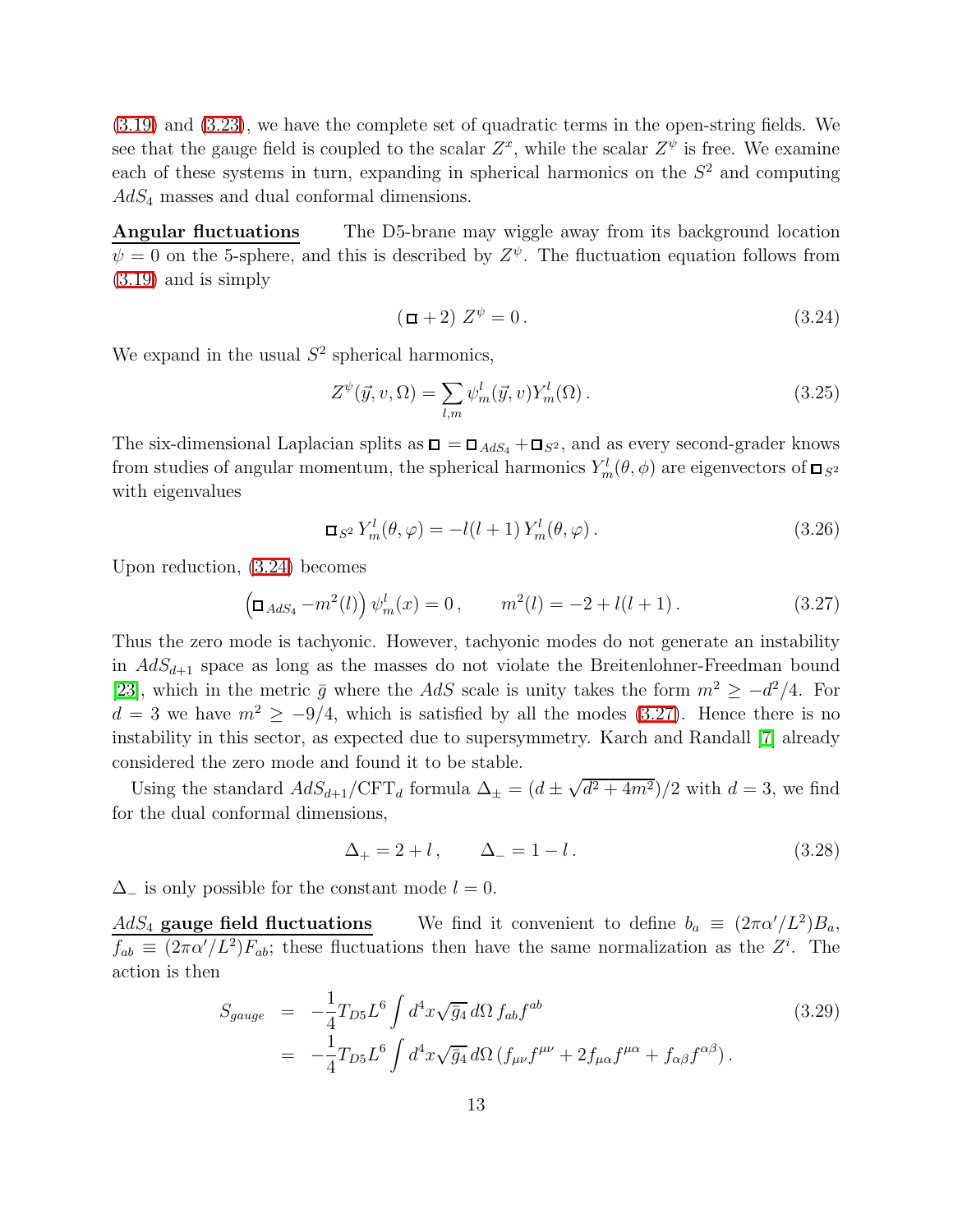(3.19) and (3.23), we have the complete set of quadratic terms in the open-string fields. We see that the gauge field is coupled to the scalar $Z^x$, while the scalar $Z^\psi$ is free. We examine each of these systems in turn, expanding in spherical harmonics on the $S^2$ and computing $AdS_4$ masses and dual conformal dimensions.

**Angular fluctuations** The D5-brane may wiggle away from its background location $\psi = 0$ on the 5-sphere, and this is described by $Z^\psi$. The fluctuation equation follows from (3.19) and is simply

$$(\Box + 2)\, Z^\psi = 0\,. \tag{3.24}$$

We expand in the usual $S^2$ spherical harmonics,

$$Z^\psi(\vec{y}, v, \Omega) = \sum_{l,m} \psi^l_m(\vec{y}, v) Y^l_m(\Omega)\,. \tag{3.25}$$

The six-dimensional Laplacian splits as $\Box = \Box_{AdS_4} + \Box_{S^2}$, and as every second-grader knows from studies of angular momentum, the spherical harmonics $Y^l_m(\theta, \phi)$ are eigenvectors of $\Box_{S^2}$ with eigenvalues

$$\Box_{S^2}\, Y^l_m(\theta, \varphi) = -l(l+1)\, Y^l_m(\theta, \varphi)\,. \tag{3.26}$$

Upon reduction, (3.24) becomes

$$\left(\Box_{AdS_4} - m^2(l)\right) \psi^l_m(x) = 0\,, \qquad m^2(l) = -2 + l(l+1)\,. \tag{3.27}$$

Thus the zero mode is tachyonic. However, tachyonic modes do not generate an instability in $AdS_{d+1}$ space as long as the masses do not violate the Breitenlohner-Freedman bound [23], which in the metric $\bar{g}$ where the $AdS$ scale is unity takes the form $m^2 \geq -d^2/4$. For $d = 3$ we have $m^2 \geq -9/4$, which is satisfied by all the modes (3.27). Hence there is no instability in this sector, as expected due to supersymmetry. Karch and Randall [7] already considered the zero mode and found it to be stable.

Using the standard $AdS_{d+1}$/CFT$_d$ formula $\Delta_\pm = (d \pm \sqrt{d^2 + 4m^2})/2$ with $d = 3$, we find for the dual conformal dimensions,

$$\Delta_+ = 2 + l\,, \qquad \Delta_- = 1 - l\,. \tag{3.28}$$

$\Delta_-$ is only possible for the constant mode $l = 0$.

**$AdS_4$ gauge field fluctuations** We find it convenient to define $b_a \equiv (2\pi\alpha'/L^2) B_a$, $f_{ab} \equiv (2\pi\alpha'/L^2) F_{ab}$; these fluctuations then have the same normalization as the $Z^i$. The action is then

$$\begin{aligned} S_{gauge} &= -\frac{1}{4} T_{D5} L^6 \int d^4x \sqrt{\bar{g}_4}\, d\Omega\, f_{ab} f^{ab} \\ &= -\frac{1}{4} T_{D5} L^6 \int d^4x \sqrt{\bar{g}_4}\, d\Omega\, (f_{\mu\nu} f^{\mu\nu} + 2 f_{\mu\alpha} f^{\mu\alpha} + f_{\alpha\beta} f^{\alpha\beta})\,. \end{aligned} \tag{3.29}$$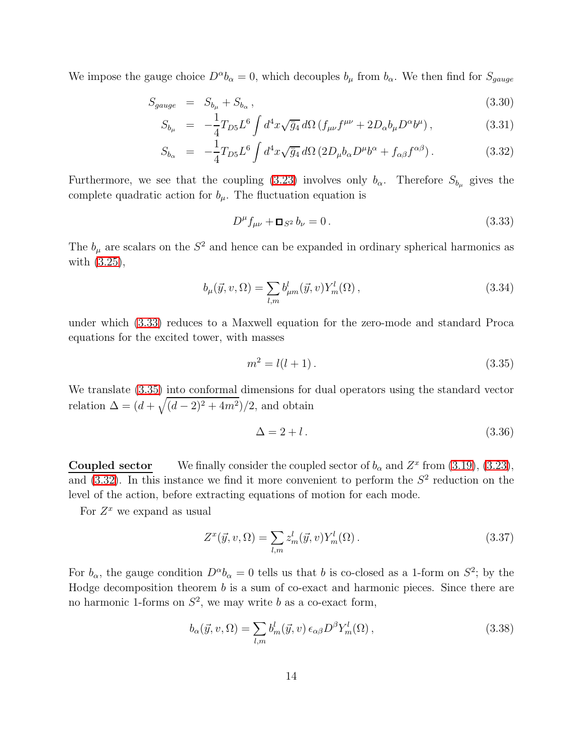We impose the gauge choice $D^\alpha b_\alpha = 0$, which decouples $b_\mu$ from $b_\alpha$. We then find for $S_{gauge}$

$$
\begin{aligned}
S_{gauge} &= S_{b_\mu} + S_{b_\alpha}\,, &(3.30)\\
S_{b_\mu} &= -\frac{1}{4} T_{D5} L^6 \int d^4x \sqrt{\bar{g}_4}\, d\Omega\, \left(f_{\mu\nu} f^{\mu\nu} + 2 D_\alpha b_\mu D^\alpha b^\mu\right), &(3.31)\\
S_{b_\alpha} &= -\frac{1}{4} T_{D5} L^6 \int d^4x \sqrt{\bar{g}_4}\, d\Omega\, \left(2 D_\mu b_\alpha D^\mu b^\alpha + f_{\alpha\beta} f^{\alpha\beta}\right). &(3.32)
\end{aligned}
$$

Furthermore, we see that the coupling (3.23) involves only $b_\alpha$. Therefore $S_{b_\mu}$ gives the complete quadratic action for $b_\mu$. The fluctuation equation is

$$
D^\mu f_{\mu\nu} + \Box_{S^2}\, b_\nu = 0\,. \tag{3.33}
$$

The $b_\mu$ are scalars on the $S^2$ and hence can be expanded in ordinary spherical harmonics as with (3.25),

$$
b_\mu(\vec{y}, v, \Omega) = \sum_{l,m} b^l_{\mu m}(\vec{y}, v) Y^l_m(\Omega)\,, \tag{3.34}
$$

under which (3.33) reduces to a Maxwell equation for the zero-mode and standard Proca equations for the excited tower, with masses

$$
m^2 = l(l+1)\,. \tag{3.35}
$$

We translate (3.35) into conformal dimensions for dual operators using the standard vector relation $\Delta = (d + \sqrt{(d-2)^2 + 4m^2})/2$, and obtain

$$
\Delta = 2 + l\,. \tag{3.36}
$$

**Coupled sector** We finally consider the coupled sector of $b_\alpha$ and $Z^x$ from (3.19), (3.23), and (3.32). In this instance we find it more convenient to perform the $S^2$ reduction on the level of the action, before extracting equations of motion for each mode.

For $Z^x$ we expand as usual

$$
Z^x(\vec{y}, v, \Omega) = \sum_{l,m} z^l_m(\vec{y}, v) Y^l_m(\Omega)\,. \tag{3.37}
$$

For $b_\alpha$, the gauge condition $D^\alpha b_\alpha = 0$ tells us that $b$ is co-closed as a 1-form on $S^2$; by the Hodge decomposition theorem $b$ is a sum of co-exact and harmonic pieces. Since there are no harmonic 1-forms on $S^2$, we may write $b$ as a co-exact form,

$$
b_\alpha(\vec{y}, v, \Omega) = \sum_{l,m} b^l_m(\vec{y}, v)\, \epsilon_{\alpha\beta} D^\beta Y^l_m(\Omega)\,, \tag{3.38}
$$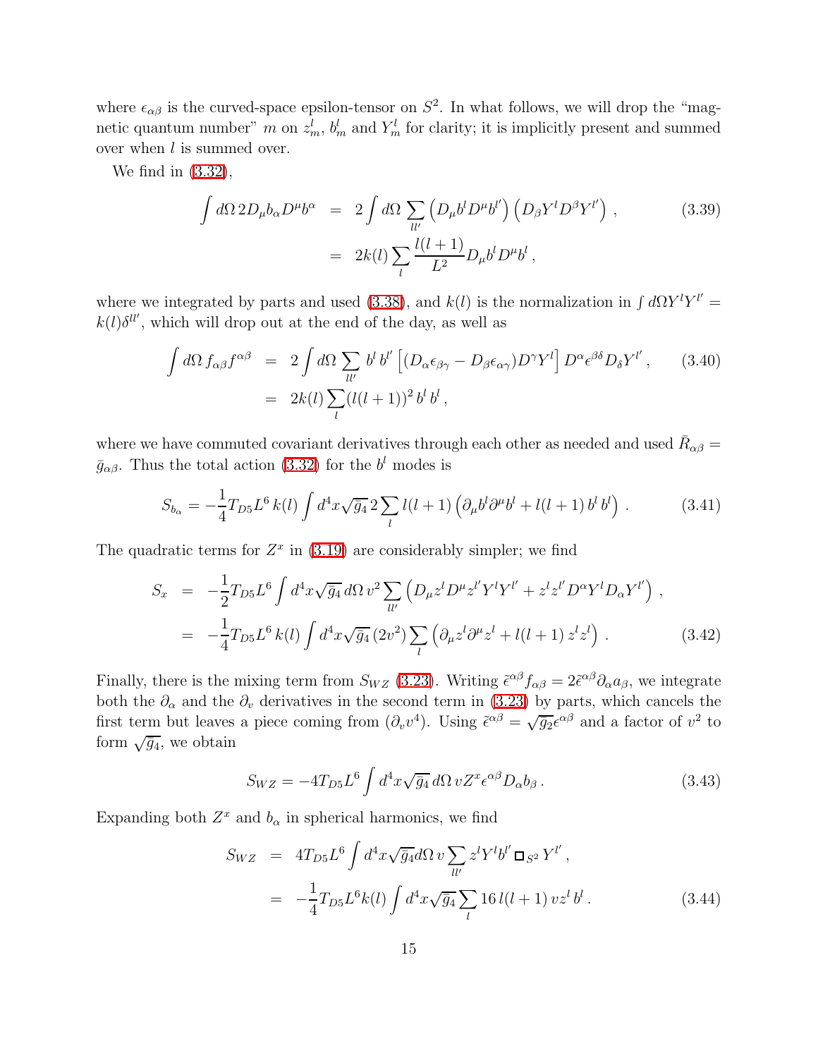where $\epsilon_{\alpha\beta}$ is the curved-space epsilon-tensor on $S^2$. In what follows, we will drop the "magnetic quantum number" $m$ on $z^l_m$, $b^l_m$ and $Y^l_m$ for clarity; it is implicitly present and summed over when $l$ is summed over.

We find in (3.32),

$$
\begin{aligned}
\int d\Omega\, 2D_\mu b_\alpha D^\mu b^\alpha &= 2\int d\Omega \sum_{ll'} \left(D_\mu b^l D^\mu b^{l'}\right)\left(D_\beta Y^l D^\beta Y^{l'}\right) , \\
&= 2k(l)\sum_l \frac{l(l+1)}{L^2} D_\mu b^l D^\mu b^l ,
\end{aligned}
\tag{3.39}
$$

where we integrated by parts and used (3.38), and $k(l)$ is the normalization in $\int d\Omega Y^l Y^{l'} = k(l)\delta^{ll'}$, which will drop out at the end of the day, as well as

$$
\begin{aligned}
\int d\Omega\, f_{\alpha\beta} f^{\alpha\beta} &= 2\int d\Omega \sum_{ll'} b^l\, b^{l'} \left[(D_\alpha \epsilon_{\beta\gamma} - D_\beta \epsilon_{\alpha\gamma}) D^\gamma Y^l\right] D^\alpha \epsilon^{\beta\delta} D_\delta Y^{l'} , \\
&= 2k(l)\sum_l (l(l+1))^2\, b^l\, b^l ,
\end{aligned}
\tag{3.40}
$$

where we have commuted covariant derivatives through each other as needed and used $\bar{R}_{\alpha\beta} = \bar{g}_{\alpha\beta}$. Thus the total action (3.32) for the $b^l$ modes is

$$
S_{b_\alpha} = -\frac{1}{4} T_{D5} L^6\, k(l) \int d^4x \sqrt{\bar{g}_4}\, 2\sum_l l(l+1)\left(\partial_\mu b^l \partial^\mu b^l + l(l+1)\, b^l\, b^l\right) .
\tag{3.41}
$$

The quadratic terms for $Z^x$ in (3.19) are considerably simpler; we find

$$
\begin{aligned}
S_x &= -\frac{1}{2} T_{D5} L^6 \int d^4x \sqrt{\bar{g}_4}\, d\Omega\, v^2 \sum_{ll'} \left(D_\mu z^l D^\mu z^{l'} Y^l Y^{l'} + z^l z^{l'} D^\alpha Y^l D_\alpha Y^{l'}\right) , \\
&= -\frac{1}{4} T_{D5} L^6\, k(l) \int d^4x \sqrt{\bar{g}_4}\, (2v^2) \sum_l \left(\partial_\mu z^l \partial^\mu z^l + l(l+1)\, z^l z^l\right) .
\end{aligned}
\tag{3.42}
$$

Finally, there is the mixing term from $S_{WZ}$ (3.23). Writing $\tilde{\epsilon}^{\alpha\beta} f_{\alpha\beta} = 2\tilde{\epsilon}^{\alpha\beta}\partial_\alpha a_\beta$, we integrate both the $\partial_\alpha$ and the $\partial_v$ derivatives in the second term in (3.23) by parts, which cancels the first term but leaves a piece coming from $(\partial_v v^4)$. Using $\tilde{\epsilon}^{\alpha\beta} = \sqrt{\bar{g}_2}\epsilon^{\alpha\beta}$ and a factor of $v^2$ to form $\sqrt{\bar{g}_4}$, we obtain

$$
S_{WZ} = -4 T_{D5} L^6 \int d^4x \sqrt{\bar{g}_4}\, d\Omega\, v Z^x \epsilon^{\alpha\beta} D_\alpha b_\beta .
\tag{3.43}
$$

Expanding both $Z^x$ and $b_\alpha$ in spherical harmonics, we find

$$
\begin{aligned}
S_{WZ} &= 4 T_{D5} L^6 \int d^4x \sqrt{\bar{g}_4} d\Omega\, v \sum_{ll'} z^l Y^l b^{l'} \Box_{S^2} Y^{l'} , \\
&= -\frac{1}{4} T_{D5} L^6 k(l) \int d^4x \sqrt{\bar{g}_4} \sum_l 16\, l(l+1)\, v z^l\, b^l .
\end{aligned}
\tag{3.44}
$$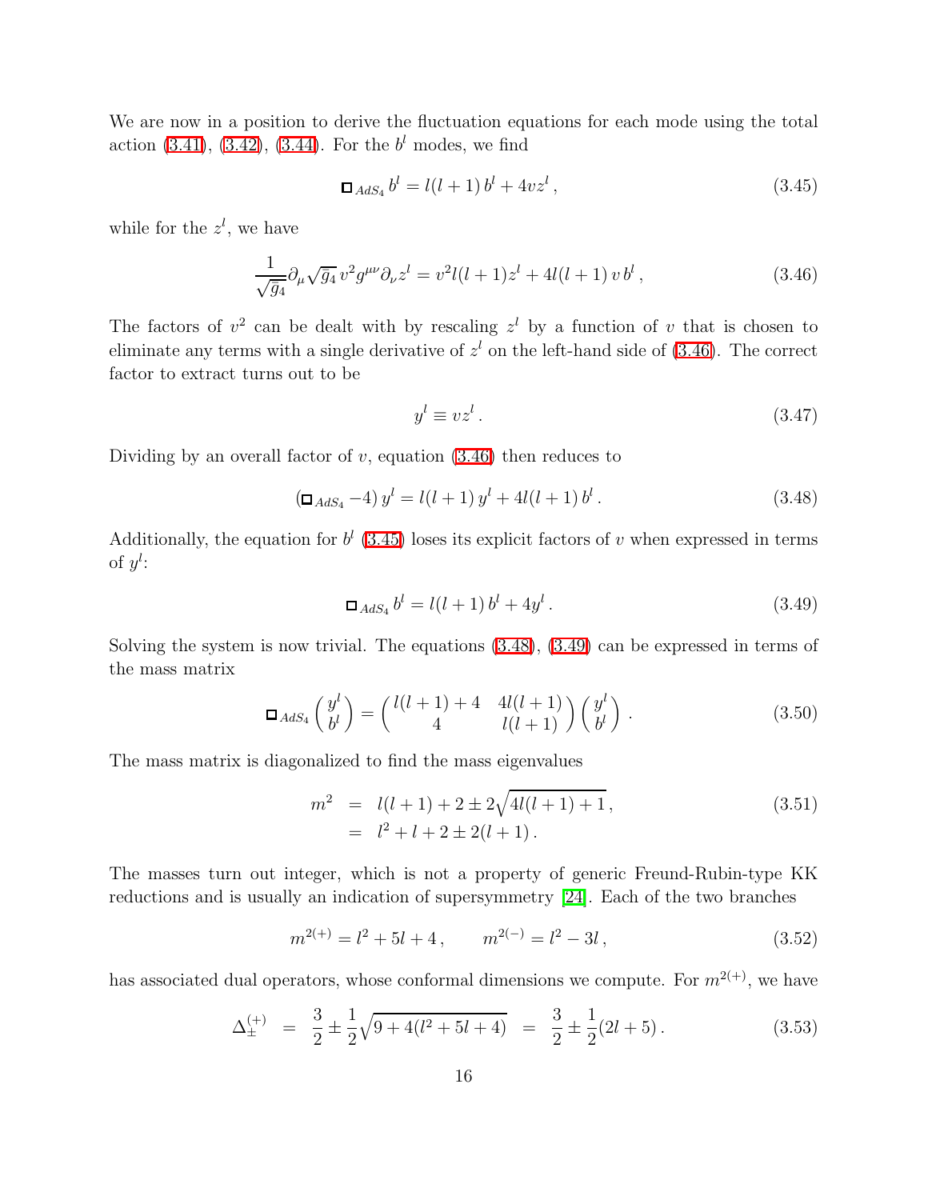We are now in a position to derive the fluctuation equations for each mode using the total action (3.41), (3.42), (3.44). For the $b^l$ modes, we find

$$\Box_{AdS_4} b^l = l(l+1)\, b^l + 4vz^l\,, \tag{3.45}$$

while for the $z^l$, we have

$$\frac{1}{\sqrt{g_4}}\partial_\mu \sqrt{g_4}\, v^2 g^{\mu\nu} \partial_\nu z^l = v^2 l(l+1) z^l + 4l(l+1)\, v\, b^l\,, \tag{3.46}$$

The factors of $v^2$ can be dealt with by rescaling $z^l$ by a function of $v$ that is chosen to eliminate any terms with a single derivative of $z^l$ on the left-hand side of (3.46). The correct factor to extract turns out to be

$$y^l \equiv vz^l\,. \tag{3.47}$$

Dividing by an overall factor of $v$, equation (3.46) then reduces to

$$(\Box_{AdS_4} - 4)\, y^l = l(l+1)\, y^l + 4l(l+1)\, b^l\,. \tag{3.48}$$

Additionally, the equation for $b^l$ (3.45) loses its explicit factors of $v$ when expressed in terms of $y^l$:

$$\Box_{AdS_4} b^l = l(l+1)\, b^l + 4y^l\,. \tag{3.49}$$

Solving the system is now trivial. The equations (3.48), (3.49) can be expressed in terms of the mass matrix

$$\Box_{AdS_4} \begin{pmatrix} y^l \\ b^l \end{pmatrix} = \begin{pmatrix} l(l+1)+4 & 4l(l+1) \\ 4 & l(l+1) \end{pmatrix} \begin{pmatrix} y^l \\ b^l \end{pmatrix}\,. \tag{3.50}$$

The mass matrix is diagonalized to find the mass eigenvalues

$$\begin{aligned} m^2 &= l(l+1) + 2 \pm 2\sqrt{4l(l+1)+1}\,, \\ &= l^2 + l + 2 \pm 2(l+1)\,. \end{aligned} \tag{3.51}$$

The masses turn out integer, which is not a property of generic Freund-Rubin-type KK reductions and is usually an indication of supersymmetry [24]. Each of the two branches

$$m^{2(+)} = l^2 + 5l + 4\,, \qquad m^{2(-)} = l^2 - 3l\,, \tag{3.52}$$

has associated dual operators, whose conformal dimensions we compute. For $m^{2(+)}$, we have

$$\Delta_\pm^{(+)} \;=\; \frac{3}{2} \pm \frac{1}{2}\sqrt{9 + 4(l^2+5l+4)} \;=\; \frac{3}{2} \pm \frac{1}{2}(2l+5)\,. \tag{3.53}$$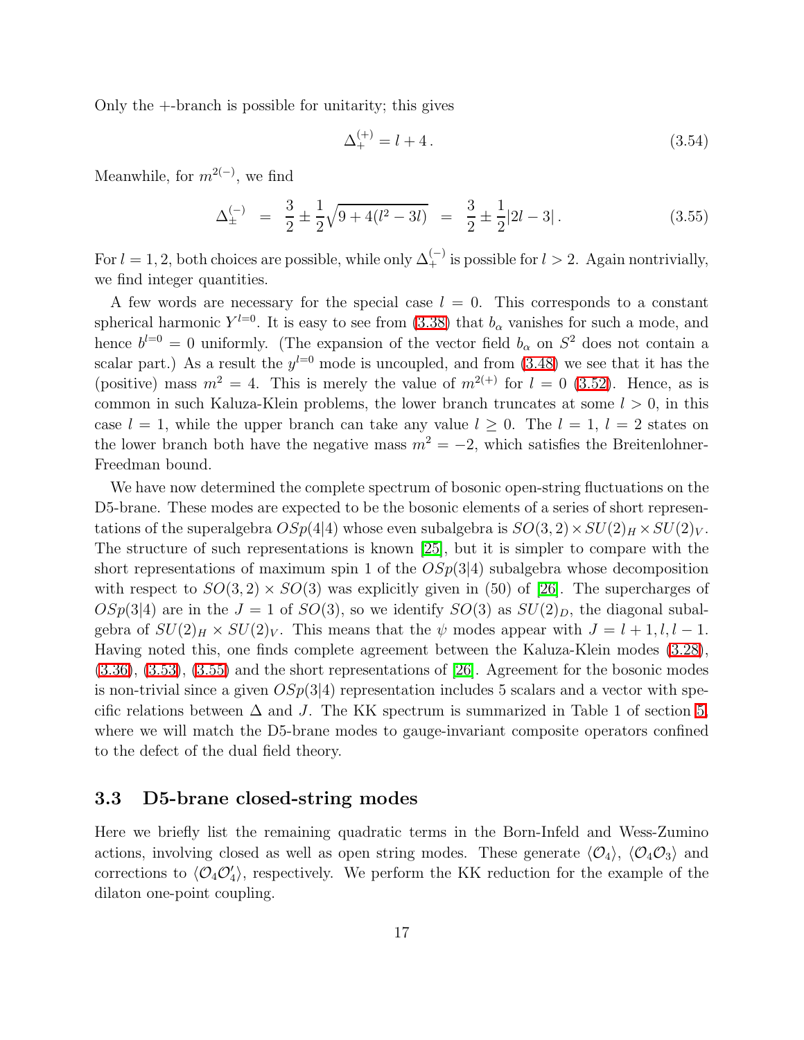Only the $+$-branch is possible for unitarity; this gives

$$\Delta_{+}^{(+)} = l + 4\,. \tag{3.54}$$

Meanwhile, for $m^{2(-)}$, we find

$$\Delta_{\pm}^{(-)} \;=\; \frac{3}{2} \pm \frac{1}{2}\sqrt{9 + 4(l^2 - 3l)} \;=\; \frac{3}{2} \pm \frac{1}{2}|2l - 3|\,. \tag{3.55}$$

For $l = 1, 2$, both choices are possible, while only $\Delta_{+}^{(-)}$ is possible for $l > 2$. Again nontrivially, we find integer quantities.

A few words are necessary for the special case $l = 0$. This corresponds to a constant spherical harmonic $Y^{l=0}$. It is easy to see from (3.38) that $b_\alpha$ vanishes for such a mode, and hence $b^{l=0} = 0$ uniformly. (The expansion of the vector field $b_\alpha$ on $S^2$ does not contain a scalar part.) As a result the $y^{l=0}$ mode is uncoupled, and from (3.48) we see that it has the (positive) mass $m^2 = 4$. This is merely the value of $m^{2(+)}$ for $l = 0$ (3.52). Hence, as is common in such Kaluza-Klein problems, the lower branch truncates at some $l > 0$, in this case $l = 1$, while the upper branch can take any value $l \geq 0$. The $l = 1$, $l = 2$ states on the lower branch both have the negative mass $m^2 = -2$, which satisfies the Breitenlohner-Freedman bound.

We have now determined the complete spectrum of bosonic open-string fluctuations on the D5-brane. These modes are expected to be the bosonic elements of a series of short representations of the superalgebra $OSp(4|4)$ whose even subalgebra is $SO(3,2) \times SU(2)_H \times SU(2)_V$. The structure of such representations is known [25], but it is simpler to compare with the short representations of maximum spin 1 of the $OSp(3|4)$ subalgebra whose decomposition with respect to $SO(3,2) \times SO(3)$ was explicitly given in (50) of [26]. The supercharges of $OSp(3|4)$ are in the $J = 1$ of $SO(3)$, so we identify $SO(3)$ as $SU(2)_D$, the diagonal subalgebra of $SU(2)_H \times SU(2)_V$. This means that the $\psi$ modes appear with $J = l+1, l, l-1$. Having noted this, one finds complete agreement between the Kaluza-Klein modes (3.28), (3.36), (3.53), (3.55) and the short representations of [26]. Agreement for the bosonic modes is non-trivial since a given $OSp(3|4)$ representation includes 5 scalars and a vector with specific relations between $\Delta$ and $J$. The KK spectrum is summarized in Table 1 of section 5, where we will match the D5-brane modes to gauge-invariant composite operators confined to the defect of the dual field theory.

### 3.3 D5-brane closed-string modes

Here we briefly list the remaining quadratic terms in the Born-Infeld and Wess-Zumino actions, involving closed as well as open string modes. These generate $\langle \mathcal{O}_4 \rangle$, $\langle \mathcal{O}_4 \mathcal{O}_3 \rangle$ and corrections to $\langle \mathcal{O}_4 \mathcal{O}_4' \rangle$, respectively. We perform the KK reduction for the example of the dilaton one-point coupling.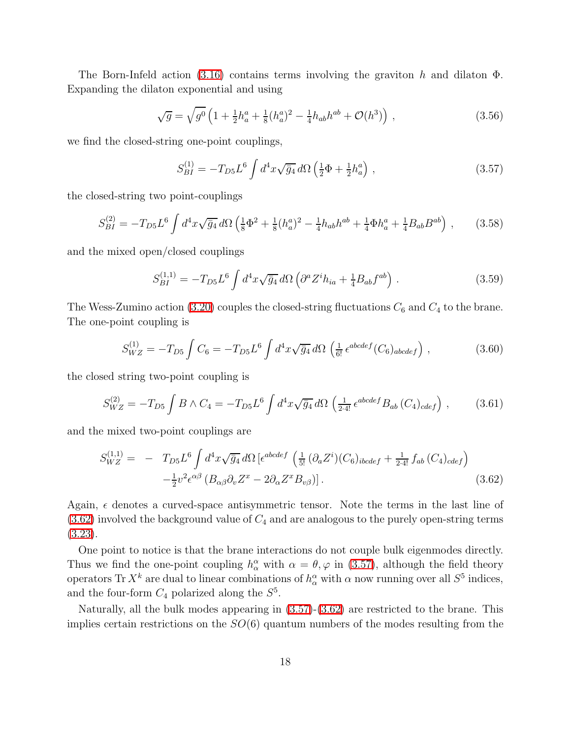The Born-Infeld action (3.16) contains terms involving the graviton $h$ and dilaton $\Phi$. Expanding the dilaton exponential and using

$$\sqrt{g} = \sqrt{g^0}\left(1 + \tfrac{1}{2}h_a^a + \tfrac{1}{8}(h_a^a)^2 - \tfrac{1}{4}h_{ab}h^{ab} + \mathcal{O}(h^3)\right) , \tag{3.56}$$

we find the closed-string one-point couplings,

$$S_{BI}^{(1)} = -T_{D5}L^6 \int d^4x\sqrt{\bar{g}_4}\, d\Omega \left(\tfrac{1}{2}\Phi + \tfrac{1}{2}h_a^a\right) , \tag{3.57}$$

the closed-string two point-couplings

$$S_{BI}^{(2)} = -T_{D5}L^6 \int d^4x\sqrt{\bar{g}_4}\, d\Omega \left(\tfrac{1}{8}\Phi^2 + \tfrac{1}{8}(h_a^a)^2 - \tfrac{1}{4}h_{ab}h^{ab} + \tfrac{1}{4}\Phi h_a^a + \tfrac{1}{4}B_{ab}B^{ab}\right) , \tag{3.58}$$

and the mixed open/closed couplings

$$S_{BI}^{(1,1)} = -T_{D5}L^6 \int d^4x\sqrt{\bar{g}_4}\, d\Omega \left(\partial^a Z^i h_{ia} + \tfrac{1}{4}B_{ab}f^{ab}\right) . \tag{3.59}$$

The Wess-Zumino action (3.20) couples the closed-string fluctuations $C_6$ and $C_4$ to the brane. The one-point coupling is

$$S_{WZ}^{(1)} = -T_{D5}\int C_6 = -T_{D5}L^6 \int d^4x\sqrt{\bar{g}_4}\, d\Omega \, \left(\tfrac{1}{6!}\,\epsilon^{abcdef}(C_6)_{abcdef}\right) , \tag{3.60}$$

the closed string two-point coupling is

$$S_{WZ}^{(2)} = -T_{D5}\int B\wedge C_4 = -T_{D5}L^6 \int d^4x\sqrt{\bar{g}_4}\, d\Omega \, \left(\tfrac{1}{2\cdot 4!}\,\epsilon^{abcdef}B_{ab}\,(C_4)_{cdef}\right) , \tag{3.61}$$

and the mixed two-point couplings are

$$\begin{aligned} S_{WZ}^{(1,1)} = \; - \;\; & T_{D5}L^6 \int d^4x\sqrt{\bar{g}_4}\, d\Omega \,[\epsilon^{abcdef}\,\left(\tfrac{1}{5!}\,(\partial_a Z^i)(C_6)_{ibcdef} + \tfrac{1}{2\cdot 4!}\, f_{ab}\,(C_4)_{cdef}\right) \\ & -\tfrac{1}{2}v^2\epsilon^{\alpha\beta}\left(B_{\alpha\beta}\partial_v Z^x - 2\partial_\alpha Z^x B_{v\beta}\right)] \, . \end{aligned} \tag{3.62}$$

Again, $\epsilon$ denotes a curved-space antisymmetric tensor. Note the terms in the last line of (3.62) involved the background value of $C_4$ and are analogous to the purely open-string terms (3.23).

One point to notice is that the brane interactions do not couple bulk eigenmodes directly. Thus we find the one-point coupling $h_\alpha^\alpha$ with $\alpha = \theta, \varphi$ in (3.57), although the field theory operators $\mathrm{Tr}\, X^k$ are dual to linear combinations of $h_\alpha^\alpha$ with $\alpha$ now running over all $S^5$ indices, and the four-form $C_4$ polarized along the $S^5$.

Naturally, all the bulk modes appearing in (3.57)-(3.62) are restricted to the brane. This implies certain restrictions on the $SO(6)$ quantum numbers of the modes resulting from the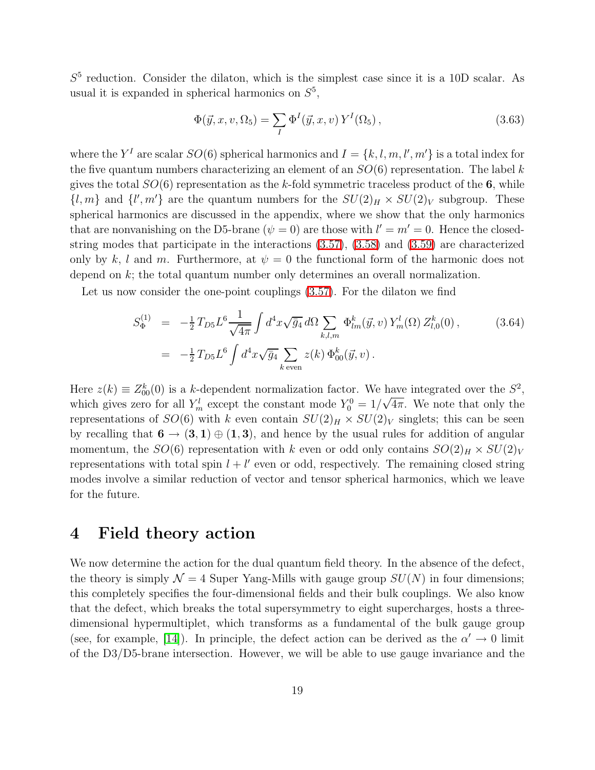$S^5$ reduction. Consider the dilaton, which is the simplest case since it is a 10D scalar. As usual it is expanded in spherical harmonics on $S^5$,

$$
\Phi(\vec{y}, x, v, \Omega_5) = \sum_I \Phi^I(\vec{y}, x, v)\, Y^I(\Omega_5)\,, \tag{3.63}
$$

where the $Y^I$ are scalar $SO(6)$ spherical harmonics and $I = \{k, l, m, l', m'\}$ is a total index for the five quantum numbers characterizing an element of an $SO(6)$ representation. The label $k$ gives the total $SO(6)$ representation as the $k$-fold symmetric traceless product of the $\mathbf{6}$, while $\{l, m\}$ and $\{l', m'\}$ are the quantum numbers for the $SU(2)_H \times SU(2)_V$ subgroup. These spherical harmonics are discussed in the appendix, where we show that the only harmonics that are nonvanishing on the D5-brane ($\psi = 0$) are those with $l' = m' = 0$. Hence the closed-string modes that participate in the interactions (3.57), (3.58) and (3.59) are characterized only by $k$, $l$ and $m$. Furthermore, at $\psi = 0$ the functional form of the harmonic does not depend on $k$; the total quantum number only determines an overall normalization.

Let us now consider the one-point couplings (3.57). For the dilaton we find

$$
\begin{aligned}
S^{(1)}_\Phi &= -\tfrac{1}{2}\, T_{D5} L^6 \frac{1}{\sqrt{4\pi}} \int d^4x \sqrt{g_4}\, d\Omega \sum_{k,l,m} \Phi^k_{lm}(\vec{y}, v)\, Y^l_m(\Omega)\, Z^k_{l,0}(0)\,, \\
&= -\tfrac{1}{2}\, T_{D5} L^6 \int d^4x \sqrt{g_4} \sum_{k \text{ even}} z(k)\, \Phi^k_{00}(\vec{y}, v)\,.
\end{aligned} \tag{3.64}
$$

Here $z(k) \equiv Z^k_{00}(0)$ is a $k$-dependent normalization factor. We have integrated over the $S^2$, which gives zero for all $Y^l_m$ except the constant mode $Y^0_0 = 1/\sqrt{4\pi}$. We note that only the representations of $SO(6)$ with $k$ even contain $SU(2)_H \times SU(2)_V$ singlets; this can be seen by recalling that $\mathbf{6} \to (\mathbf{3}, \mathbf{1}) \oplus (\mathbf{1}, \mathbf{3})$, and hence by the usual rules for addition of angular momentum, the $SO(6)$ representation with $k$ even or odd only contains $SO(2)_H \times SU(2)_V$ representations with total spin $l + l'$ even or odd, respectively. The remaining closed string modes involve a similar reduction of vector and tensor spherical harmonics, which we leave for the future.

# 4 Field theory action

We now determine the action for the dual quantum field theory. In the absence of the defect, the theory is simply $\mathcal{N} = 4$ Super Yang-Mills with gauge group $SU(N)$ in four dimensions; this completely specifies the four-dimensional fields and their bulk couplings. We also know that the defect, which breaks the total supersymmetry to eight supercharges, hosts a three-dimensional hypermultiplet, which transforms as a fundamental of the bulk gauge group (see, for example, [14]). In principle, the defect action can be derived as the $\alpha' \to 0$ limit of the D3/D5-brane intersection. However, we will be able to use gauge invariance and the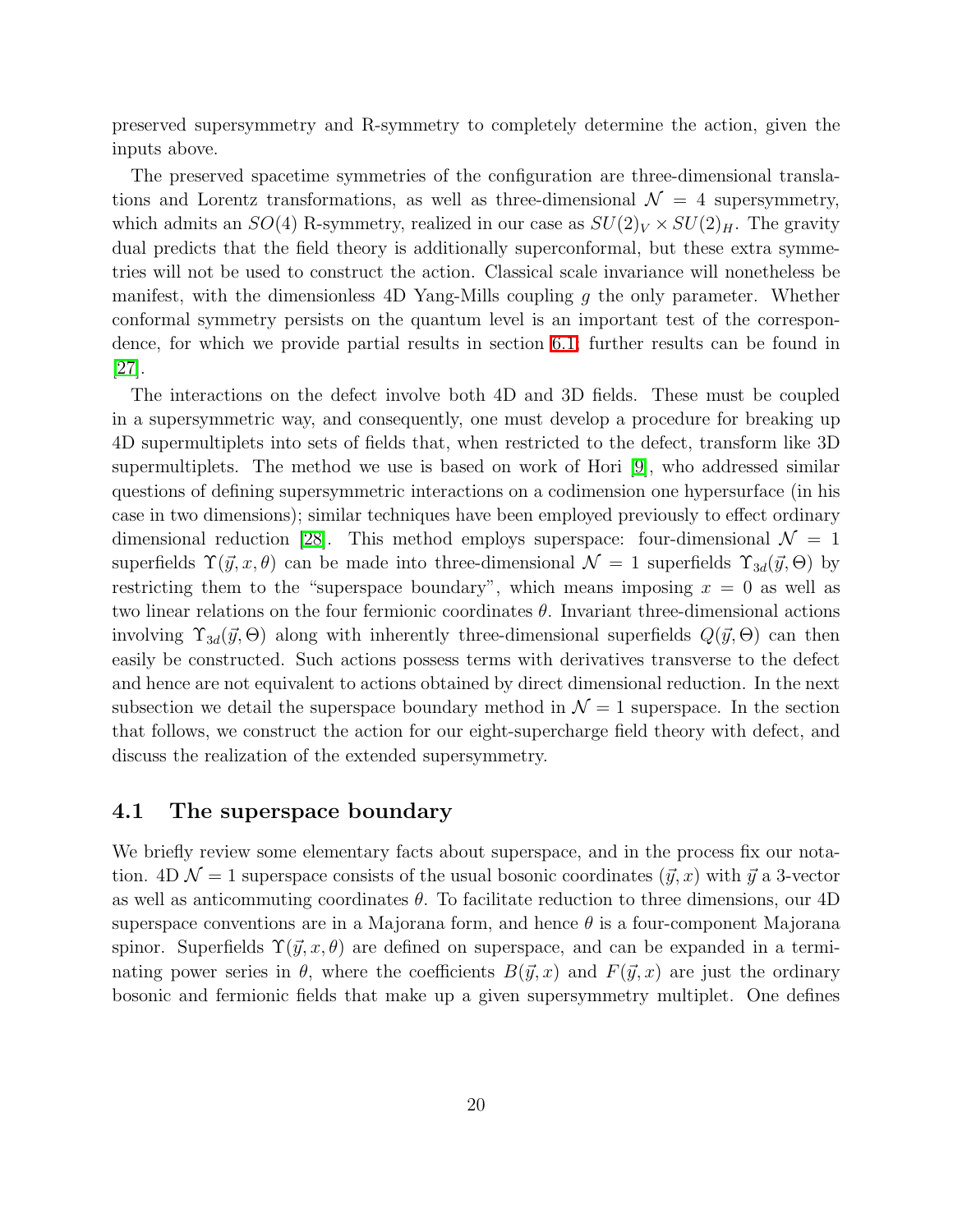preserved supersymmetry and R-symmetry to completely determine the action, given the inputs above.

The preserved spacetime symmetries of the configuration are three-dimensional translations and Lorentz transformations, as well as three-dimensional $\mathcal{N} = 4$ supersymmetry, which admits an $SO(4)$ R-symmetry, realized in our case as $SU(2)_V \times SU(2)_H$. The gravity dual predicts that the field theory is additionally superconformal, but these extra symmetries will not be used to construct the action. Classical scale invariance will nonetheless be manifest, with the dimensionless 4D Yang-Mills coupling $g$ the only parameter. Whether conformal symmetry persists on the quantum level is an important test of the correspondence, for which we provide partial results in section 6.1; further results can be found in [27].

The interactions on the defect involve both 4D and 3D fields. These must be coupled in a supersymmetric way, and consequently, one must develop a procedure for breaking up 4D supermultiplets into sets of fields that, when restricted to the defect, transform like 3D supermultiplets. The method we use is based on work of Hori [9], who addressed similar questions of defining supersymmetric interactions on a codimension one hypersurface (in his case in two dimensions); similar techniques have been employed previously to effect ordinary dimensional reduction [28]. This method employs superspace: four-dimensional $\mathcal{N} = 1$ superfields $\Upsilon(\vec{y}, x, \theta)$ can be made into three-dimensional $\mathcal{N} = 1$ superfields $\Upsilon_{3d}(\vec{y}, \Theta)$ by restricting them to the "superspace boundary", which means imposing $x = 0$ as well as two linear relations on the four fermionic coordinates $\theta$. Invariant three-dimensional actions involving $\Upsilon_{3d}(\vec{y}, \Theta)$ along with inherently three-dimensional superfields $Q(\vec{y}, \Theta)$ can then easily be constructed. Such actions possess terms with derivatives transverse to the defect and hence are not equivalent to actions obtained by direct dimensional reduction. In the next subsection we detail the superspace boundary method in $\mathcal{N} = 1$ superspace. In the section that follows, we construct the action for our eight-supercharge field theory with defect, and discuss the realization of the extended supersymmetry.

### 4.1 The superspace boundary

We briefly review some elementary facts about superspace, and in the process fix our notation. 4D $\mathcal{N} = 1$ superspace consists of the usual bosonic coordinates $(\vec{y}, x)$ with $\vec{y}$ a 3-vector as well as anticommuting coordinates $\theta$. To facilitate reduction to three dimensions, our 4D superspace conventions are in a Majorana form, and hence $\theta$ is a four-component Majorana spinor. Superfields $\Upsilon(\vec{y}, x, \theta)$ are defined on superspace, and can be expanded in a terminating power series in $\theta$, where the coefficients $B(\vec{y}, x)$ and $F(\vec{y}, x)$ are just the ordinary bosonic and fermionic fields that make up a given supersymmetry multiplet. One defines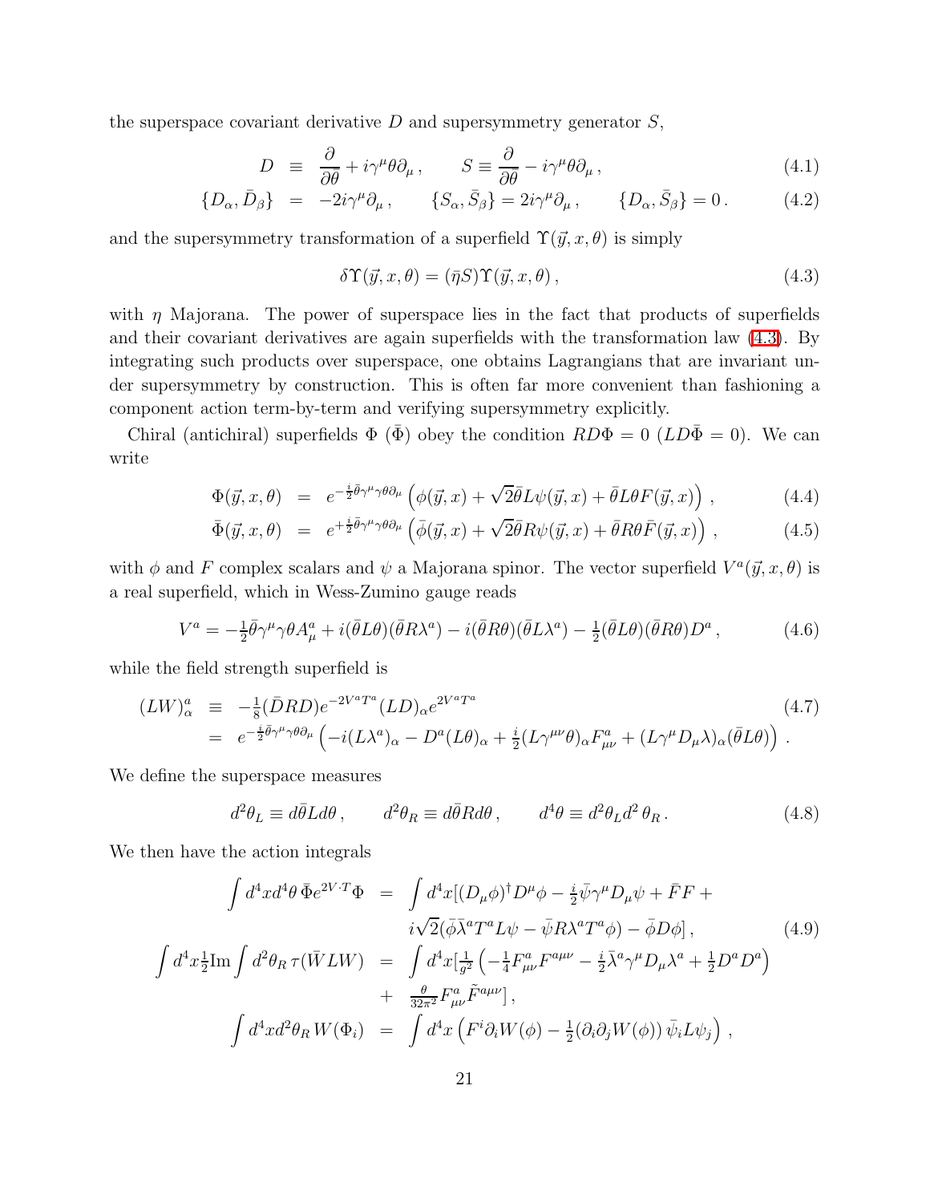the superspace covariant derivative $D$ and supersymmetry generator $S$,

$$
\begin{aligned}
D &\equiv \frac{\partial}{\partial\bar\theta} + i\gamma^\mu\theta\partial_\mu\,, \qquad S \equiv \frac{\partial}{\partial\bar\theta} - i\gamma^\mu\theta\partial_\mu\,, &(4.1)\\
\{D_\alpha, \bar{D}_\beta\} &= -2i\gamma^\mu\partial_\mu\,, \qquad \{S_\alpha, \bar{S}_\beta\} = 2i\gamma^\mu\partial_\mu\,, \qquad \{D_\alpha, \bar{S}_\beta\} = 0\,. &(4.2)
\end{aligned}
$$

and the supersymmetry transformation of a superfield $\Upsilon(\vec{y}, x, \theta)$ is simply

$$
\delta\Upsilon(\vec{y}, x, \theta) = (\bar\eta S)\Upsilon(\vec{y}, x, \theta)\,, \tag{4.3}
$$

with $\eta$ Majorana. The power of superspace lies in the fact that products of superfields and their covariant derivatives are again superfields with the transformation law (4.3). By integrating such products over superspace, one obtains Lagrangians that are invariant under supersymmetry by construction. This is often far more convenient than fashioning a component action term-by-term and verifying supersymmetry explicitly.

Chiral (antichiral) superfields $\Phi$ ($\bar\Phi$) obey the condition $RD\Phi = 0$ ($LD\bar\Phi = 0$). We can write

$$
\begin{aligned}
\Phi(\vec{y}, x, \theta) &= e^{-\frac{i}{2}\bar\theta\gamma^\mu\gamma\theta\partial_\mu}\left(\phi(\vec{y}, x) + \sqrt{2}\bar\theta L\psi(\vec{y}, x) + \bar\theta L\theta F(\vec{y}, x)\right)\,, &(4.4)\\
\bar\Phi(\vec{y}, x, \theta) &= e^{+\frac{i}{2}\bar\theta\gamma^\mu\gamma\theta\partial_\mu}\left(\bar\phi(\vec{y}, x) + \sqrt{2}\bar\theta R\psi(\vec{y}, x) + \bar\theta R\theta \bar{F}(\vec{y}, x)\right)\,, &(4.5)
\end{aligned}
$$

with $\phi$ and $F$ complex scalars and $\psi$ a Majorana spinor. The vector superfield $V^a(\vec{y}, x, \theta)$ is a real superfield, which in Wess-Zumino gauge reads

$$
V^a = -\tfrac{1}{2}\bar\theta\gamma^\mu\gamma\theta A^a_\mu + i(\bar\theta L\theta)(\bar\theta R\lambda^a) - i(\bar\theta R\theta)(\bar\theta L\lambda^a) - \tfrac{1}{2}(\bar\theta L\theta)(\bar\theta R\theta)D^a\,, \tag{4.6}
$$

while the field strength superfield is

$$
\begin{aligned}
(LW)^a_\alpha &\equiv -\tfrac{1}{8}(\bar{D}RD)e^{-2V^aT^a}(LD)_\alpha e^{2V^aT^a} &(4.7)\\
&= e^{-\frac{i}{2}\bar\theta\gamma^\mu\gamma\theta\partial_\mu}\left(-i(L\lambda^a)_\alpha - D^a(L\theta)_\alpha + \tfrac{i}{2}(L\gamma^{\mu\nu}\theta)_\alpha F^a_{\mu\nu} + (L\gamma^\mu D_\mu\lambda)_\alpha(\bar\theta L\theta)\right)\,.
\end{aligned}
$$

We define the superspace measures

$$
d^2\theta_L \equiv d\bar\theta L d\theta\,, \qquad d^2\theta_R \equiv d\bar\theta R d\theta\,, \qquad d^4\theta \equiv d^2\theta_L d^2\,\theta_R\,. \tag{4.8}
$$

We then have the action integrals

$$
\begin{aligned}
\int d^4x d^4\theta\, \bar\Phi e^{2V\cdot T}\Phi &= \int d^4x[(D_\mu\phi)^\dagger D^\mu\phi - \tfrac{i}{2}\bar\psi\gamma^\mu D_\mu\psi + \bar{F}F + \\
&\qquad i\sqrt{2}(\bar\phi\bar\lambda^a T^a L\psi - \bar\psi R\lambda^a T^a\phi) - \bar\phi D\phi]\,, &(4.9)\\
\int d^4x \tfrac{1}{2}\mathrm{Im}\int d^2\theta_R\,\tau(\bar{W}LW) &= \int d^4x[\tfrac{1}{g^2}\left(-\tfrac{1}{4}F^a_{\mu\nu}F^{a\mu\nu} - \tfrac{i}{2}\bar\lambda^a\gamma^\mu D_\mu\lambda^a + \tfrac{1}{2}D^aD^a\right)\\
&\quad + \tfrac{\theta}{32\pi^2}F^a_{\mu\nu}\tilde{F}^{a\mu\nu}]\,,\\
\int d^4x d^2\theta_R\, W(\Phi_i) &= \int d^4x\left(F^i\partial_i W(\phi) - \tfrac{1}{2}(\partial_i\partial_j W(\phi))\,\bar\psi_i L\psi_j\right)\,,
\end{aligned}
$$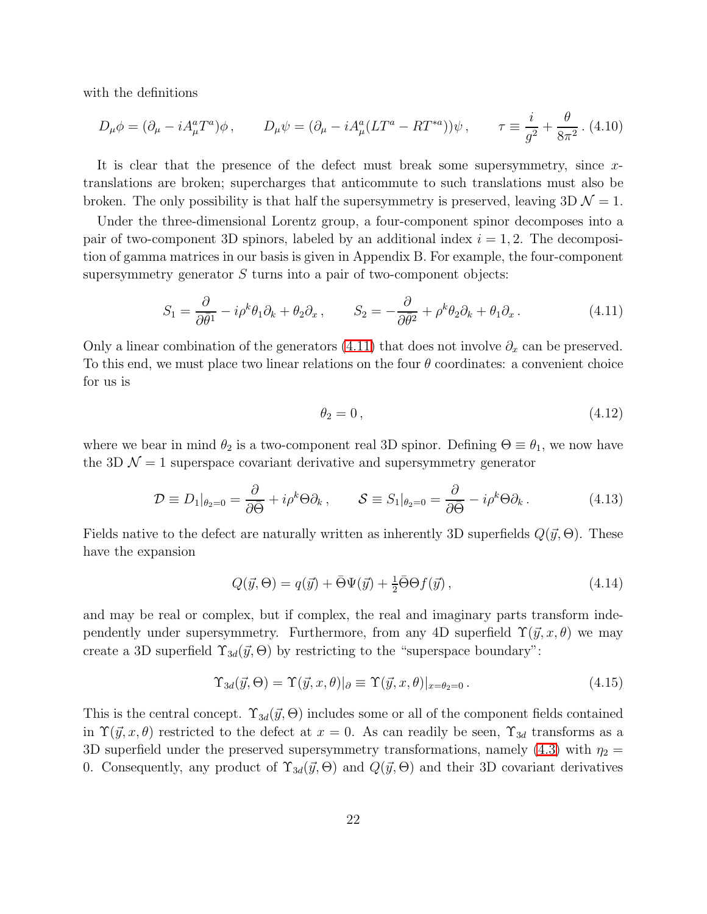with the definitions

$$D_\mu \phi = (\partial_\mu - i A_\mu^a T^a)\phi \,, \qquad D_\mu \psi = (\partial_\mu - i A_\mu^a (L T^a - R T^{*a}))\psi \,, \qquad \tau \equiv \frac{i}{g^2} + \frac{\theta}{8\pi^2} \,. \tag{4.10}$$

It is clear that the presence of the defect must break some supersymmetry, since $x$-translations are broken; supercharges that anticommute to such translations must also be broken. The only possibility is that half the supersymmetry is preserved, leaving 3D $\mathcal{N} = 1$.

Under the three-dimensional Lorentz group, a four-component spinor decomposes into a pair of two-component 3D spinors, labeled by an additional index $i = 1, 2$. The decomposition of gamma matrices in our basis is given in Appendix B. For example, the four-component supersymmetry generator $S$ turns into a pair of two-component objects:

$$S_1 = \frac{\partial}{\partial \bar\theta^1} - i\rho^k \theta_1 \partial_k + \theta_2 \partial_x \,, \qquad S_2 = -\frac{\partial}{\partial \bar\theta^2} + \rho^k \theta_2 \partial_k + \theta_1 \partial_x \,. \tag{4.11}$$

Only a linear combination of the generators (4.11) that does not involve $\partial_x$ can be preserved. To this end, we must place two linear relations on the four $\theta$ coordinates: a convenient choice for us is

$$\theta_2 = 0 \,, \tag{4.12}$$

where we bear in mind $\theta_2$ is a two-component real 3D spinor. Defining $\Theta \equiv \theta_1$, we now have the 3D $\mathcal{N} = 1$ superspace covariant derivative and supersymmetry generator

$$\mathcal{D} \equiv D_1|_{\theta_2=0} = \frac{\partial}{\partial \bar\Theta} + i\rho^k \Theta \partial_k \,, \qquad \mathcal{S} \equiv S_1|_{\theta_2=0} = \frac{\partial}{\partial \bar\Theta} - i\rho^k \Theta \partial_k \,. \tag{4.13}$$

Fields native to the defect are naturally written as inherently 3D superfields $Q(\vec{y}, \Theta)$. These have the expansion

$$Q(\vec{y}, \Theta) = q(\vec{y}) + \bar\Theta \Psi(\vec{y}) + \tfrac{1}{2} \bar\Theta \Theta f(\vec{y}) \,, \tag{4.14}$$

and may be real or complex, but if complex, the real and imaginary parts transform independently under supersymmetry. Furthermore, from any 4D superfield $\Upsilon(\vec{y}, x, \theta)$ we may create a 3D superfield $\Upsilon_{3d}(\vec{y}, \Theta)$ by restricting to the "superspace boundary":

$$\Upsilon_{3d}(\vec{y}, \Theta) = \Upsilon(\vec{y}, x, \theta)|_\partial \equiv \Upsilon(\vec{y}, x, \theta)|_{x=\theta_2=0} \,. \tag{4.15}$$

This is the central concept. $\Upsilon_{3d}(\vec{y}, \Theta)$ includes some or all of the component fields contained in $\Upsilon(\vec{y}, x, \theta)$ restricted to the defect at $x = 0$. As can readily be seen, $\Upsilon_{3d}$ transforms as a 3D superfield under the preserved supersymmetry transformations, namely (4.3) with $\eta_2 = 0$. Consequently, any product of $\Upsilon_{3d}(\vec{y}, \Theta)$ and $Q(\vec{y}, \Theta)$ and their 3D covariant derivatives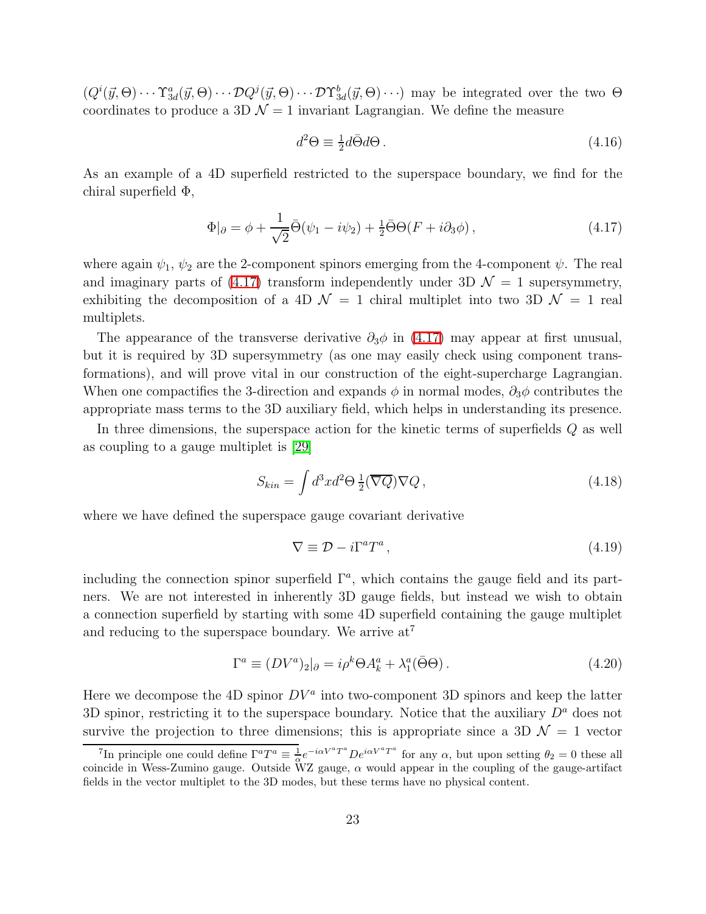$(Q^i(\vec{y},\Theta)\cdots\Upsilon^a_{3d}(\vec{y},\Theta)\cdots\mathcal{D}Q^j(\vec{y},\Theta)\cdots\mathcal{D}\Upsilon^b_{3d}(\vec{y},\Theta)\cdots)$ may be integrated over the two $\Theta$ coordinates to produce a 3D $\mathcal{N}=1$ invariant Lagrangian. We define the measure

$$d^2\Theta \equiv \tfrac{1}{2}d\bar{\Theta}d\Theta\,. \tag{4.16}$$

As an example of a 4D superfield restricted to the superspace boundary, we find for the chiral superfield $\Phi$,

$$\Phi|_\partial = \phi + \frac{1}{\sqrt{2}}\bar{\Theta}(\psi_1 - i\psi_2) + \tfrac{1}{2}\bar{\Theta}\Theta(F + i\partial_3\phi)\,, \tag{4.17}$$

where again $\psi_1$, $\psi_2$ are the 2-component spinors emerging from the 4-component $\psi$. The real and imaginary parts of (4.17) transform independently under 3D $\mathcal{N}=1$ supersymmetry, exhibiting the decomposition of a 4D $\mathcal{N}=1$ chiral multiplet into two 3D $\mathcal{N}=1$ real multiplets.

The appearance of the transverse derivative $\partial_3\phi$ in (4.17) may appear at first unusual, but it is required by 3D supersymmetry (as one may easily check using component transformations), and will prove vital in our construction of the eight-supercharge Lagrangian. When one compactifies the 3-direction and expands $\phi$ in normal modes, $\partial_3\phi$ contributes the appropriate mass terms to the 3D auxiliary field, which helps in understanding its presence.

In three dimensions, the superspace action for the kinetic terms of superfields $Q$ as well as coupling to a gauge multiplet is [29]

$$S_{kin} = \int d^3x d^2\Theta\, \tfrac{1}{2}(\overline{\nabla Q})\nabla Q\,, \tag{4.18}$$

where we have defined the superspace gauge covariant derivative

$$\nabla \equiv \mathcal{D} - i\Gamma^a T^a\,, \tag{4.19}$$

including the connection spinor superfield $\Gamma^a$, which contains the gauge field and its partners. We are not interested in inherently 3D gauge fields, but instead we wish to obtain a connection superfield by starting with some 4D superfield containing the gauge multiplet and reducing to the superspace boundary. We arrive at[7]

$$\Gamma^a \equiv (DV^a)_2|_\partial = i\rho^k\Theta A^a_k + \lambda^a_1(\bar{\Theta}\Theta)\,. \tag{4.20}$$

Here we decompose the 4D spinor $DV^a$ into two-component 3D spinors and keep the latter 3D spinor, restricting it to the superspace boundary. Notice that the auxiliary $D^a$ does not survive the projection to three dimensions; this is appropriate since a 3D $\mathcal{N}=1$ vector

[7] In principle one could define $\Gamma^a T^a \equiv \frac{1}{\alpha}e^{-i\alpha V^a T^a}De^{i\alpha V^a T^a}$ for any $\alpha$, but upon setting $\theta_2 = 0$ these all coincide in Wess-Zumino gauge. Outside WZ gauge, $\alpha$ would appear in the coupling of the gauge-artifact fields in the vector multiplet to the 3D modes, but these terms have no physical content.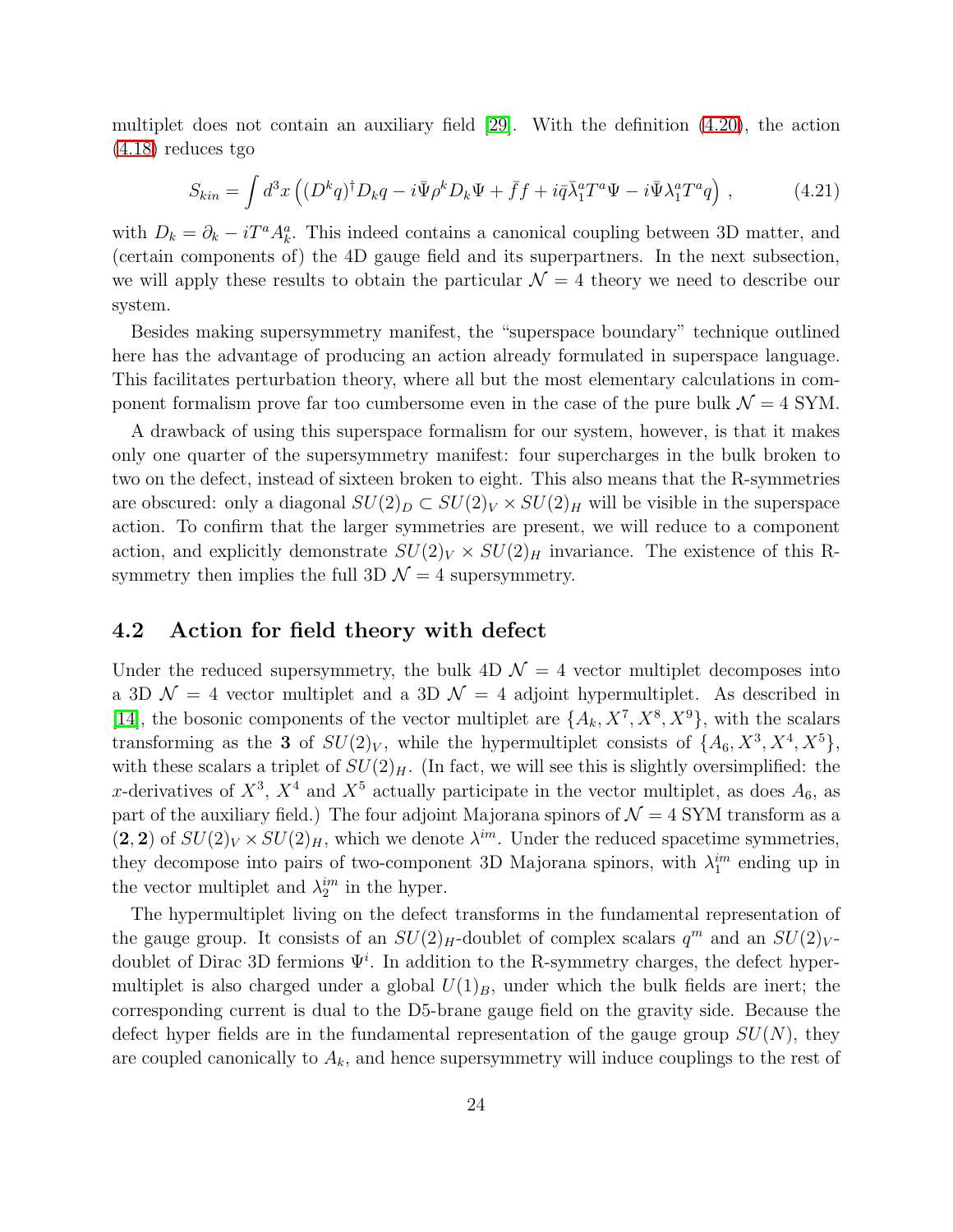multiplet does not contain an auxiliary field [29]. With the definition (4.20), the action (4.18) reduces tgo

$$S_{kin} = \int d^3x \left( (D^k q)^\dagger D_k q - i\bar{\Psi}\rho^k D_k \Psi + \bar{f} f + i\bar{q}\bar{\lambda}_1^a T^a \Psi - i\bar{\Psi}\lambda_1^a T^a q \right) , \tag{4.21}$$

with $D_k = \partial_k - iT^a A_k^a$. This indeed contains a canonical coupling between 3D matter, and (certain components of) the 4D gauge field and its superpartners. In the next subsection, we will apply these results to obtain the particular $\mathcal{N} = 4$ theory we need to describe our system.

Besides making supersymmetry manifest, the "superspace boundary" technique outlined here has the advantage of producing an action already formulated in superspace language. This facilitates perturbation theory, where all but the most elementary calculations in component formalism prove far too cumbersome even in the case of the pure bulk $\mathcal{N} = 4$ SYM.

A drawback of using this superspace formalism for our system, however, is that it makes only one quarter of the supersymmetry manifest: four supercharges in the bulk broken to two on the defect, instead of sixteen broken to eight. This also means that the R-symmetries are obscured: only a diagonal $SU(2)_D \subset SU(2)_V \times SU(2)_H$ will be visible in the superspace action. To confirm that the larger symmetries are present, we will reduce to a component action, and explicitly demonstrate $SU(2)_V \times SU(2)_H$ invariance. The existence of this R-symmetry then implies the full 3D $\mathcal{N} = 4$ supersymmetry.

## 4.2 Action for field theory with defect

Under the reduced supersymmetry, the bulk 4D $\mathcal{N} = 4$ vector multiplet decomposes into a 3D $\mathcal{N} = 4$ vector multiplet and a 3D $\mathcal{N} = 4$ adjoint hypermultiplet. As described in [14], the bosonic components of the vector multiplet are $\{A_k, X^7, X^8, X^9\}$, with the scalars transforming as the **3** of $SU(2)_V$, while the hypermultiplet consists of $\{A_6, X^3, X^4, X^5\}$, with these scalars a triplet of $SU(2)_H$. (In fact, we will see this is slightly oversimplified: the $x$-derivatives of $X^3$, $X^4$ and $X^5$ actually participate in the vector multiplet, as does $A_6$, as part of the auxiliary field.) The four adjoint Majorana spinors of $\mathcal{N} = 4$ SYM transform as a $(\mathbf{2}, \mathbf{2})$ of $SU(2)_V \times SU(2)_H$, which we denote $\lambda^{im}$. Under the reduced spacetime symmetries, they decompose into pairs of two-component 3D Majorana spinors, with $\lambda_1^{im}$ ending up in the vector multiplet and $\lambda_2^{im}$ in the hyper.

The hypermultiplet living on the defect transforms in the fundamental representation of the gauge group. It consists of an $SU(2)_H$-doublet of complex scalars $q^m$ and an $SU(2)_V$-doublet of Dirac 3D fermions $\Psi^i$. In addition to the R-symmetry charges, the defect hypermultiplet is also charged under a global $U(1)_B$, under which the bulk fields are inert; the corresponding current is dual to the D5-brane gauge field on the gravity side. Because the defect hyper fields are in the fundamental representation of the gauge group $SU(N)$, they are coupled canonically to $A_k$, and hence supersymmetry will induce couplings to the rest of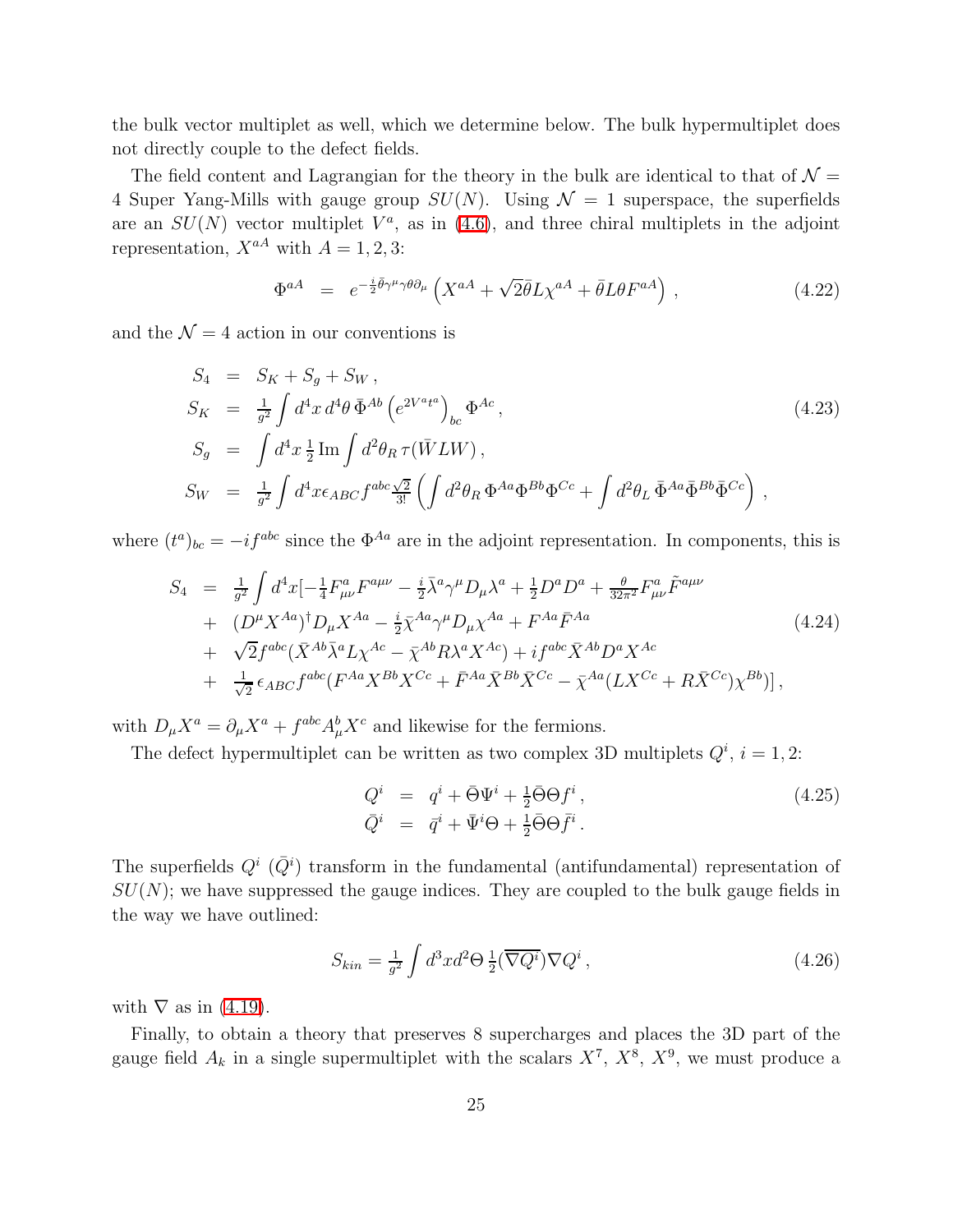the bulk vector multiplet as well, which we determine below. The bulk hypermultiplet does not directly couple to the defect fields.

The field content and Lagrangian for the theory in the bulk are identical to that of $\mathcal{N} = 4$ Super Yang-Mills with gauge group $SU(N)$. Using $\mathcal{N} = 1$ superspace, the superfields are an $SU(N)$ vector multiplet $V^a$, as in (4.6), and three chiral multiplets in the adjoint representation, $X^{aA}$ with $A = 1, 2, 3$:

$$\Phi^{aA} \;=\; e^{-\frac{i}{2}\bar{\theta}\gamma^\mu\gamma\theta\partial_\mu}\left(X^{aA} + \sqrt{2}\bar{\theta}L\chi^{aA} + \bar{\theta}L\theta F^{aA}\right)\,, \tag{4.22}$$

and the $\mathcal{N} = 4$ action in our conventions is

$$\begin{aligned}
S_4 &= S_K + S_g + S_W\,,\\
S_K &= \tfrac{1}{g^2}\int d^4x\, d^4\theta\, \bar{\Phi}^{Ab}\left(e^{2V^a t^a}\right)_{bc}\Phi^{Ac}\,,\\
S_g &= \int d^4x\, \tfrac{1}{2}\,\mathrm{Im}\int d^2\theta_R\, \tau(\bar{W}LW)\,,\\
S_W &= \tfrac{1}{g^2}\int d^4x \epsilon_{ABC} f^{abc}\tfrac{\sqrt{2}}{3!}\left(\int d^2\theta_R\, \Phi^{Aa}\Phi^{Bb}\Phi^{Cc} + \int d^2\theta_L\, \bar{\Phi}^{Aa}\bar{\Phi}^{Bb}\bar{\Phi}^{Cc}\right)\,,
\end{aligned} \tag{4.23}$$

where $(t^a)_{bc} = -if^{abc}$ since the $\Phi^{Aa}$ are in the adjoint representation. In components, this is

$$\begin{aligned}
S_4 &= \tfrac{1}{g^2}\int d^4x[-\tfrac{1}{4}F^a_{\mu\nu}F^{a\mu\nu} - \tfrac{i}{2}\bar{\lambda}^a\gamma^\mu D_\mu\lambda^a + \tfrac{1}{2}D^aD^a + \tfrac{\theta}{32\pi^2}F^a_{\mu\nu}\tilde{F}^{a\mu\nu}\\
&+ (D^\mu X^{Aa})^\dagger D_\mu X^{Aa} - \tfrac{i}{2}\bar{\chi}^{Aa}\gamma^\mu D_\mu\chi^{Aa} + F^{Aa}\bar{F}^{Aa}\\
&+ \sqrt{2}f^{abc}(\bar{X}^{Ab}\bar{\lambda}^a L\chi^{Ac} - \bar{\chi}^{Ab}R\lambda^a X^{Ac}) + if^{abc}\bar{X}^{Ab}D^aX^{Ac}\\
&+ \tfrac{1}{\sqrt{2}}\epsilon_{ABC}f^{abc}(F^{Aa}X^{Bb}X^{Cc} + \bar{F}^{Aa}\bar{X}^{Bb}\bar{X}^{Cc} - \bar{\chi}^{Aa}(LX^{Cc} + R\bar{X}^{Cc})\chi^{Bb})]\,,
\end{aligned} \tag{4.24}$$

with $D_\mu X^a = \partial_\mu X^a + f^{abc}A^b_\mu X^c$ and likewise for the fermions.

The defect hypermultiplet can be written as two complex 3D multiplets $Q^i$, $i = 1, 2$:

$$\begin{aligned}
Q^i &= q^i + \bar{\Theta}\Psi^i + \tfrac{1}{2}\bar{\Theta}\Theta f^i\,,\\
\bar{Q}^i &= \bar{q}^i + \bar{\Psi}^i\Theta + \tfrac{1}{2}\bar{\Theta}\Theta\bar{f}^i\,.
\end{aligned} \tag{4.25}$$

The superfields $Q^i$ ($\bar{Q}^i$) transform in the fundamental (antifundamental) representation of $SU(N)$; we have suppressed the gauge indices. They are coupled to the bulk gauge fields in the way we have outlined:

$$S_{kin} = \tfrac{1}{g^2}\int d^3x d^2\Theta\, \tfrac{1}{2}(\overline{\nabla Q^i})\nabla Q^i\,, \tag{4.26}$$

with $\nabla$ as in (4.19).

Finally, to obtain a theory that preserves 8 supercharges and places the 3D part of the gauge field $A_k$ in a single supermultiplet with the scalars $X^7$, $X^8$, $X^9$, we must produce a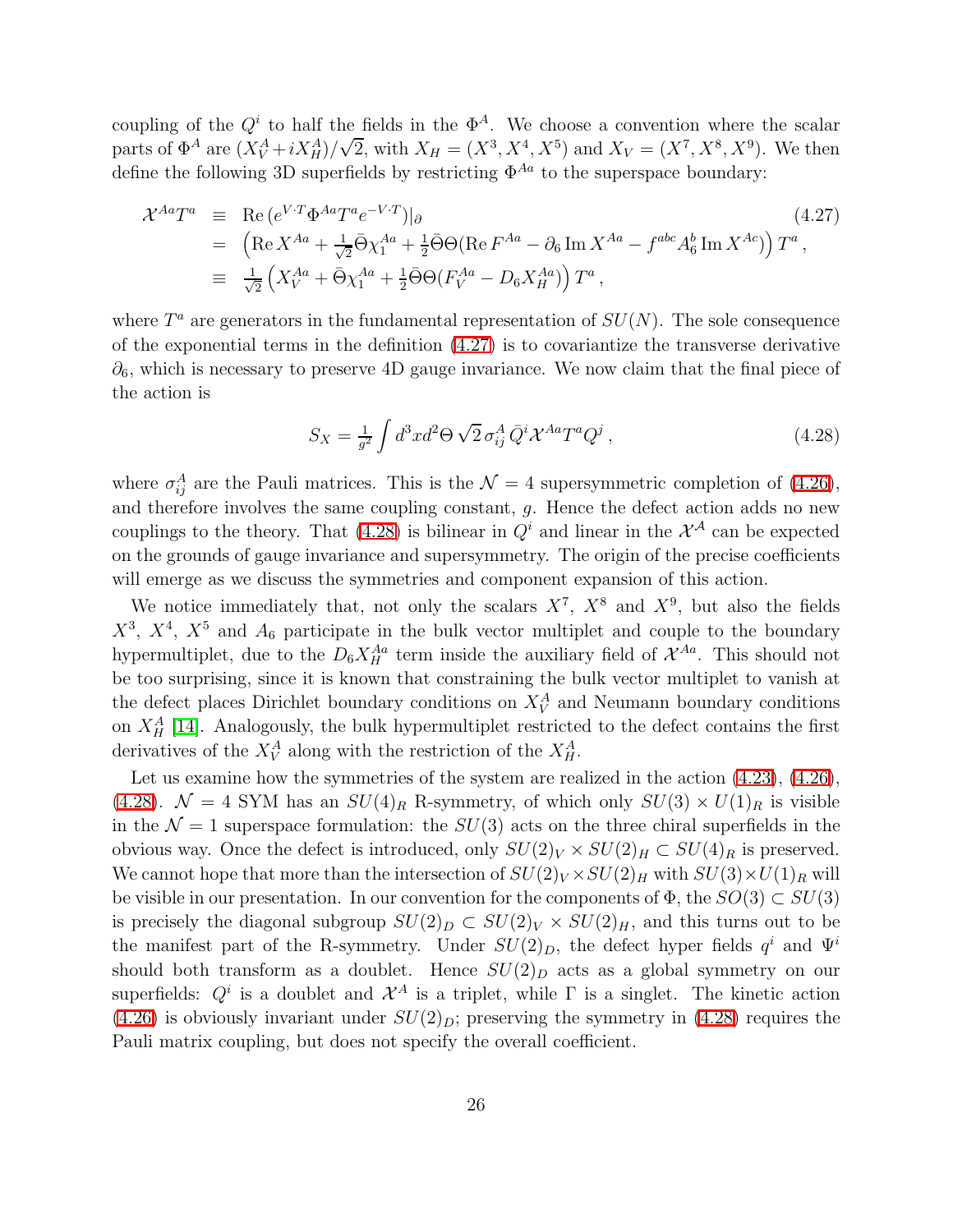coupling of the $Q^i$ to half the fields in the $\Phi^A$. We choose a convention where the scalar parts of $\Phi^A$ are $(X_V^A + iX_H^A)/\sqrt{2}$, with $X_H = (X^3, X^4, X^5)$ and $X_V = (X^7, X^8, X^9)$. We then define the following 3D superfields by restricting $\Phi^{Aa}$ to the superspace boundary:

$$
\begin{aligned}
\mathcal{X}^{Aa} T^a &\equiv \mathrm{Re}\,(e^{V\cdot T} \Phi^{Aa} T^a e^{-V\cdot T})|_\partial \qquad (4.27)\\
&= \left(\mathrm{Re}\, X^{Aa} + \tfrac{1}{\sqrt{2}} \bar{\Theta}\chi_1^{Aa} + \tfrac{1}{2}\bar{\Theta}\Theta(\mathrm{Re}\, F^{Aa} - \partial_6 \,\mathrm{Im}\, X^{Aa} - f^{abc} A_6^b \,\mathrm{Im}\, X^{Ac})\right) T^a\,,\\
&\equiv \tfrac{1}{\sqrt{2}}\left(X_V^{Aa} + \bar{\Theta}\chi_1^{Aa} + \tfrac{1}{2}\bar{\Theta}\Theta(F_V^{Aa} - D_6 X_H^{Aa})\right) T^a\,,
\end{aligned}
$$

where $T^a$ are generators in the fundamental representation of $SU(N)$. The sole consequence of the exponential terms in the definition (4.27) is to covariantize the transverse derivative $\partial_6$, which is necessary to preserve 4D gauge invariance. We now claim that the final piece of the action is

$$
S_X = \tfrac{1}{g^2} \int d^3x d^2\Theta \, \sqrt{2}\, \sigma_{ij}^A \, \bar{Q}^i \mathcal{X}^{Aa} T^a Q^j\,, \qquad (4.28)
$$

where $\sigma_{ij}^A$ are the Pauli matrices. This is the $\mathcal{N} = 4$ supersymmetric completion of (4.26), and therefore involves the same coupling constant, $g$. Hence the defect action adds no new couplings to the theory. That (4.28) is bilinear in $Q^i$ and linear in the $\mathcal{X}^{\mathcal{A}}$ can be expected on the grounds of gauge invariance and supersymmetry. The origin of the precise coefficients will emerge as we discuss the symmetries and component expansion of this action.

We notice immediately that, not only the scalars $X^7$, $X^8$ and $X^9$, but also the fields $X^3$, $X^4$, $X^5$ and $A_6$ participate in the bulk vector multiplet and couple to the boundary hypermultiplet, due to the $D_6 X_H^{Aa}$ term inside the auxiliary field of $\mathcal{X}^{Aa}$. This should not be too surprising, since it is known that constraining the bulk vector multiplet to vanish at the defect places Dirichlet boundary conditions on $X_V^A$ and Neumann boundary conditions on $X_H^A$ [14]. Analogously, the bulk hypermultiplet restricted to the defect contains the first derivatives of the $X_V^A$ along with the restriction of the $X_H^A$.

Let us examine how the symmetries of the system are realized in the action (4.23), (4.26), (4.28). $\mathcal{N} = 4$ SYM has an $SU(4)_R$ R-symmetry, of which only $SU(3) \times U(1)_R$ is visible in the $\mathcal{N} = 1$ superspace formulation: the $SU(3)$ acts on the three chiral superfields in the obvious way. Once the defect is introduced, only $SU(2)_V \times SU(2)_H \subset SU(4)_R$ is preserved. We cannot hope that more than the intersection of $SU(2)_V \times SU(2)_H$ with $SU(3) \times U(1)_R$ will be visible in our presentation. In our convention for the components of $\Phi$, the $SO(3) \subset SU(3)$ is precisely the diagonal subgroup $SU(2)_D \subset SU(2)_V \times SU(2)_H$, and this turns out to be the manifest part of the R-symmetry. Under $SU(2)_D$, the defect hyper fields $q^i$ and $\Psi^i$ should both transform as a doublet. Hence $SU(2)_D$ acts as a global symmetry on our superfields: $Q^i$ is a doublet and $\mathcal{X}^A$ is a triplet, while $\Gamma$ is a singlet. The kinetic action (4.26) is obviously invariant under $SU(2)_D$; preserving the symmetry in (4.28) requires the Pauli matrix coupling, but does not specify the overall coefficient.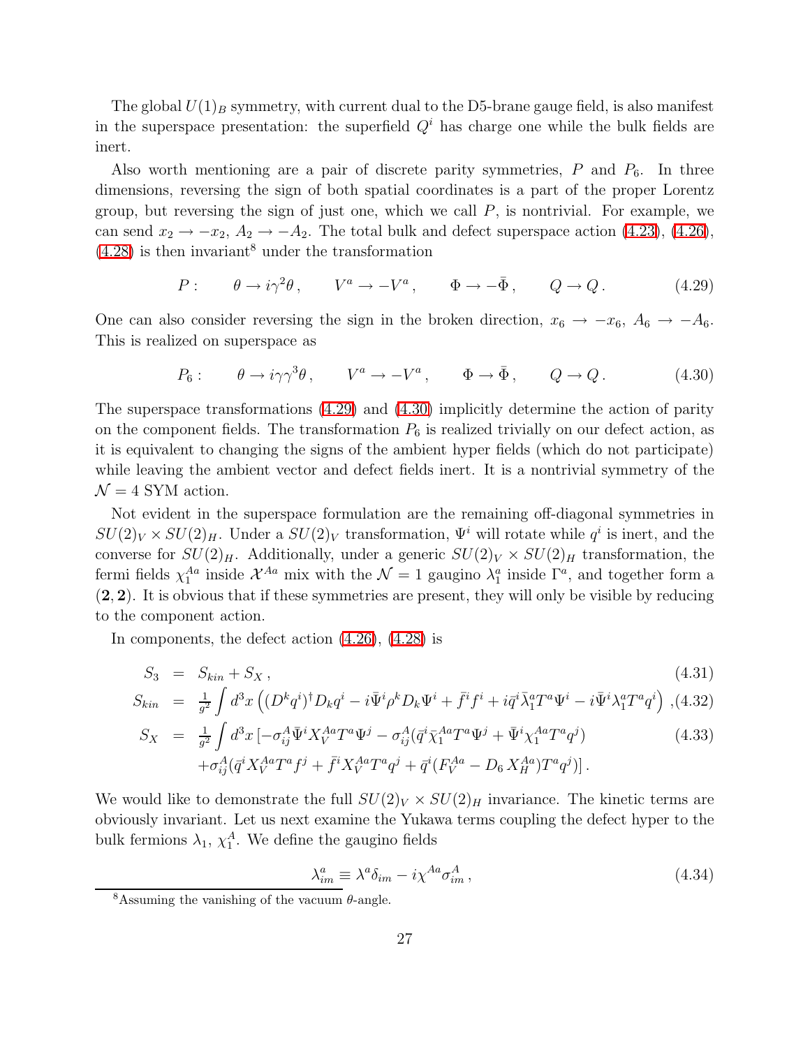The global $U(1)_B$ symmetry, with current dual to the D5-brane gauge field, is also manifest in the superspace presentation: the superfield $Q^i$ has charge one while the bulk fields are inert.

Also worth mentioning are a pair of discrete parity symmetries, $P$ and $P_6$. In three dimensions, reversing the sign of both spatial coordinates is a part of the proper Lorentz group, but reversing the sign of just one, which we call $P$, is nontrivial. For example, we can send $x_2 \to -x_2$, $A_2 \to -A_2$. The total bulk and defect superspace action (4.23), (4.26), (4.28) is then invariant[8] under the transformation

$$P: \qquad \theta \to i\gamma^2\theta\,, \qquad V^a \to -V^a\,, \qquad \Phi \to -\bar{\Phi}\,, \qquad Q \to Q\,. \tag{4.29}$$

One can also consider reversing the sign in the broken direction, $x_6 \to -x_6$, $A_6 \to -A_6$. This is realized on superspace as

$$P_6: \qquad \theta \to i\gamma\gamma^3\theta\,, \qquad V^a \to -V^a\,, \qquad \Phi \to \bar{\Phi}\,, \qquad Q \to Q\,. \tag{4.30}$$

The superspace transformations (4.29) and (4.30) implicitly determine the action of parity on the component fields. The transformation $P_6$ is realized trivially on our defect action, as it is equivalent to changing the signs of the ambient hyper fields (which do not participate) while leaving the ambient vector and defect fields inert. It is a nontrivial symmetry of the $\mathcal{N}=4$ SYM action.

Not evident in the superspace formulation are the remaining off-diagonal symmetries in $SU(2)_V \times SU(2)_H$. Under a $SU(2)_V$ transformation, $\Psi^i$ will rotate while $q^i$ is inert, and the converse for $SU(2)_H$. Additionally, under a generic $SU(2)_V \times SU(2)_H$ transformation, the fermi fields $\chi_1^{Aa}$ inside $\mathcal{X}^{Aa}$ mix with the $\mathcal{N}=1$ gaugino $\lambda_1^a$ inside $\Gamma^a$, and together form a $(\mathbf{2},\mathbf{2})$. It is obvious that if these symmetries are present, they will only be visible by reducing to the component action.

In components, the defect action (4.26), (4.28) is

$$S_3 \;=\; S_{kin} + S_X\,, \tag{4.31}$$

$$S_{kin} \;=\; \tfrac{1}{g^2}\int d^3x \left( (D^k q^i)^\dagger D_k q^i - i\bar{\Psi}^i \rho^k D_k \Psi^i + \bar{f}^i f^i + i\bar{q}^i \bar{\lambda}_1^a T^a \Psi^i - i\bar{\Psi}^i \lambda_1^a T^a q^i \right), \tag{4.32}$$

$$\begin{aligned} S_X \;=\; & \tfrac{1}{g^2}\int d^3x \,[-\sigma_{ij}^A \bar{\Psi}^i X_V^{Aa} T^a \Psi^j - \sigma_{ij}^A (\bar{q}^i \bar{\chi}_1^{Aa} T^a \Psi^j + \bar{\Psi}^i \chi_1^{Aa} T^a q^j) \\ & + \sigma_{ij}^A (\bar{q}^i X_V^{Aa} T^a f^j + \bar{f}^i X_V^{Aa} T^a q^j + \bar{q}^i (F_V^{Aa} - D_6\, X_H^{Aa}) T^a q^j)]\,. \end{aligned} \tag{4.33}$$

We would like to demonstrate the full $SU(2)_V \times SU(2)_H$ invariance. The kinetic terms are obviously invariant. Let us next examine the Yukawa terms coupling the defect hyper to the bulk fermions $\lambda_1$, $\chi_1^A$. We define the gaugino fields

$$\lambda_{im}^a \equiv \lambda^a \delta_{im} - i\chi^{Aa}\sigma_{im}^A\,, \tag{4.34}$$

[8] Assuming the vanishing of the vacuum $\theta$-angle.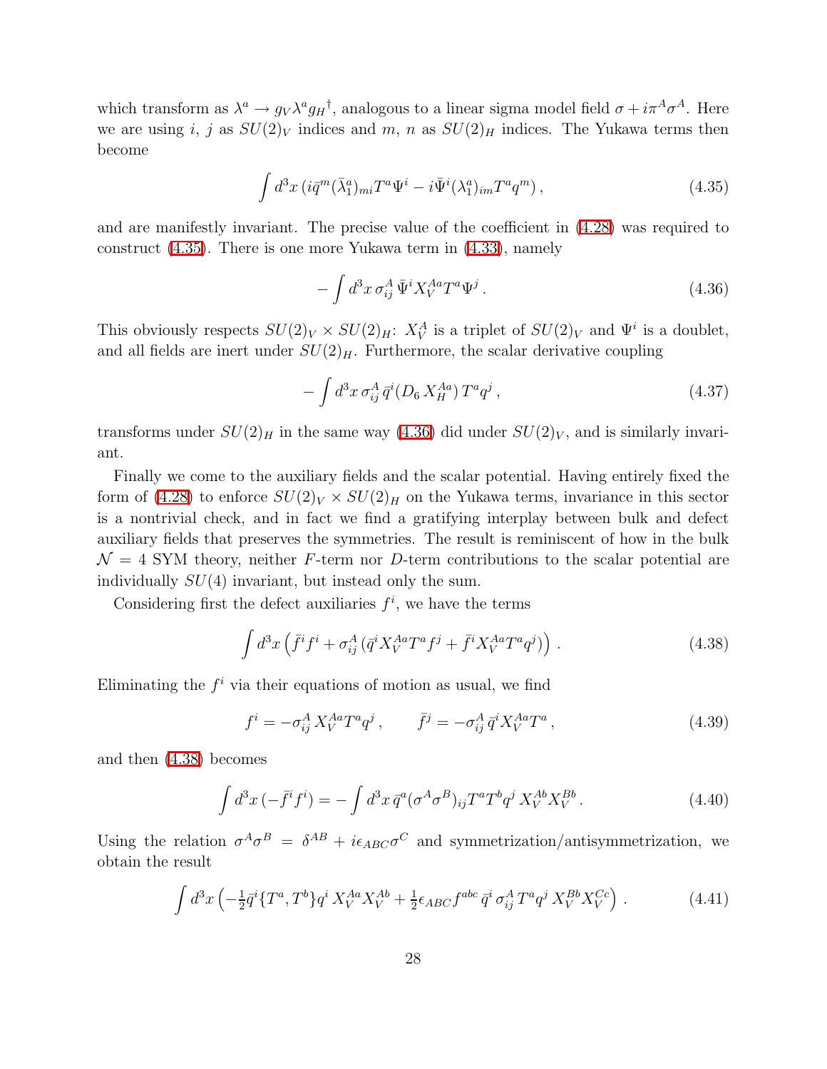which transform as $\lambda^a \to g_V \lambda^a g_H{}^\dagger$, analogous to a linear sigma model field $\sigma + i\pi^A\sigma^A$. Here we are using $i$, $j$ as $SU(2)_V$ indices and $m$, $n$ as $SU(2)_H$ indices. The Yukawa terms then become

$$\int d^3x \left( i\bar{q}^m (\bar{\lambda}_1^a)_{mi} T^a \Psi^i - i\bar{\Psi}^i (\lambda_1^a)_{im} T^a q^m \right), \tag{4.35}$$

and are manifestly invariant. The precise value of the coefficient in (4.28) was required to construct (4.35). There is one more Yukawa term in (4.33), namely

$$-\int d^3x \, \sigma_{ij}^A \, \bar{\Psi}^i X_V^{Aa} T^a \Psi^j \,. \tag{4.36}$$

This obviously respects $SU(2)_V \times SU(2)_H$: $X_V^A$ is a triplet of $SU(2)_V$ and $\Psi^i$ is a doublet, and all fields are inert under $SU(2)_H$. Furthermore, the scalar derivative coupling

$$-\int d^3x \, \sigma_{ij}^A \, \bar{q}^i (D_6 \, X_H^{Aa}) \, T^a q^j \,, \tag{4.37}$$

transforms under $SU(2)_H$ in the same way (4.36) did under $SU(2)_V$, and is similarly invariant.

Finally we come to the auxiliary fields and the scalar potential. Having entirely fixed the form of (4.28) to enforce $SU(2)_V \times SU(2)_H$ on the Yukawa terms, invariance in this sector is a nontrivial check, and in fact we find a gratifying interplay between bulk and defect auxiliary fields that preserves the symmetries. The result is reminiscent of how in the bulk $\mathcal{N} = 4$ SYM theory, neither $F$-term nor $D$-term contributions to the scalar potential are individually $SU(4)$ invariant, but instead only the sum.

Considering first the defect auxiliaries $f^i$, we have the terms

$$\int d^3x \left( \bar{f}^i f^i + \sigma_{ij}^A \left( \bar{q}^i X_V^{Aa} T^a f^j + \bar{f}^i X_V^{Aa} T^a q^j \right) \right) . \tag{4.38}$$

Eliminating the $f^i$ via their equations of motion as usual, we find

$$f^i = -\sigma_{ij}^A \, X_V^{Aa} T^a q^j \,, \qquad \bar{f}^j = -\sigma_{ij}^A \, \bar{q}^i X_V^{Aa} T^a \,, \tag{4.39}$$

and then (4.38) becomes

$$\int d^3x \, (-\bar{f}^i f^i) = -\int d^3x \, \bar{q}^a (\sigma^A \sigma^B)_{ij} T^a T^b q^j \, X_V^{Ab} X_V^{Bb} \,. \tag{4.40}$$

Using the relation $\sigma^A \sigma^B = \delta^{AB} + i\epsilon_{ABC}\sigma^C$ and symmetrization/antisymmetrization, we obtain the result

$$\int d^3x \left( -\tfrac{1}{2} \bar{q}^i \{T^a, T^b\} q^i \, X_V^{Aa} X_V^{Ab} + \tfrac{1}{2} \epsilon_{ABC} f^{abc} \, \bar{q}^i \, \sigma_{ij}^A \, T^a q^j \, X_V^{Bb} X_V^{Cc} \right) . \tag{4.41}$$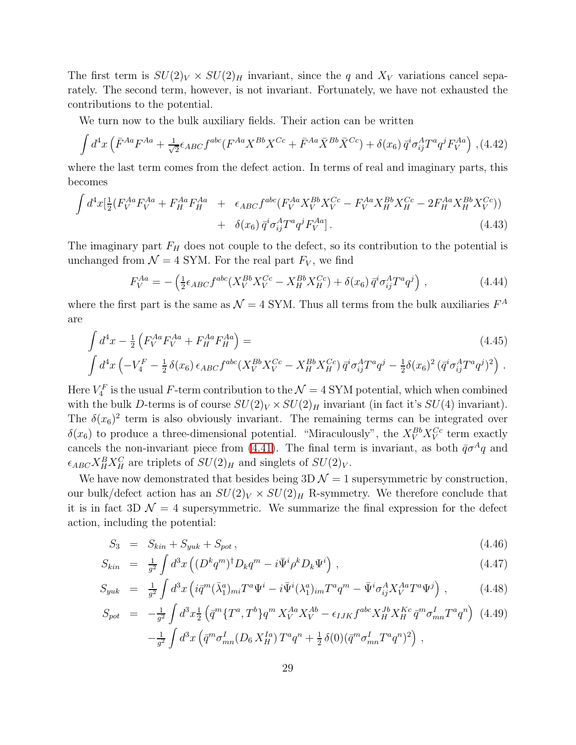The first term is $SU(2)_V \times SU(2)_H$ invariant, since the $q$ and $X_V$ variations cancel separately. The second term, however, is not invariant. Fortunately, we have not exhausted the contributions to the potential.

We turn now to the bulk auxiliary fields. Their action can be written

$$\int d^4x \left(\bar{F}^{Aa}F^{Aa} + \tfrac{1}{\sqrt{2}}\epsilon_{ABC}f^{abc}(F^{Aa}X^{Bb}X^{Cc} + \bar{F}^{Aa}\bar{X}^{Bb}\bar{X}^{Cc}) + \delta(x_6)\,\bar{q}^i\sigma^A_{ij}T^a q^j F^{Aa}_V\right) , \tag{4.42}$$

where the last term comes from the defect action. In terms of real and imaginary parts, this becomes

$$\begin{aligned}\int d^4x[\tfrac{1}{2}(F^{Aa}_V F^{Aa}_V + F^{Aa}_H F^{Aa}_H \quad &+ \quad \epsilon_{ABC}f^{abc}(F^{Aa}_V X^{Bb}_V X^{Cc}_V - F^{Aa}_V X^{Bb}_H X^{Cc}_H - 2F^{Aa}_H X^{Bb}_H X^{Cc}_V)) \\ &+ \quad \delta(x_6)\,\bar{q}^i\sigma^A_{ij}T^a q^j F^{Aa}_V] \,. \end{aligned} \tag{4.43}$$

The imaginary part $F_H$ does not couple to the defect, so its contribution to the potential is unchanged from $\mathcal{N}=4$ SYM. For the real part $F_V$, we find

$$F^{Aa}_V = -\left(\tfrac{1}{2}\epsilon_{ABC}f^{abc}(X^{Bb}_V X^{Cc}_V - X^{Bb}_H X^{Cc}_H) + \delta(x_6)\,\bar{q}^i\sigma^A_{ij}T^a q^j\right) , \tag{4.44}$$

where the first part is the same as $\mathcal{N}=4$ SYM. Thus all terms from the bulk auxiliaries $F^A$ are

$$\begin{aligned} &\int d^4x - \tfrac{1}{2}\left(F^{Aa}_V F^{Aa}_V + F^{Aa}_H F^{Aa}_H\right) = \\ &\int d^4x\left(-V^F_4 - \tfrac{1}{2}\,\delta(x_6)\,\epsilon_{ABC}f^{abc}(X^{Bb}_V X^{Cc}_V - X^{Bb}_H X^{Cc}_H)\,\bar{q}^i\sigma^A_{ij}T^a q^j - \tfrac{1}{2}\delta(x_6)^2\,(\bar{q}^i\sigma^A_{ij}T^a q^j)^2\right) . \end{aligned} \tag{4.45}$$

Here $V^F_4$ is the usual $F$-term contribution to the $\mathcal{N}=4$ SYM potential, which when combined with the bulk $D$-terms is of course $SU(2)_V \times SU(2)_H$ invariant (in fact it's $SU(4)$ invariant). The $\delta(x_6)^2$ term is also obviously invariant. The remaining terms can be integrated over $\delta(x_6)$ to produce a three-dimensional potential. "Miraculously", the $X^{Bb}_V X^{Cc}_V$ term exactly cancels the non-invariant piece from (4.41). The final term is invariant, as both $\bar{q}\sigma^A q$ and $\epsilon_{ABC}X^B_H X^C_H$ are triplets of $SU(2)_H$ and singlets of $SU(2)_V$.

We have now demonstrated that besides being 3D $\mathcal{N}=1$ supersymmetric by construction, our bulk/defect action has an $SU(2)_V \times SU(2)_H$ R-symmetry. We therefore conclude that it is in fact 3D $\mathcal{N}=4$ supersymmetric. We summarize the final expression for the defect action, including the potential:

$$S_3 = S_{kin} + S_{yuk} + S_{pot}\,, \tag{4.46}$$

$$S_{kin} = \tfrac{1}{g^2}\int d^3x\left((D^k q^m)^\dagger D_k q^m - i\bar{\Psi}^i\rho^k D_k\Psi^i\right) , \tag{4.47}$$

$$S_{yuk} = \tfrac{1}{g^2}\int d^3x\left(i\bar{q}^m(\bar{\lambda}^a_1)_{mi}T^a\Psi^i - i\bar{\Psi}^i(\lambda^a_1)_{im}T^a q^m - \bar{\Psi}^i\sigma^A_{ij}X^{Aa}_V T^a\Psi^j\right) , \tag{4.48}$$

$$\begin{aligned} S_{pot} = &-\tfrac{1}{g^2}\int d^3x\tfrac{1}{2}\left(\bar{q}^m\{T^a,T^b\}q^m\,X^{Aa}_V X^{Ab}_V - \epsilon_{IJK}f^{abc}X^{Jb}_H X^{Kc}_H\,\bar{q}^m\sigma^I_{mn}T^a q^n\right) \\ &-\tfrac{1}{g^2}\int d^3x\left(\bar{q}^m\sigma^I_{mn}(D_6\,X^{Ia}_H)\,T^a q^n + \tfrac{1}{2}\,\delta(0)(\bar{q}^m\sigma^I_{mn}T^a q^n)^2\right) , \end{aligned} \tag{4.49}$$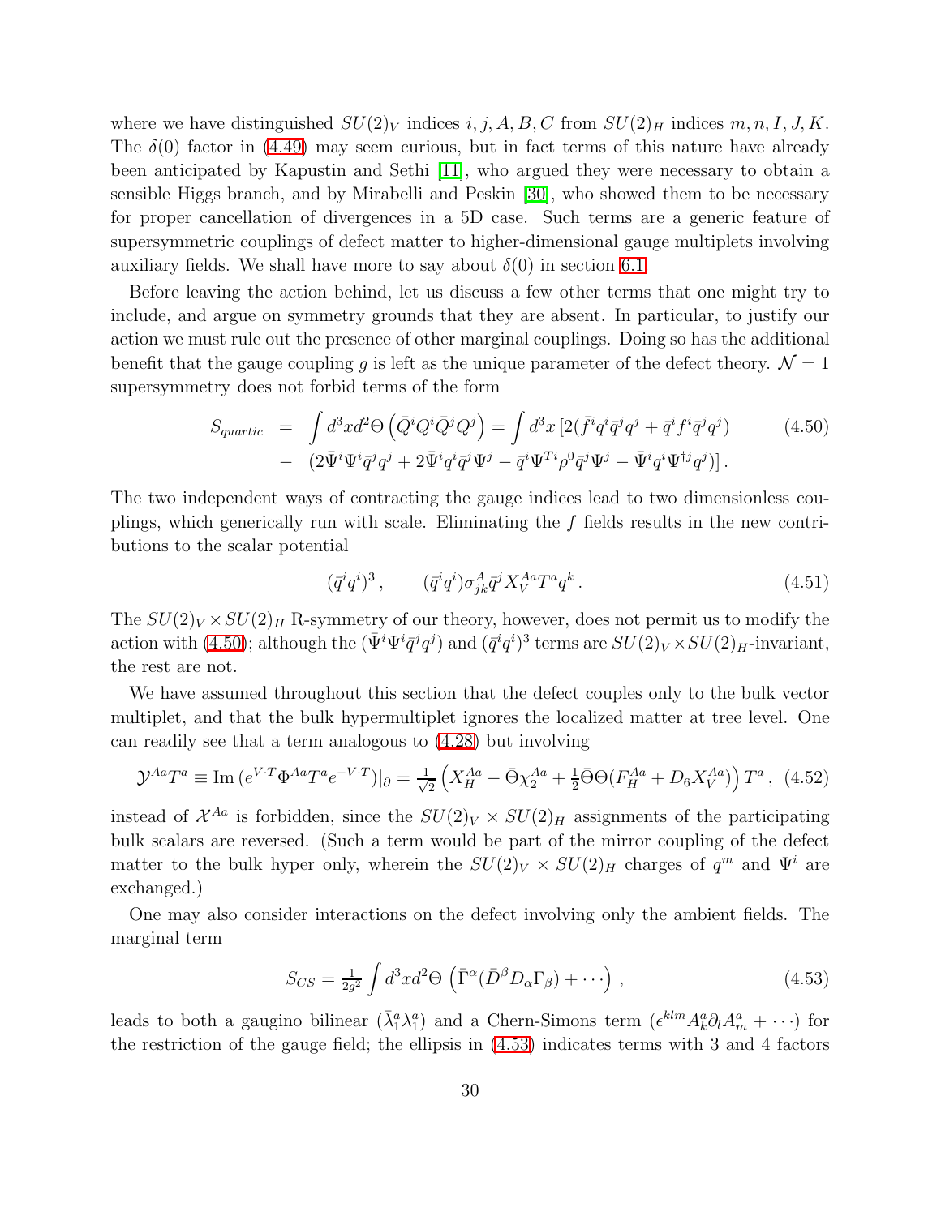where we have distinguished $SU(2)_V$ indices $i, j, A, B, C$ from $SU(2)_H$ indices $m, n, I, J, K$. The $\delta(0)$ factor in (4.49) may seem curious, but in fact terms of this nature have already been anticipated by Kapustin and Sethi [11], who argued they were necessary to obtain a sensible Higgs branch, and by Mirabelli and Peskin [30], who showed them to be necessary for proper cancellation of divergences in a 5D case. Such terms are a generic feature of supersymmetric couplings of defect matter to higher-dimensional gauge multiplets involving auxiliary fields. We shall have more to say about $\delta(0)$ in section 6.1.

Before leaving the action behind, let us discuss a few other terms that one might try to include, and argue on symmetry grounds that they are absent. In particular, to justify our action we must rule out the presence of other marginal couplings. Doing so has the additional benefit that the gauge coupling $g$ is left as the unique parameter of the defect theory. $\mathcal{N} = 1$ supersymmetry does not forbid terms of the form

$$
\begin{aligned}
S_{quartic} &= \int d^3x d^2\Theta \left(\bar{Q}^i Q^i \bar{Q}^j Q^j\right) = \int d^3x \, [2(\bar{f}^i q^i \bar{q}^j q^j + \bar{q}^i f^i \bar{q}^j q^j) \\
&- \, (2\bar{\Psi}^i \Psi^i \bar{q}^j q^j + 2\bar{\Psi}^i q^i \bar{q}^j \Psi^j - \bar{q}^i \Psi^{Ti} \rho^0 \bar{q}^j \Psi^j - \bar{\Psi}^i q^i \Psi^{\dagger j} q^j)] \, .
\end{aligned} \tag{4.50}
$$

The two independent ways of contracting the gauge indices lead to two dimensionless couplings, which generically run with scale. Eliminating the $f$ fields results in the new contributions to the scalar potential

$$
(\bar{q}^i q^i)^3 \, , \qquad (\bar{q}^i q^i) \sigma^A_{jk} \bar{q}^j X_V^{Aa} T^a q^k \, . \tag{4.51}
$$

The $SU(2)_V \times SU(2)_H$ R-symmetry of our theory, however, does not permit us to modify the action with (4.50); although the $(\bar{\Psi}^i \Psi^i \bar{q}^j q^j)$ and $(\bar{q}^i q^i)^3$ terms are $SU(2)_V \times SU(2)_H$-invariant, the rest are not.

We have assumed throughout this section that the defect couples only to the bulk vector multiplet, and that the bulk hypermultiplet ignores the localized matter at tree level. One can readily see that a term analogous to (4.28) but involving

$$
\mathcal{Y}^{Aa} T^a \equiv \mathrm{Im} \, (e^{V \cdot T} \Phi^{Aa} T^a e^{-V \cdot T})|_\partial = \tfrac{1}{\sqrt{2}} \left( X_H^{Aa} - \bar{\Theta} \chi_2^{Aa} + \tfrac{1}{2} \bar{\Theta} \Theta (F_H^{Aa} + D_6 X_V^{Aa}) \right) T^a \, , \tag{4.52}
$$

instead of $\mathcal{X}^{Aa}$ is forbidden, since the $SU(2)_V \times SU(2)_H$ assignments of the participating bulk scalars are reversed. (Such a term would be part of the mirror coupling of the defect matter to the bulk hyper only, wherein the $SU(2)_V \times SU(2)_H$ charges of $q^m$ and $\Psi^i$ are exchanged.)

One may also consider interactions on the defect involving only the ambient fields. The marginal term

$$
S_{CS} = \tfrac{1}{2g^2} \int d^3x d^2\Theta \, \left( \bar{\Gamma}^\alpha (\bar{D}^\beta D_\alpha \Gamma_\beta) + \cdots \right) \, , \tag{4.53}
$$

leads to both a gaugino bilinear $(\bar{\lambda}_1^a \lambda_1^a)$ and a Chern-Simons term $(\epsilon^{klm} A_k^a \partial_l A_m^a + \cdots)$ for the restriction of the gauge field; the ellipsis in (4.53) indicates terms with 3 and 4 factors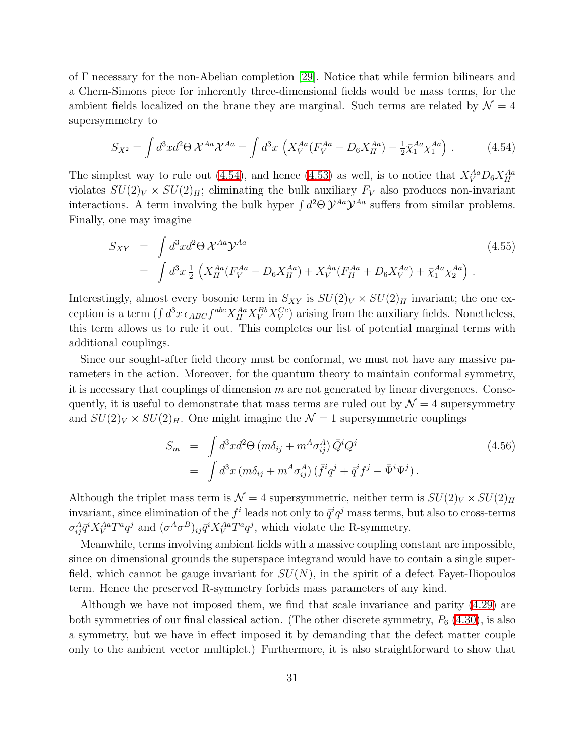of Γ necessary for the non-Abelian completion [29]. Notice that while fermion bilinears and a Chern-Simons piece for inherently three-dimensional fields would be mass terms, for the ambient fields localized on the brane they are marginal. Such terms are related by $\mathcal{N}=4$ supersymmetry to

$$S_{X^2} = \int d^3x d^2\Theta\, \mathcal{X}^{Aa}\mathcal{X}^{Aa} = \int d^3x \left( X_V^{Aa}(F_V^{Aa} - D_6 X_H^{Aa}) - \tfrac{1}{2}\bar{\chi}_1^{Aa}\chi_1^{Aa} \right) . \tag{4.54}$$

The simplest way to rule out (4.54), and hence (4.53) as well, is to notice that $X_V^{Aa} D_6 X_H^{Aa}$ violates $SU(2)_V \times SU(2)_H$; eliminating the bulk auxiliary $F_V$ also produces non-invariant interactions. A term involving the bulk hyper $\int d^2\Theta\, \mathcal{Y}^{Aa}\mathcal{Y}^{Aa}$ suffers from similar problems. Finally, one may imagine

$$\begin{aligned} S_{XY} &= \int d^3x d^2\Theta\, \mathcal{X}^{Aa}\mathcal{Y}^{Aa} \\ &= \int d^3x\, \tfrac{1}{2} \left( X_H^{Aa}(F_V^{Aa} - D_6 X_H^{Aa}) + X_V^{Aa}(F_H^{Aa} + D_6 X_V^{Aa}) + \bar{\chi}_1^{Aa}\chi_2^{Aa} \right) . \end{aligned} \tag{4.55}$$

Interestingly, almost every bosonic term in $S_{XY}$ is $SU(2)_V \times SU(2)_H$ invariant; the one exception is a term ($\int d^3x\, \epsilon_{ABC} f^{abc} X_H^{Aa} X_V^{Bb} X_V^{Cc}$) arising from the auxiliary fields. Nonetheless, this term allows us to rule it out. This completes our list of potential marginal terms with additional couplings.

Since our sought-after field theory must be conformal, we must not have any massive parameters in the action. Moreover, for the quantum theory to maintain conformal symmetry, it is necessary that couplings of dimension $m$ are not generated by linear divergences. Consequently, it is useful to demonstrate that mass terms are ruled out by $\mathcal{N}=4$ supersymmetry and $SU(2)_V \times SU(2)_H$. One might imagine the $\mathcal{N}=1$ supersymmetric couplings

$$\begin{aligned} S_m &= \int d^3x d^2\Theta\, (m\delta_{ij} + m^A \sigma_{ij}^A)\, \bar{Q}^i Q^j \\ &= \int d^3x\, (m\delta_{ij} + m^A \sigma_{ij}^A)\, (\bar{f}^i q^j + \bar{q}^i f^j - \bar{\Psi}^i \Psi^j) . \end{aligned} \tag{4.56}$$

Although the triplet mass term is $\mathcal{N}=4$ supersymmetric, neither term is $SU(2)_V \times SU(2)_H$ invariant, since elimination of the $f^i$ leads not only to $\bar{q}^i q^j$ mass terms, but also to cross-terms $\sigma_{ij}^A \bar{q}^i X_V^{Aa} T^a q^j$ and $(\sigma^A\sigma^B)_{ij}\bar{q}^i X_V^{Aa} T^a q^j$, which violate the R-symmetry.

Meanwhile, terms involving ambient fields with a massive coupling constant are impossible, since on dimensional grounds the superspace integrand would have to contain a single superfield, which cannot be gauge invariant for $SU(N)$, in the spirit of a defect Fayet-Iliopoulos term. Hence the preserved R-symmetry forbids mass parameters of any kind.

Although we have not imposed them, we find that scale invariance and parity (4.29) are both symmetries of our final classical action. (The other discrete symmetry, $P_6$ (4.30), is also a symmetry, but we have in effect imposed it by demanding that the defect matter couple only to the ambient vector multiplet.) Furthermore, it is also straightforward to show that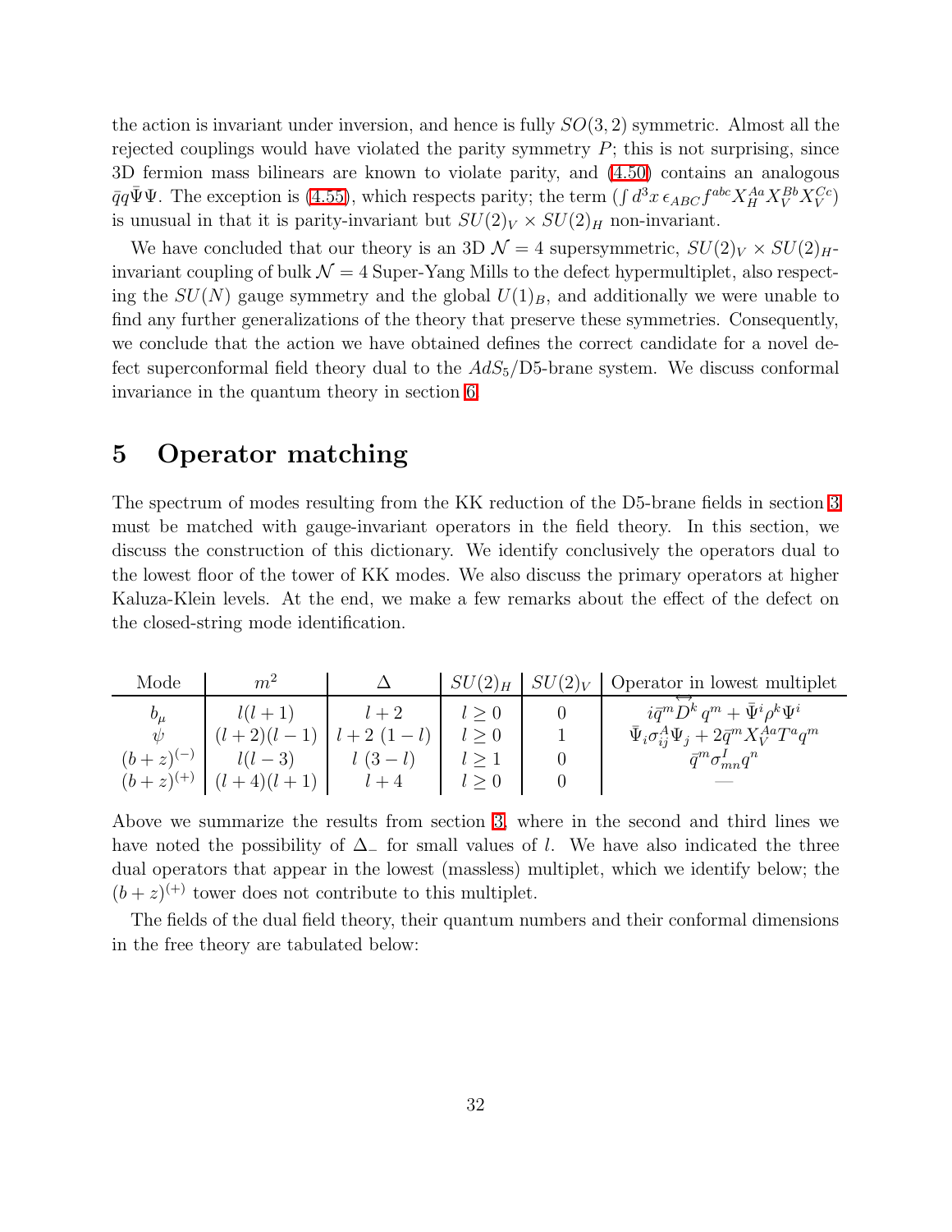the action is invariant under inversion, and hence is fully $SO(3,2)$ symmetric. Almost all the rejected couplings would have violated the parity symmetry $P$; this is not surprising, since 3D fermion mass bilinears are known to violate parity, and (4.50) contains an analogous $\bar{q}q\bar{\Psi}\Psi$. The exception is (4.55), which respects parity; the term $(\int d^3x\, \epsilon_{ABC} f^{abc} X_H^{Aa} X_V^{Bb} X_V^{Cc})$ is unusual in that it is parity-invariant but $SU(2)_V \times SU(2)_H$ non-invariant.

We have concluded that our theory is an 3D $\mathcal{N}=4$ supersymmetric, $SU(2)_V \times SU(2)_H$-invariant coupling of bulk $\mathcal{N}=4$ Super-Yang Mills to the defect hypermultiplet, also respecting the $SU(N)$ gauge symmetry and the global $U(1)_B$, and additionally we were unable to find any further generalizations of the theory that preserve these symmetries. Consequently, we conclude that the action we have obtained defines the correct candidate for a novel defect superconformal field theory dual to the $AdS_5$/D5-brane system. We discuss conformal invariance in the quantum theory in section 6.

# 5 Operator matching

The spectrum of modes resulting from the KK reduction of the D5-brane fields in section 3 must be matched with gauge-invariant operators in the field theory. In this section, we discuss the construction of this dictionary. We identify conclusively the operators dual to the lowest floor of the tower of KK modes. We also discuss the primary operators at higher Kaluza-Klein levels. At the end, we make a few remarks about the effect of the defect on the closed-string mode identification.

| Mode | $m^2$ | $\Delta$ | $SU(2)_H$ | $SU(2)_V$ | Operator in lowest multiplet |
|---|---|---|---|---|---|
| $b_\mu$ | $l(l+1)$ | $l+2$ | $l \geq 0$ | 0 | $i\bar{q}^m \overleftrightarrow{D}^k q^m + \bar{\Psi}^i \rho^k \Psi^i$ |
| $\psi$ | $(l+2)(l-1)$ | $l+2\ (1-l)$ | $l \geq 0$ | 1 | $\bar{\Psi}_i \sigma^A_{ij} \Psi_j + 2\bar{q}^m X_V^{Aa} T^a q^m$ |
| $(b+z)^{(-)}$ | $l(l-3)$ | $l\ (3-l)$ | $l \geq 1$ | 0 | $\bar{q}^m \sigma^I_{mn} q^n$ |
| $(b+z)^{(+)}$ | $(l+4)(l+1)$ | $l+4$ | $l \geq 0$ | 0 | — |

Above we summarize the results from section 3, where in the second and third lines we have noted the possibility of $\Delta_-$ for small values of $l$. We have also indicated the three dual operators that appear in the lowest (massless) multiplet, which we identify below; the $(b+z)^{(+)}$ tower does not contribute to this multiplet.

The fields of the dual field theory, their quantum numbers and their conformal dimensions in the free theory are tabulated below: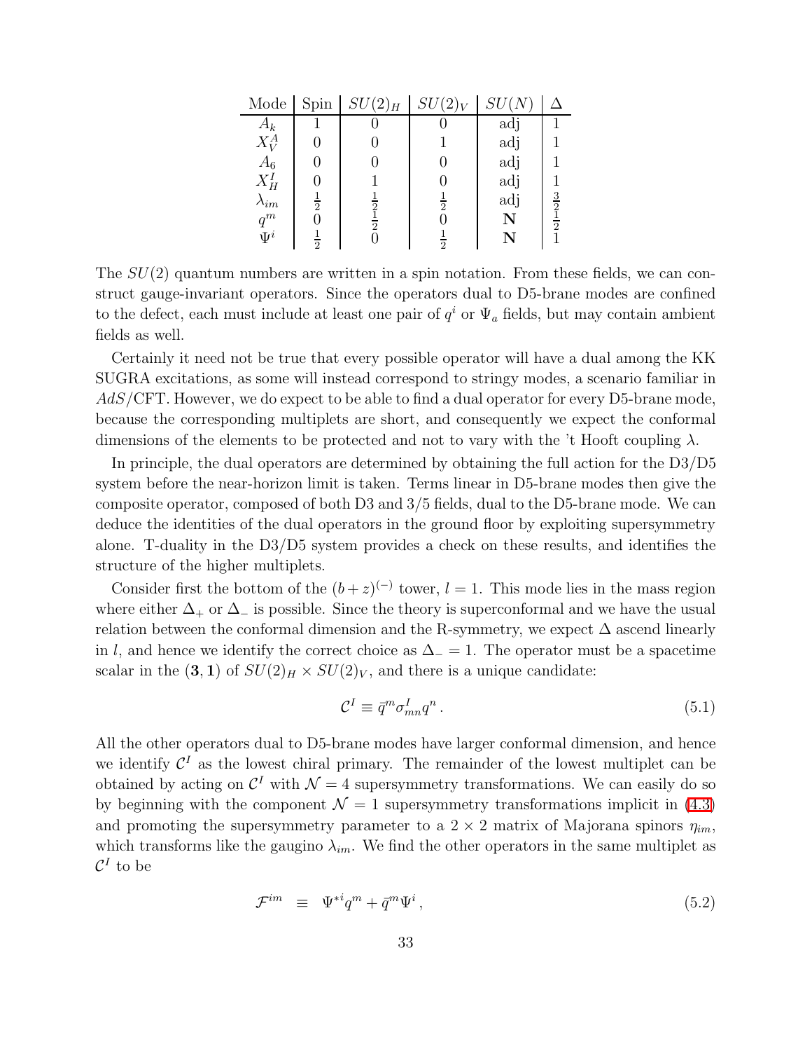| Mode | Spin | $SU(2)_H$ | $SU(2)_V$ | $SU(N)$ | $\Delta$ |
|---|---|---|---|---|---|
| $A_k$ | 1 | 0 | 0 | adj | 1 |
| $X_V^A$ | 0 | 0 | 1 | adj | 1 |
| $A_6$ | 0 | 0 | 0 | adj | 1 |
| $X_H^I$ | 0 | 1 | 0 | adj | 1 |
| $\lambda_{im}$ | $\frac{1}{2}$ | $\frac{1}{2}$ | $\frac{1}{2}$ | adj | $\frac{3}{2}$ |
| $q^m$ | 0 | $\frac{1}{2}$ | 0 | $\mathbf{N}$ | $\frac{1}{2}$ |
| $\Psi^i$ | $\frac{1}{2}$ | 0 | $\frac{1}{2}$ | $\mathbf{N}$ | 1 |

The $SU(2)$ quantum numbers are written in a spin notation. From these fields, we can construct gauge-invariant operators. Since the operators dual to D5-brane modes are confined to the defect, each must include at least one pair of $q^i$ or $\Psi_a$ fields, but may contain ambient fields as well.

Certainly it need not be true that every possible operator will have a dual among the KK SUGRA excitations, as some will instead correspond to stringy modes, a scenario familiar in $AdS$/CFT. However, we do expect to be able to find a dual operator for every D5-brane mode, because the corresponding multiplets are short, and consequently we expect the conformal dimensions of the elements to be protected and not to vary with the 't Hooft coupling $\lambda$.

In principle, the dual operators are determined by obtaining the full action for the D3/D5 system before the near-horizon limit is taken. Terms linear in D5-brane modes then give the composite operator, composed of both D3 and 3/5 fields, dual to the D5-brane mode. We can deduce the identities of the dual operators in the ground floor by exploiting supersymmetry alone. T-duality in the D3/D5 system provides a check on these results, and identifies the structure of the higher multiplets.

Consider first the bottom of the $(b+z)^{(-)}$ tower, $l=1$. This mode lies in the mass region where either $\Delta_+$ or $\Delta_-$ is possible. Since the theory is superconformal and we have the usual relation between the conformal dimension and the R-symmetry, we expect $\Delta$ ascend linearly in $l$, and hence we identify the correct choice as $\Delta_- = 1$. The operator must be a spacetime scalar in the $(\mathbf{3},\mathbf{1})$ of $SU(2)_H \times SU(2)_V$, and there is a unique candidate:

$$\mathcal{C}^I \equiv \bar{q}^m \sigma^I_{mn} q^n \,. \tag{5.1}$$

All the other operators dual to D5-brane modes have larger conformal dimension, and hence we identify $\mathcal{C}^I$ as the lowest chiral primary. The remainder of the lowest multiplet can be obtained by acting on $\mathcal{C}^I$ with $\mathcal{N}=4$ supersymmetry transformations. We can easily do so by beginning with the component $\mathcal{N}=1$ supersymmetry transformations implicit in (4.3) and promoting the supersymmetry parameter to a $2\times 2$ matrix of Majorana spinors $\eta_{im}$, which transforms like the gaugino $\lambda_{im}$. We find the other operators in the same multiplet as $\mathcal{C}^I$ to be

$$\mathcal{F}^{im} \equiv \Psi^{*i} q^m + \bar{q}^m \Psi^i \,, \tag{5.2}$$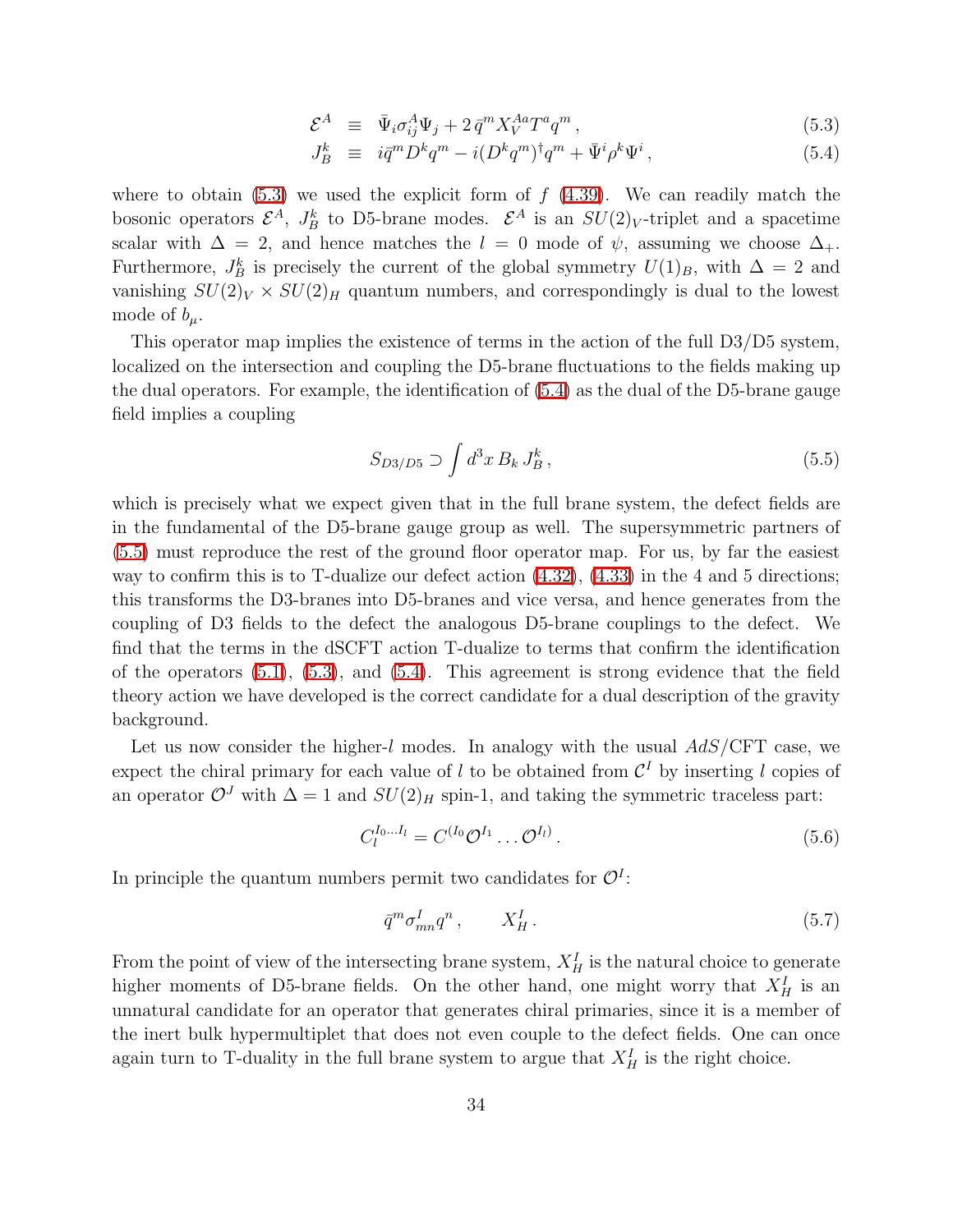$$\mathcal{E}^A \equiv \bar{\Psi}_i \sigma^A_{ij} \Psi_j + 2\,\bar{q}^m X_V^{Aa} T^a q^m\,, \tag{5.3}$$

$$J_B^k \equiv i\bar{q}^m D^k q^m - i(D^k q^m)^\dagger q^m + \bar{\Psi}^i \rho^k \Psi^i\,, \tag{5.4}$$

where to obtain (5.3) we used the explicit form of $f$ (4.39). We can readily match the bosonic operators $\mathcal{E}^A$, $J_B^k$ to D5-brane modes. $\mathcal{E}^A$ is an $SU(2)_V$-triplet and a spacetime scalar with $\Delta = 2$, and hence matches the $l = 0$ mode of $\psi$, assuming we choose $\Delta_+$. Furthermore, $J_B^k$ is precisely the current of the global symmetry $U(1)_B$, with $\Delta = 2$ and vanishing $SU(2)_V \times SU(2)_H$ quantum numbers, and correspondingly is dual to the lowest mode of $b_\mu$.

This operator map implies the existence of terms in the action of the full D3/D5 system, localized on the intersection and coupling the D5-brane fluctuations to the fields making up the dual operators. For example, the identification of (5.4) as the dual of the D5-brane gauge field implies a coupling

$$S_{D3/D5} \supset \int d^3x\, B_k\, J_B^k\,, \tag{5.5}$$

which is precisely what we expect given that in the full brane system, the defect fields are in the fundamental of the D5-brane gauge group as well. The supersymmetric partners of (5.5) must reproduce the rest of the ground floor operator map. For us, by far the easiest way to confirm this is to T-dualize our defect action (4.32), (4.33) in the 4 and 5 directions; this transforms the D3-branes into D5-branes and vice versa, and hence generates from the coupling of D3 fields to the defect the analogous D5-brane couplings to the defect. We find that the terms in the dSCFT action T-dualize to terms that confirm the identification of the operators (5.1), (5.3), and (5.4). This agreement is strong evidence that the field theory action we have developed is the correct candidate for a dual description of the gravity background.

Let us now consider the higher-$l$ modes. In analogy with the usual $AdS$/CFT case, we expect the chiral primary for each value of $l$ to be obtained from $\mathcal{C}^I$ by inserting $l$ copies of an operator $\mathcal{O}^J$ with $\Delta = 1$ and $SU(2)_H$ spin-1, and taking the symmetric traceless part:

$$C_l^{I_0 \ldots I_l} = C^{(I_0} \mathcal{O}^{I_1} \ldots \mathcal{O}^{I_l)}\,. \tag{5.6}$$

In principle the quantum numbers permit two candidates for $\mathcal{O}^I$:

$$\bar{q}^m \sigma^I_{mn} q^n\,, \qquad X_H^I\,. \tag{5.7}$$

From the point of view of the intersecting brane system, $X_H^I$ is the natural choice to generate higher moments of D5-brane fields. On the other hand, one might worry that $X_H^I$ is an unnatural candidate for an operator that generates chiral primaries, since it is a member of the inert bulk hypermultiplet that does not even couple to the defect fields. One can once again turn to T-duality in the full brane system to argue that $X_H^I$ is the right choice.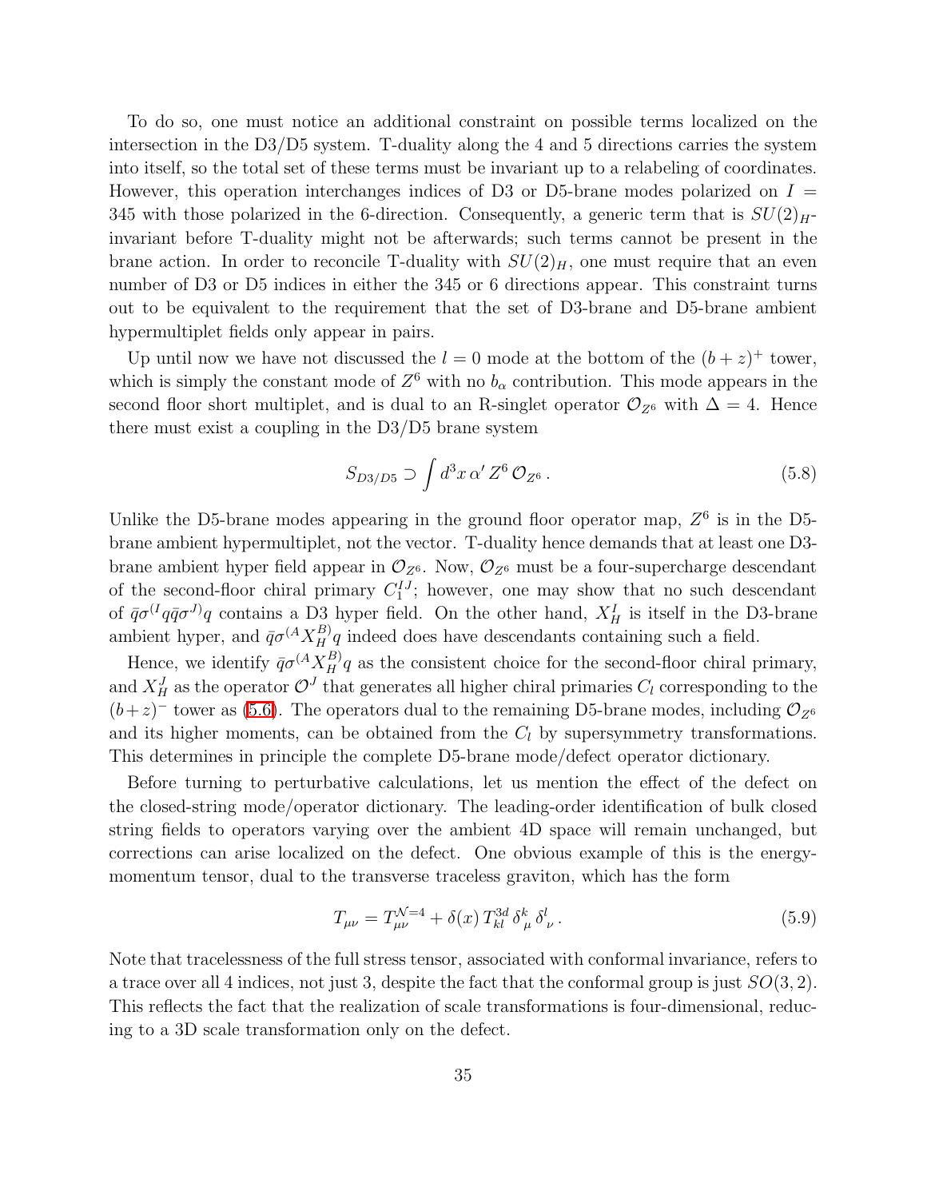To do so, one must notice an additional constraint on possible terms localized on the intersection in the D3/D5 system. T-duality along the 4 and 5 directions carries the system into itself, so the total set of these terms must be invariant up to a relabeling of coordinates. However, this operation interchanges indices of D3 or D5-brane modes polarized on $I = 345$ with those polarized in the 6-direction. Consequently, a generic term that is $SU(2)_H$-invariant before T-duality might not be afterwards; such terms cannot be present in the brane action. In order to reconcile T-duality with $SU(2)_H$, one must require that an even number of D3 or D5 indices in either the 345 or 6 directions appear. This constraint turns out to be equivalent to the requirement that the set of D3-brane and D5-brane ambient hypermultiplet fields only appear in pairs.

Up until now we have not discussed the $l = 0$ mode at the bottom of the $(b+z)^+$ tower, which is simply the constant mode of $Z^6$ with no $b_\alpha$ contribution. This mode appears in the second floor short multiplet, and is dual to an R-singlet operator $\mathcal{O}_{Z^6}$ with $\Delta = 4$. Hence there must exist a coupling in the D3/D5 brane system

$$S_{D3/D5} \supset \int d^3x \, \alpha' \, Z^6 \, \mathcal{O}_{Z^6} \,. \tag{5.8}$$

Unlike the D5-brane modes appearing in the ground floor operator map, $Z^6$ is in the D5-brane ambient hypermultiplet, not the vector. T-duality hence demands that at least one D3-brane ambient hyper field appear in $\mathcal{O}_{Z^6}$. Now, $\mathcal{O}_{Z^6}$ must be a four-supercharge descendant of the second-floor chiral primary $C_1^{IJ}$; however, one may show that no such descendant of $\bar{q}\sigma^{(I} q \bar{q} \sigma^{J)} q$ contains a D3 hyper field. On the other hand, $X_H^I$ is itself in the D3-brane ambient hyper, and $\bar{q}\sigma^{(A} X_H^{B)} q$ indeed does have descendants containing such a field.

Hence, we identify $\bar{q}\sigma^{(A} X_H^{B)} q$ as the consistent choice for the second-floor chiral primary, and $X_H^J$ as the operator $\mathcal{O}^J$ that generates all higher chiral primaries $C_l$ corresponding to the $(b+z)^-$ tower as (5.6). The operators dual to the remaining D5-brane modes, including $\mathcal{O}_{Z^6}$ and its higher moments, can be obtained from the $C_l$ by supersymmetry transformations. This determines in principle the complete D5-brane mode/defect operator dictionary.

Before turning to perturbative calculations, let us mention the effect of the defect on the closed-string mode/operator dictionary. The leading-order identification of bulk closed string fields to operators varying over the ambient 4D space will remain unchanged, but corrections can arise localized on the defect. One obvious example of this is the energy-momentum tensor, dual to the transverse traceless graviton, which has the form

$$T_{\mu\nu} = T_{\mu\nu}^{\mathcal{N}=4} + \delta(x) \, T_{kl}^{3d} \, \delta^k_{\ \mu} \, \delta^l_{\ \nu} \,. \tag{5.9}$$

Note that tracelessness of the full stress tensor, associated with conformal invariance, refers to a trace over all 4 indices, not just 3, despite the fact that the conformal group is just $SO(3,2)$. This reflects the fact that the realization of scale transformations is four-dimensional, reducing to a 3D scale transformation only on the defect.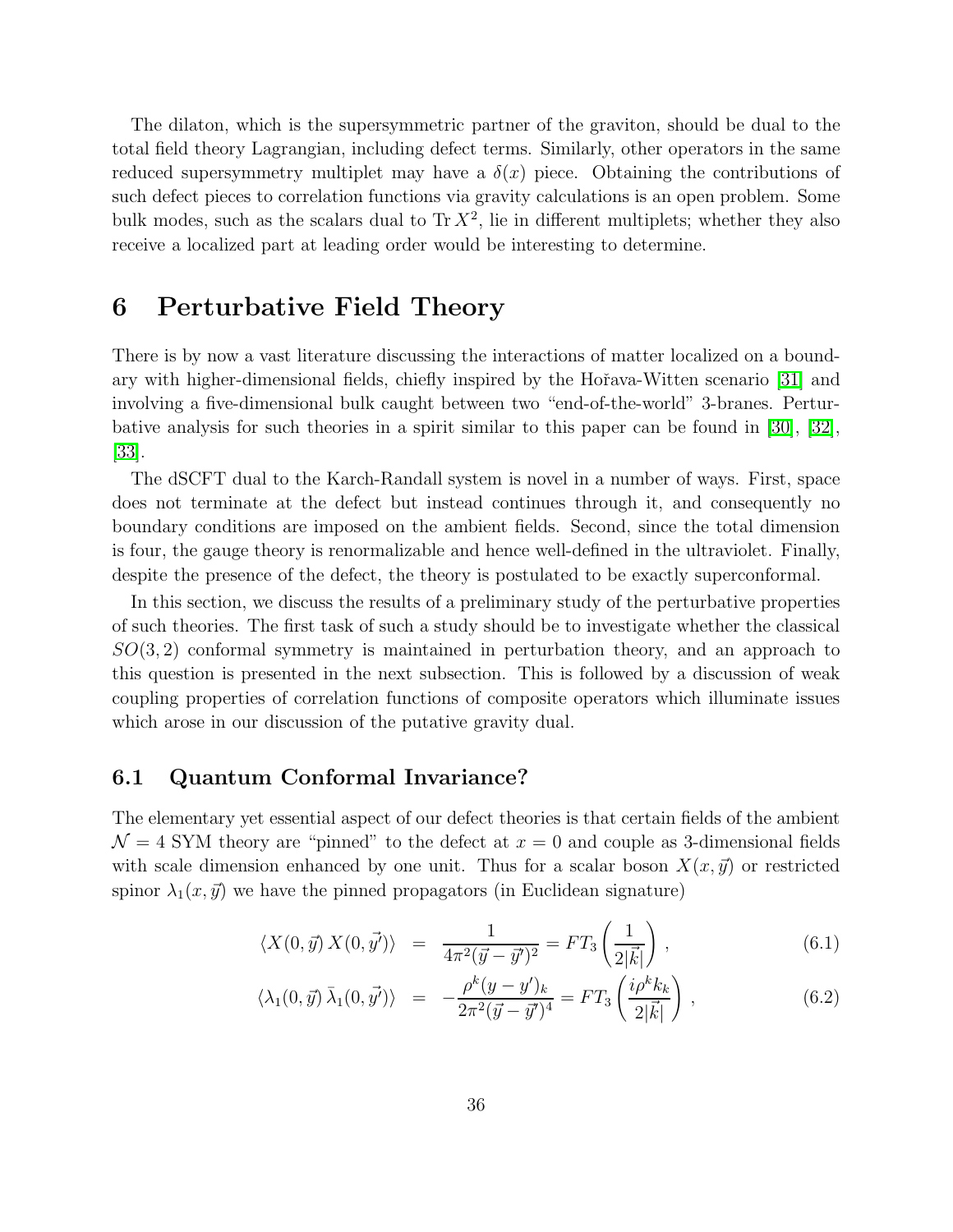The dilaton, which is the supersymmetric partner of the graviton, should be dual to the total field theory Lagrangian, including defect terms. Similarly, other operators in the same reduced supersymmetry multiplet may have a $\delta(x)$ piece. Obtaining the contributions of such defect pieces to correlation functions via gravity calculations is an open problem. Some bulk modes, such as the scalars dual to $\mathrm{Tr}\, X^2$, lie in different multiplets; whether they also receive a localized part at leading order would be interesting to determine.

# 6 Perturbative Field Theory

There is by now a vast literature discussing the interactions of matter localized on a boundary with higher-dimensional fields, chiefly inspired by the Hořava-Witten scenario [31] and involving a five-dimensional bulk caught between two "end-of-the-world" 3-branes. Perturbative analysis for such theories in a spirit similar to this paper can be found in [30], [32], [33].

The dSCFT dual to the Karch-Randall system is novel in a number of ways. First, space does not terminate at the defect but instead continues through it, and consequently no boundary conditions are imposed on the ambient fields. Second, since the total dimension is four, the gauge theory is renormalizable and hence well-defined in the ultraviolet. Finally, despite the presence of the defect, the theory is postulated to be exactly superconformal.

In this section, we discuss the results of a preliminary study of the perturbative properties of such theories. The first task of such a study should be to investigate whether the classical $SO(3,2)$ conformal symmetry is maintained in perturbation theory, and an approach to this question is presented in the next subsection. This is followed by a discussion of weak coupling properties of correlation functions of composite operators which illuminate issues which arose in our discussion of the putative gravity dual.

## 6.1 Quantum Conformal Invariance?

The elementary yet essential aspect of our defect theories is that certain fields of the ambient $\mathcal{N}=4$ SYM theory are "pinned" to the defect at $x=0$ and couple as 3-dimensional fields with scale dimension enhanced by one unit. Thus for a scalar boson $X(x,\vec{y})$ or restricted spinor $\lambda_1(x,\vec{y})$ we have the pinned propagators (in Euclidean signature)

$$
\langle X(0,\vec{y})\, X(0,\vec{y'})\rangle = \frac{1}{4\pi^2(\vec{y}-\vec{y'})^2} = FT_3\left(\frac{1}{2|\vec{k}|}\right), \tag{6.1}
$$

$$
\langle \lambda_1(0,\vec{y})\, \bar{\lambda}_1(0,\vec{y'})\rangle = -\frac{\rho^k (y-y')_k}{2\pi^2(\vec{y}-\vec{y'})^4} = FT_3\left(\frac{i\rho^k k_k}{2|\vec{k}|}\right), \tag{6.2}
$$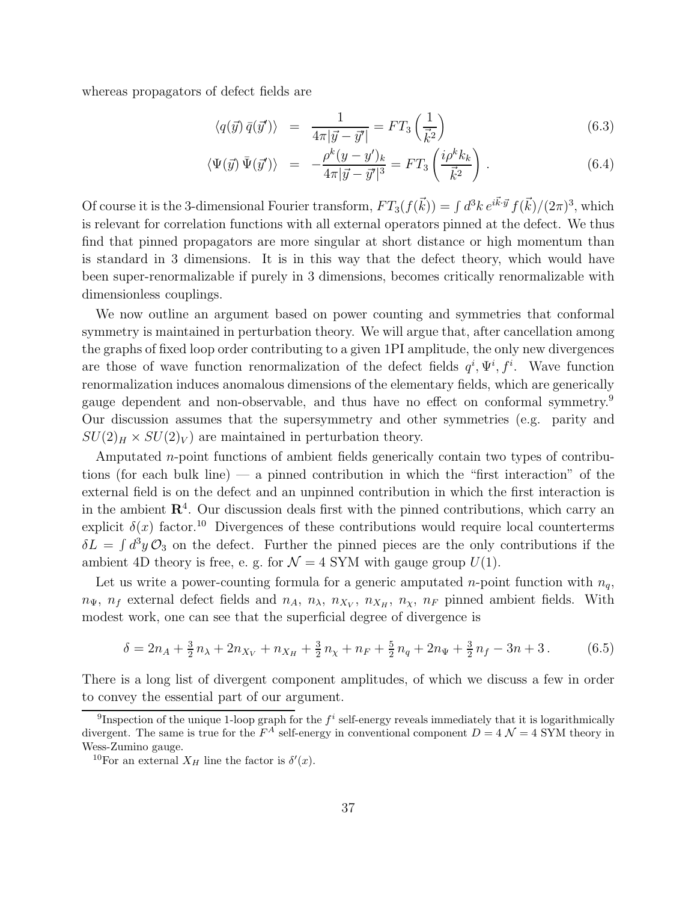whereas propagators of defect fields are

$$\langle q(\vec{y})\,\bar{q}(\vec{y}')\rangle \;=\; \frac{1}{4\pi|\vec{y}-\vec{y}'|} = FT_3\left(\frac{1}{\vec{k}^2}\right) \tag{6.3}$$

$$\langle \Psi(\vec{y})\,\bar{\Psi}(\vec{y}')\rangle \;=\; -\frac{\rho^k(y-y')_k}{4\pi|\vec{y}-\vec{y}'|^3} = FT_3\left(\frac{i\rho^k k_k}{\vec{k}^2}\right). \tag{6.4}$$

Of course it is the 3-dimensional Fourier transform, $FT_3(f(\vec{k})) = \int d^3k\, e^{i\vec{k}\cdot\vec{y}}\, f(\vec{k})/(2\pi)^3$, which is relevant for correlation functions with all external operators pinned at the defect. We thus find that pinned propagators are more singular at short distance or high momentum than is standard in 3 dimensions. It is in this way that the defect theory, which would have been super-renormalizable if purely in 3 dimensions, becomes critically renormalizable with dimensionless couplings.

We now outline an argument based on power counting and symmetries that conformal symmetry is maintained in perturbation theory. We will argue that, after cancellation among the graphs of fixed loop order contributing to a given 1PI amplitude, the only new divergences are those of wave function renormalization of the defect fields $q^i, \Psi^i, f^i$. Wave function renormalization induces anomalous dimensions of the elementary fields, which are generically gauge dependent and non-observable, and thus have no effect on conformal symmetry.[9] Our discussion assumes that the supersymmetry and other symmetries (e.g. parity and $SU(2)_H \times SU(2)_V$) are maintained in perturbation theory.

Amputated $n$-point functions of ambient fields generically contain two types of contributions (for each bulk line) — a pinned contribution in which the "first interaction" of the external field is on the defect and an unpinned contribution in which the first interaction is in the ambient $\mathbf{R}^4$. Our discussion deals first with the pinned contributions, which carry an explicit $\delta(x)$ factor.[10] Divergences of these contributions would require local counterterms $\delta L = \int d^3y\, \mathcal{O}_3$ on the defect. Further the pinned pieces are the only contributions if the ambient 4D theory is free, e. g. for $\mathcal{N}=4$ SYM with gauge group $U(1)$.

Let us write a power-counting formula for a generic amputated $n$-point function with $n_q$, $n_\Psi$, $n_f$ external defect fields and $n_A$, $n_\lambda$, $n_{X_V}$, $n_{X_H}$, $n_\chi$, $n_F$ pinned ambient fields. With modest work, one can see that the superficial degree of divergence is

$$\delta = 2n_A + \tfrac{3}{2}\,n_\lambda + 2n_{X_V} + n_{X_H} + \tfrac{3}{2}\,n_\chi + n_F + \tfrac{5}{2}\,n_q + 2n_\Psi + \tfrac{3}{2}\,n_f - 3n + 3\,. \tag{6.5}$$

There is a long list of divergent component amplitudes, of which we discuss a few in order to convey the essential part of our argument.

[9] Inspection of the unique 1-loop graph for the $f^i$ self-energy reveals immediately that it is logarithmically divergent. The same is true for the $F^A$ self-energy in conventional component $D=4$ $\mathcal{N}=4$ SYM theory in Wess-Zumino gauge.

[10] For an external $X_H$ line the factor is $\delta'(x)$.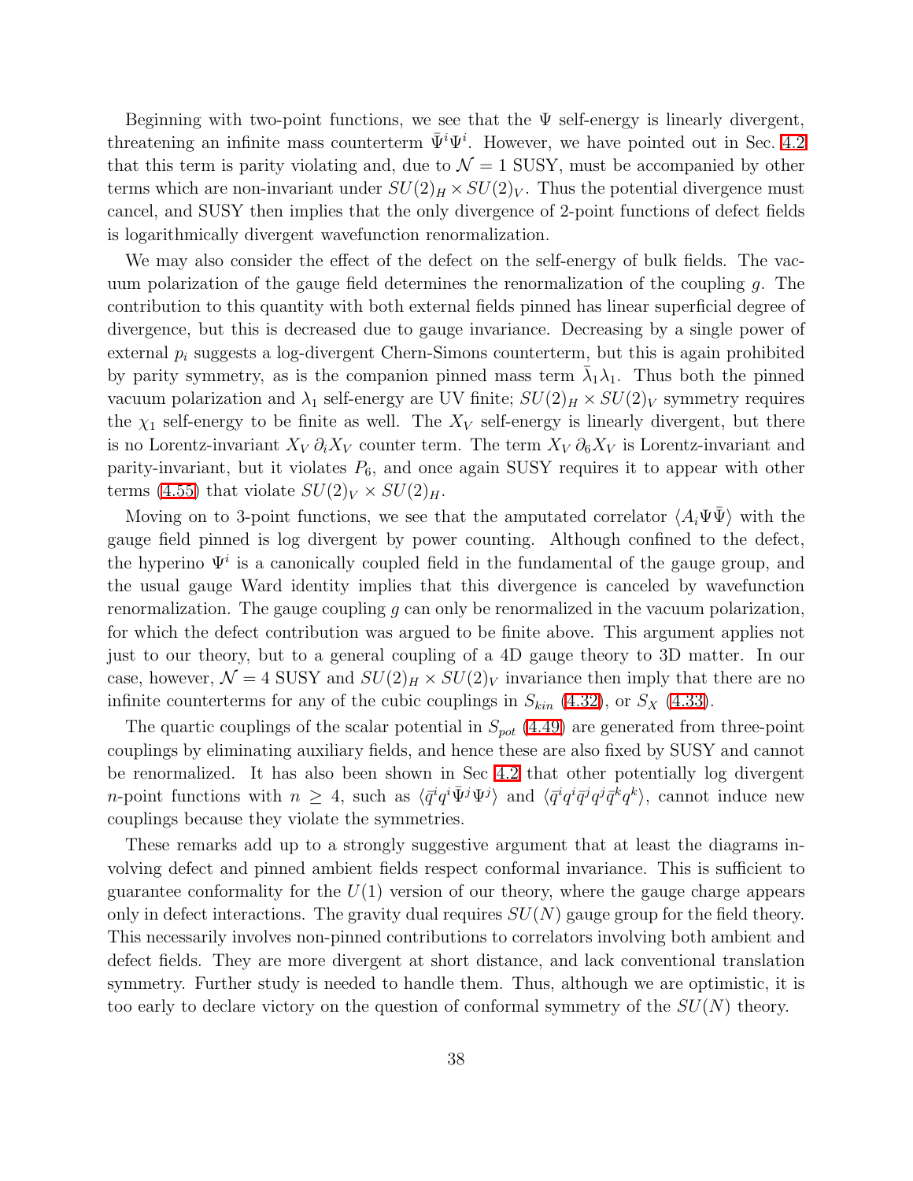Beginning with two-point functions, we see that the $\Psi$ self-energy is linearly divergent, threatening an infinite mass counterterm $\bar{\Psi}^i\Psi^i$. However, we have pointed out in Sec. 4.2 that this term is parity violating and, due to $\mathcal{N}=1$ SUSY, must be accompanied by other terms which are non-invariant under $SU(2)_H \times SU(2)_V$. Thus the potential divergence must cancel, and SUSY then implies that the only divergence of 2-point functions of defect fields is logarithmically divergent wavefunction renormalization.

We may also consider the effect of the defect on the self-energy of bulk fields. The vacuum polarization of the gauge field determines the renormalization of the coupling $g$. The contribution to this quantity with both external fields pinned has linear superficial degree of divergence, but this is decreased due to gauge invariance. Decreasing by a single power of external $p_i$ suggests a log-divergent Chern-Simons counterterm, but this is again prohibited by parity symmetry, as is the companion pinned mass term $\bar{\lambda}_1\lambda_1$. Thus both the pinned vacuum polarization and $\lambda_1$ self-energy are UV finite; $SU(2)_H \times SU(2)_V$ symmetry requires the $\chi_1$ self-energy to be finite as well. The $X_V$ self-energy is linearly divergent, but there is no Lorentz-invariant $X_V\, \partial_i X_V$ counter term. The term $X_V\, \partial_6 X_V$ is Lorentz-invariant and parity-invariant, but it violates $P_6$, and once again SUSY requires it to appear with other terms (4.55) that violate $SU(2)_V \times SU(2)_H$.

Moving on to 3-point functions, we see that the amputated correlator $\langle A_i \Psi \bar{\Psi}\rangle$ with the gauge field pinned is log divergent by power counting. Although confined to the defect, the hyperino $\Psi^i$ is a canonically coupled field in the fundamental of the gauge group, and the usual gauge Ward identity implies that this divergence is canceled by wavefunction renormalization. The gauge coupling $g$ can only be renormalized in the vacuum polarization, for which the defect contribution was argued to be finite above. This argument applies not just to our theory, but to a general coupling of a 4D gauge theory to 3D matter. In our case, however, $\mathcal{N}=4$ SUSY and $SU(2)_H \times SU(2)_V$ invariance then imply that there are no infinite counterterms for any of the cubic couplings in $S_{kin}$ (4.32), or $S_X$ (4.33).

The quartic couplings of the scalar potential in $S_{pot}$ (4.49) are generated from three-point couplings by eliminating auxiliary fields, and hence these are also fixed by SUSY and cannot be renormalized. It has also been shown in Sec 4.2 that other potentially log divergent $n$-point functions with $n \geq 4$, such as $\langle \bar{q}^i q^i \bar{\Psi}^j \Psi^j\rangle$ and $\langle \bar{q}^i q^i \bar{q}^j q^j \bar{q}^k q^k\rangle$, cannot induce new couplings because they violate the symmetries.

These remarks add up to a strongly suggestive argument that at least the diagrams involving defect and pinned ambient fields respect conformal invariance. This is sufficient to guarantee conformality for the $U(1)$ version of our theory, where the gauge charge appears only in defect interactions. The gravity dual requires $SU(N)$ gauge group for the field theory. This necessarily involves non-pinned contributions to correlators involving both ambient and defect fields. They are more divergent at short distance, and lack conventional translation symmetry. Further study is needed to handle them. Thus, although we are optimistic, it is too early to declare victory on the question of conformal symmetry of the $SU(N)$ theory.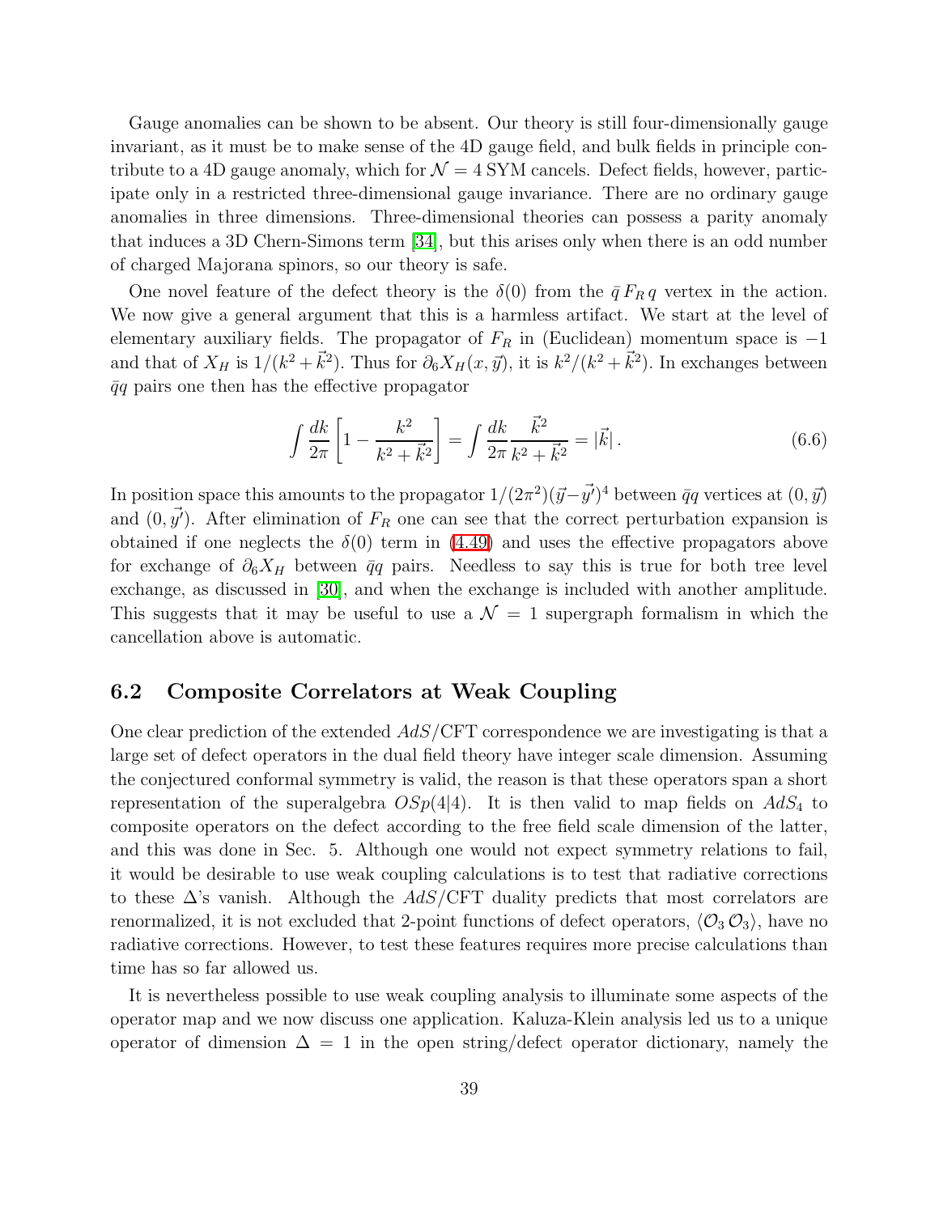Gauge anomalies can be shown to be absent. Our theory is still four-dimensionally gauge invariant, as it must be to make sense of the 4D gauge field, and bulk fields in principle contribute to a 4D gauge anomaly, which for $\mathcal{N}=4$ SYM cancels. Defect fields, however, participate only in a restricted three-dimensional gauge invariance. There are no ordinary gauge anomalies in three dimensions. Three-dimensional theories can possess a parity anomaly that induces a 3D Chern-Simons term [34], but this arises only when there is an odd number of charged Majorana spinors, so our theory is safe.

One novel feature of the defect theory is the $\delta(0)$ from the $\bar{q}\,F_R\,q$ vertex in the action. We now give a general argument that this is a harmless artifact. We start at the level of elementary auxiliary fields. The propagator of $F_R$ in (Euclidean) momentum space is $-1$ and that of $X_H$ is $1/(k^2+\vec{k}^2)$. Thus for $\partial_6 X_H(x,\vec{y})$, it is $k^2/(k^2+\vec{k}^2)$. In exchanges between $\bar{q}q$ pairs one then has the effective propagator

$$
\int \frac{dk}{2\pi}\left[1-\frac{k^2}{k^2+\vec{k}^2}\right]=\int \frac{dk}{2\pi}\frac{\vec{k}^2}{k^2+\vec{k}^2}=|\vec{k}|\,. \tag{6.6}
$$

In position space this amounts to the propagator $1/(2\pi^2)(\vec{y}-\vec{y}')^4$ between $\bar{q}q$ vertices at $(0,\vec{y})$ and $(0,\vec{y}')$. After elimination of $F_R$ one can see that the correct perturbation expansion is obtained if one neglects the $\delta(0)$ term in (4.49) and uses the effective propagators above for exchange of $\partial_6 X_H$ between $\bar{q}q$ pairs. Needless to say this is true for both tree level exchange, as discussed in [30], and when the exchange is included with another amplitude. This suggests that it may be useful to use a $\mathcal{N}=1$ supergraph formalism in which the cancellation above is automatic.

## 6.2 Composite Correlators at Weak Coupling

One clear prediction of the extended $AdS$/CFT correspondence we are investigating is that a large set of defect operators in the dual field theory have integer scale dimension. Assuming the conjectured conformal symmetry is valid, the reason is that these operators span a short representation of the superalgebra $OSp(4|4)$. It is then valid to map fields on $AdS_4$ to composite operators on the defect according to the free field scale dimension of the latter, and this was done in Sec. 5. Although one would not expect symmetry relations to fail, it would be desirable to use weak coupling calculations is to test that radiative corrections to these $\Delta$'s vanish. Although the $AdS$/CFT duality predicts that most correlators are renormalized, it is not excluded that 2-point functions of defect operators, $\langle \mathcal{O}_3\,\mathcal{O}_3\rangle$, have no radiative corrections. However, to test these features requires more precise calculations than time has so far allowed us.

It is nevertheless possible to use weak coupling analysis to illuminate some aspects of the operator map and we now discuss one application. Kaluza-Klein analysis led us to a unique operator of dimension $\Delta = 1$ in the open string/defect operator dictionary, namely the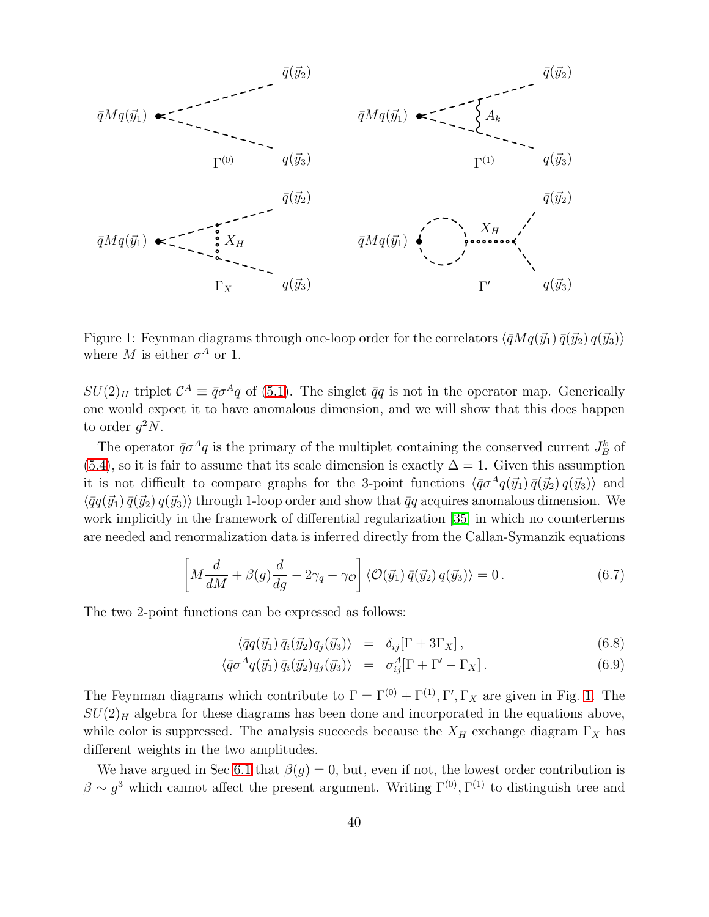Figure 1: Feynman diagrams through one-loop order for the correlators $\langle \bar{q}Mq(\vec{y}_1)\,\bar{q}(\vec{y}_2)\,q(\vec{y}_3)\rangle$ where $M$ is either $\sigma^A$ or 1.

$SU(2)_H$ triplet $\mathcal{C}^A \equiv \bar{q}\sigma^A q$ of (5.1). The singlet $\bar{q}q$ is not in the operator map. Generically one would expect it to have anomalous dimension, and we will show that this does happen to order $g^2N$.

The operator $\bar{q}\sigma^A q$ is the primary of the multiplet containing the conserved current $J_B^k$ of (5.4), so it is fair to assume that its scale dimension is exactly $\Delta = 1$. Given this assumption it is not difficult to compare graphs for the 3-point functions $\langle \bar{q}\sigma^A q(\vec{y}_1)\,\bar{q}(\vec{y}_2)\,q(\vec{y}_3)\rangle$ and $\langle \bar{q}q(\vec{y}_1)\,\bar{q}(\vec{y}_2)\,q(\vec{y}_3)\rangle$ through 1-loop order and show that $\bar{q}q$ acquires anomalous dimension. We work implicitly in the framework of differential regularization [35] in which no counterterms are needed and renormalization data is inferred directly from the Callan-Symanzik equations

$$\left[M\frac{d}{dM} + \beta(g)\frac{d}{dg} - 2\gamma_q - \gamma_{\mathcal{O}}\right]\langle \mathcal{O}(\vec{y}_1)\,\bar{q}(\vec{y}_2)\,q(\vec{y}_3)\rangle = 0\,. \tag{6.7}$$

The two 2-point functions can be expressed as follows:

$$\langle \bar{q}q(\vec{y}_1)\,\bar{q}_i(\vec{y}_2)q_j(\vec{y}_3)\rangle \;=\; \delta_{ij}[\Gamma + 3\Gamma_X]\,, \tag{6.8}$$

$$\langle \bar{q}\sigma^A q(\vec{y}_1)\,\bar{q}_i(\vec{y}_2)q_j(\vec{y}_3)\rangle \;=\; \sigma^A_{ij}[\Gamma + \Gamma' - \Gamma_X]\,. \tag{6.9}$$

The Feynman diagrams which contribute to $\Gamma = \Gamma^{(0)} + \Gamma^{(1)}, \Gamma', \Gamma_X$ are given in Fig. 1. The $SU(2)_H$ algebra for these diagrams has been done and incorporated in the equations above, while color is suppressed. The analysis succeeds because the $X_H$ exchange diagram $\Gamma_X$ has different weights in the two amplitudes.

We have argued in Sec 6.1 that $\beta(g) = 0$, but, even if not, the lowest order contribution is $\beta \sim g^3$ which cannot affect the present argument. Writing $\Gamma^{(0)}, \Gamma^{(1)}$ to distinguish tree and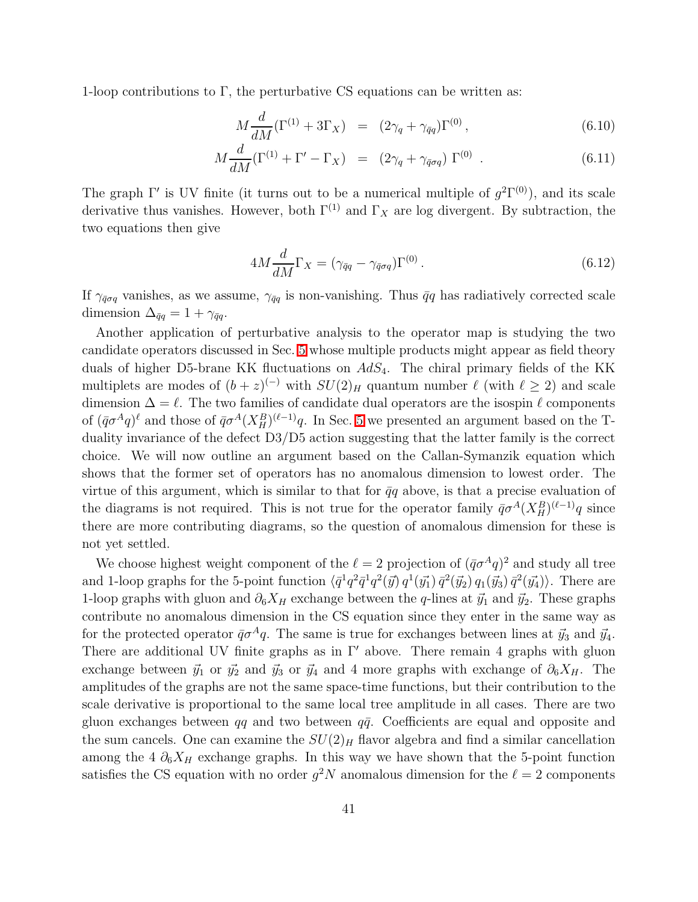1-loop contributions to Γ, the perturbative CS equations can be written as:

$$M\frac{d}{dM}(\Gamma^{(1)} + 3\Gamma_X) \;=\; (2\gamma_q + \gamma_{\bar{q}q})\Gamma^{(0)}\,, \tag{6.10}$$

$$M\frac{d}{dM}(\Gamma^{(1)} + \Gamma' - \Gamma_X) \;=\; (2\gamma_q + \gamma_{\bar{q}\sigma q})\;\Gamma^{(0)}\;. \tag{6.11}$$

The graph $\Gamma'$ is UV finite (it turns out to be a numerical multiple of $g^2\Gamma^{(0)}$), and its scale derivative thus vanishes. However, both $\Gamma^{(1)}$ and $\Gamma_X$ are log divergent. By subtraction, the two equations then give

$$4M\frac{d}{dM}\Gamma_X = (\gamma_{\bar{q}q} - \gamma_{\bar{q}\sigma q})\Gamma^{(0)}\,. \tag{6.12}$$

If $\gamma_{\bar{q}\sigma q}$ vanishes, as we assume, $\gamma_{\bar{q}q}$ is non-vanishing. Thus $\bar{q}q$ has radiatively corrected scale dimension $\Delta_{\bar{q}q} = 1 + \gamma_{\bar{q}q}$.

Another application of perturbative analysis to the operator map is studying the two candidate operators discussed in Sec. 5 whose multiple products might appear as field theory duals of higher D5-brane KK fluctuations on $AdS_4$. The chiral primary fields of the KK multiplets are modes of $(b+z)^{(-)}$ with $SU(2)_H$ quantum number $\ell$ (with $\ell \geq 2$) and scale dimension $\Delta = \ell$. The two families of candidate dual operators are the isospin $\ell$ components of $(\bar{q}\sigma^A q)^\ell$ and those of $\bar{q}\sigma^A(X_H^B)^{(\ell-1)}q$. In Sec. 5 we presented an argument based on the T-duality invariance of the defect D3/D5 action suggesting that the latter family is the correct choice. We will now outline an argument based on the Callan-Symanzik equation which shows that the former set of operators has no anomalous dimension to lowest order. The virtue of this argument, which is similar to that for $\bar{q}q$ above, is that a precise evaluation of the diagrams is not required. This is not true for the operator family $\bar{q}\sigma^A(X_H^B)^{(\ell-1)}q$ since there are more contributing diagrams, so the question of anomalous dimension for these is not yet settled.

We choose highest weight component of the $\ell = 2$ projection of $(\bar{q}\sigma^A q)^2$ and study all tree and 1-loop graphs for the 5-point function $\langle \bar{q}^1 q^2 \bar{q}^1 q^2(\vec{y})\, q^1(\vec{y_1})\, \bar{q}^2(\vec{y_2})\, q_1(\vec{y_3})\, \bar{q}^2(\vec{y_4})\rangle$. There are 1-loop graphs with gluon and $\partial_6 X_H$ exchange between the $q$-lines at $\vec{y}_1$ and $\vec{y}_2$. These graphs contribute no anomalous dimension in the CS equation since they enter in the same way as for the protected operator $\bar{q}\sigma^A q$. The same is true for exchanges between lines at $\vec{y}_3$ and $\vec{y}_4$. There are additional UV finite graphs as in $\Gamma'$ above. There remain 4 graphs with gluon exchange between $\vec{y}_1$ or $\vec{y}_2$ and $\vec{y}_3$ or $\vec{y}_4$ and 4 more graphs with exchange of $\partial_6 X_H$. The amplitudes of the graphs are not the same space-time functions, but their contribution to the scale derivative is proportional to the same local tree amplitude in all cases. There are two gluon exchanges between $qq$ and two between $q\bar{q}$. Coefficients are equal and opposite and the sum cancels. One can examine the $SU(2)_H$ flavor algebra and find a similar cancellation among the 4 $\partial_6 X_H$ exchange graphs. In this way we have shown that the 5-point function satisfies the CS equation with no order $g^2N$ anomalous dimension for the $\ell = 2$ components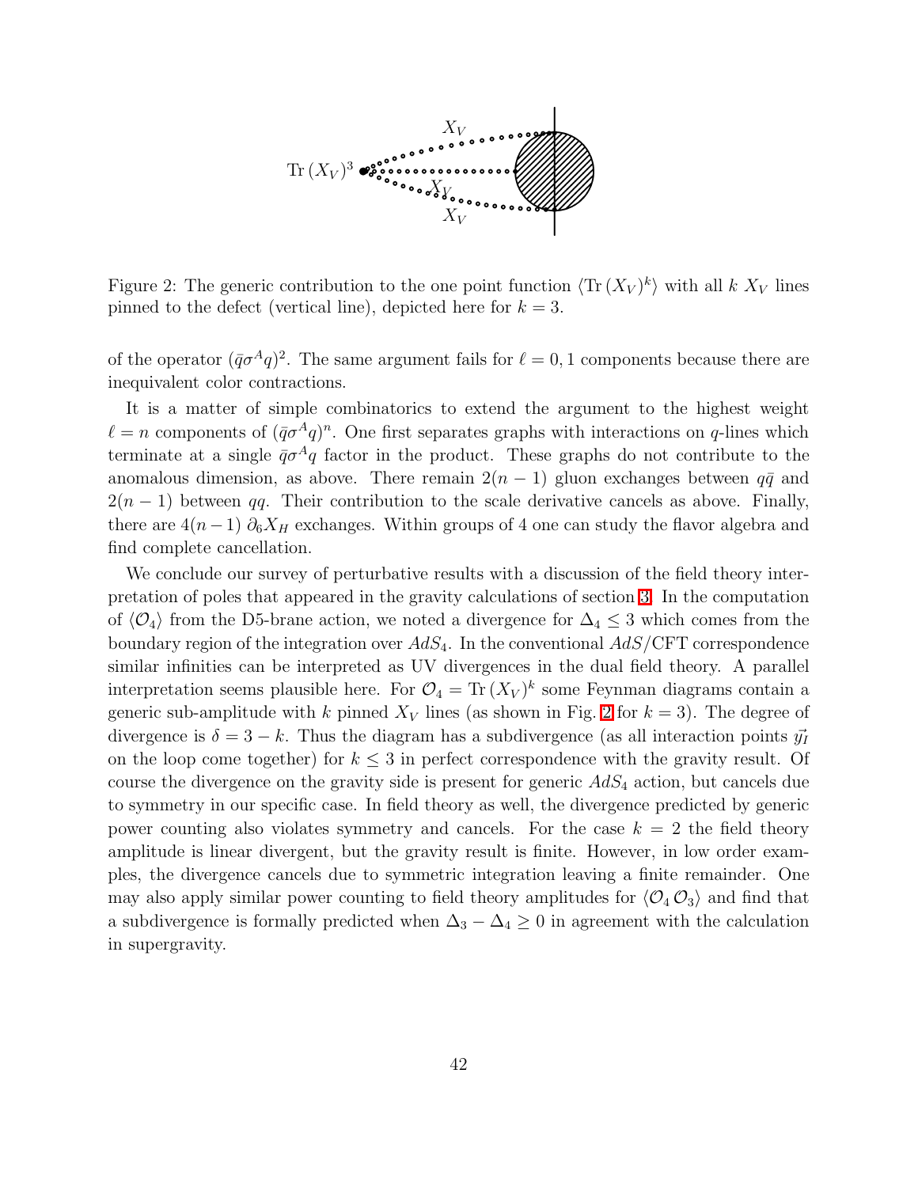Figure 2: The generic contribution to the one point function $\langle \mathrm{Tr}\,(X_V)^k \rangle$ with all $k$ $X_V$ lines pinned to the defect (vertical line), depicted here for $k = 3$.

of the operator $(\bar{q}\sigma^A q)^2$. The same argument fails for $\ell = 0, 1$ components because there are inequivalent color contractions.

It is a matter of simple combinatorics to extend the argument to the highest weight $\ell = n$ components of $(\bar{q}\sigma^A q)^n$. One first separates graphs with interactions on $q$-lines which terminate at a single $\bar{q}\sigma^A q$ factor in the product. These graphs do not contribute to the anomalous dimension, as above. There remain $2(n-1)$ gluon exchanges between $q\bar{q}$ and $2(n-1)$ between $qq$. Their contribution to the scale derivative cancels as above. Finally, there are $4(n-1)$ $\partial_6 X_H$ exchanges. Within groups of 4 one can study the flavor algebra and find complete cancellation.

We conclude our survey of perturbative results with a discussion of the field theory interpretation of poles that appeared in the gravity calculations of section 3. In the computation of $\langle \mathcal{O}_4 \rangle$ from the D5-brane action, we noted a divergence for $\Delta_4 \leq 3$ which comes from the boundary region of the integration over $AdS_4$. In the conventional $AdS$/CFT correspondence similar infinities can be interpreted as UV divergences in the dual field theory. A parallel interpretation seems plausible here. For $\mathcal{O}_4 = \mathrm{Tr}\,(X_V)^k$ some Feynman diagrams contain a generic sub-amplitude with $k$ pinned $X_V$ lines (as shown in Fig. 2 for $k = 3$). The degree of divergence is $\delta = 3 - k$. Thus the diagram has a subdivergence (as all interaction points $\vec{y_I}$ on the loop come together) for $k \leq 3$ in perfect correspondence with the gravity result. Of course the divergence on the gravity side is present for generic $AdS_4$ action, but cancels due to symmetry in our specific case. In field theory as well, the divergence predicted by generic power counting also violates symmetry and cancels. For the case $k = 2$ the field theory amplitude is linear divergent, but the gravity result is finite. However, in low order examples, the divergence cancels due to symmetric integration leaving a finite remainder. One may also apply similar power counting to field theory amplitudes for $\langle \mathcal{O}_4\, \mathcal{O}_3 \rangle$ and find that a subdivergence is formally predicted when $\Delta_3 - \Delta_4 \geq 0$ in agreement with the calculation in supergravity.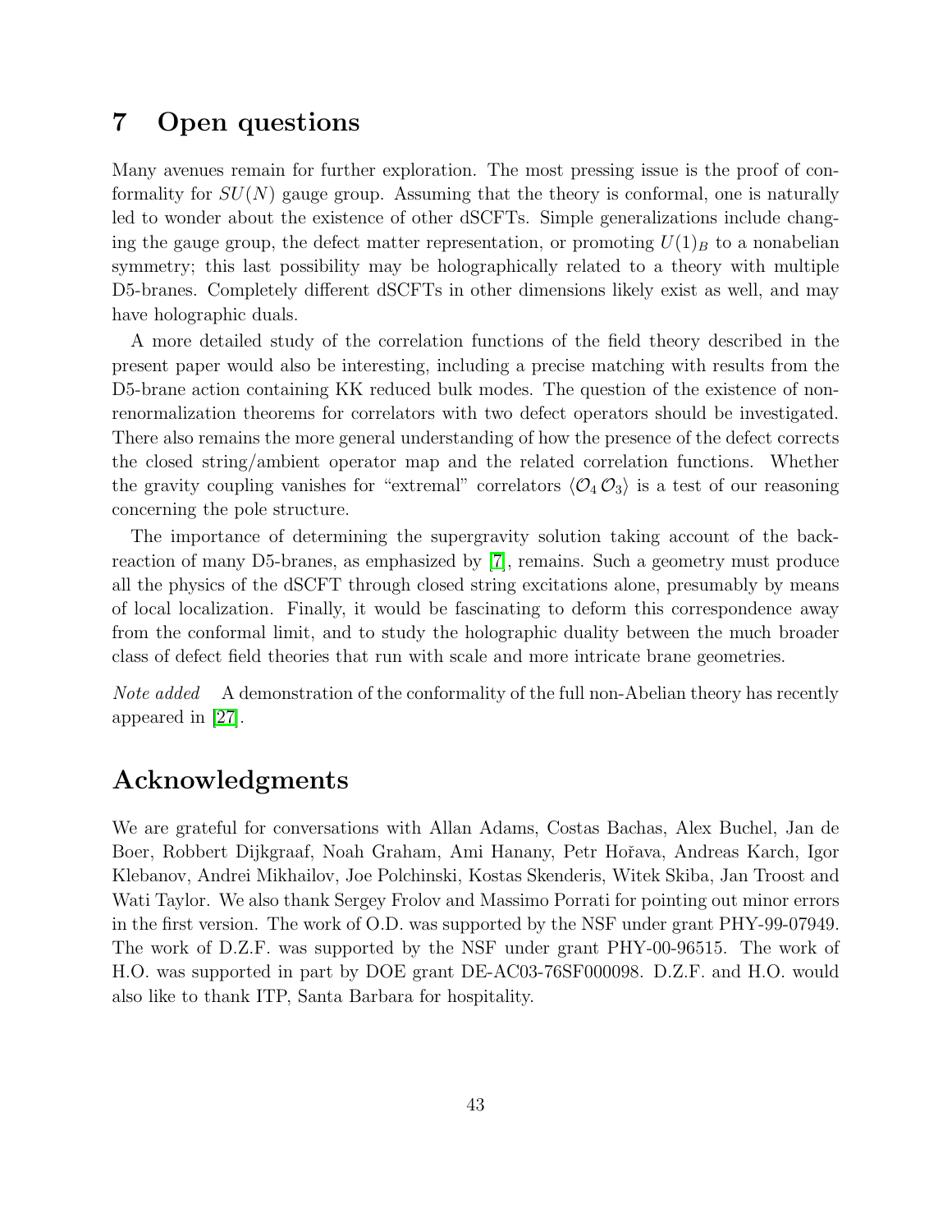# 7 Open questions

Many avenues remain for further exploration. The most pressing issue is the proof of conformality for $SU(N)$ gauge group. Assuming that the theory is conformal, one is naturally led to wonder about the existence of other dSCFTs. Simple generalizations include changing the gauge group, the defect matter representation, or promoting $U(1)_B$ to a nonabelian symmetry; this last possibility may be holographically related to a theory with multiple D5-branes. Completely different dSCFTs in other dimensions likely exist as well, and may have holographic duals.

A more detailed study of the correlation functions of the field theory described in the present paper would also be interesting, including a precise matching with results from the D5-brane action containing KK reduced bulk modes. The question of the existence of non-renormalization theorems for correlators with two defect operators should be investigated. There also remains the more general understanding of how the presence of the defect corrects the closed string/ambient operator map and the related correlation functions. Whether the gravity coupling vanishes for "extremal" correlators $\langle \mathcal{O}_4 \, \mathcal{O}_3 \rangle$ is a test of our reasoning concerning the pole structure.

The importance of determining the supergravity solution taking account of the back-reaction of many D5-branes, as emphasized by [7], remains. Such a geometry must produce all the physics of the dSCFT through closed string excitations alone, presumably by means of local localization. Finally, it would be fascinating to deform this correspondence away from the conformal limit, and to study the holographic duality between the much broader class of defect field theories that run with scale and more intricate brane geometries.

*Note added* A demonstration of the conformality of the full non-Abelian theory has recently appeared in [27].

# Acknowledgments

We are grateful for conversations with Allan Adams, Costas Bachas, Alex Buchel, Jan de Boer, Robbert Dijkgraaf, Noah Graham, Ami Hanany, Petr Hořava, Andreas Karch, Igor Klebanov, Andrei Mikhailov, Joe Polchinski, Kostas Skenderis, Witek Skiba, Jan Troost and Wati Taylor. We also thank Sergey Frolov and Massimo Porrati for pointing out minor errors in the first version. The work of O.D. was supported by the NSF under grant PHY-99-07949. The work of D.Z.F. was supported by the NSF under grant PHY-00-96515. The work of H.O. was supported in part by DOE grant DE-AC03-76SF000098. D.Z.F. and H.O. would also like to thank ITP, Santa Barbara for hospitality.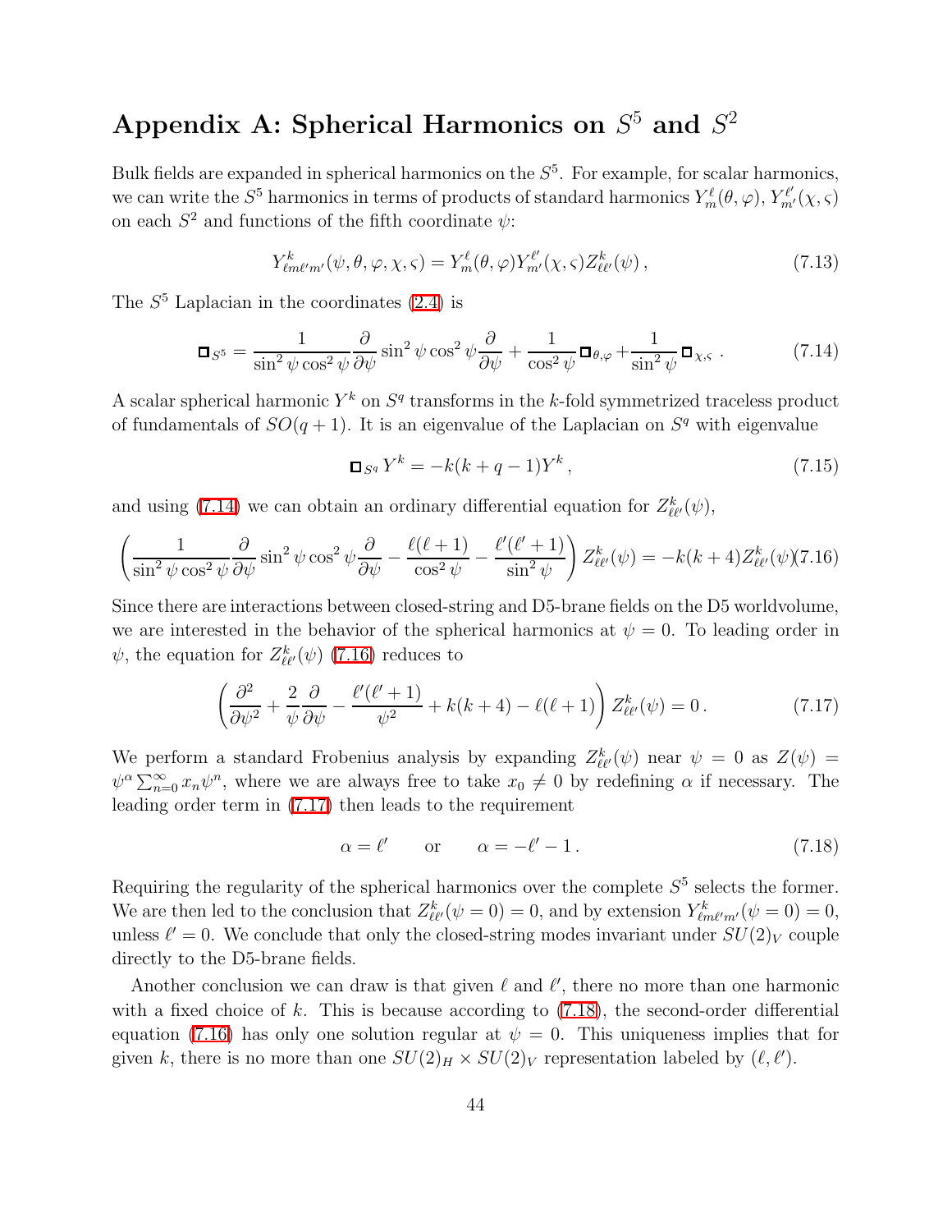# Appendix A: Spherical Harmonics on $S^5$ and $S^2$

Bulk fields are expanded in spherical harmonics on the $S^5$. For example, for scalar harmonics, we can write the $S^5$ harmonics in terms of products of standard harmonics $Y^\ell_m(\theta, \varphi)$, $Y^{\ell'}_{m'}(\chi, \varsigma)$ on each $S^2$ and functions of the fifth coordinate $\psi$:

$$Y^k_{\ell m \ell' m'}(\psi, \theta, \varphi, \chi, \varsigma) = Y^\ell_m(\theta, \varphi) Y^{\ell'}_{m'}(\chi, \varsigma) Z^k_{\ell \ell'}(\psi) \, , \tag{7.13}$$

The $S^5$ Laplacian in the coordinates (2.4) is

$$\Box_{S^5} = \frac{1}{\sin^2\psi \cos^2\psi} \frac{\partial}{\partial \psi} \sin^2\psi \cos^2\psi \frac{\partial}{\partial \psi} + \frac{1}{\cos^2\psi} \Box_{\theta,\varphi} + \frac{1}{\sin^2\psi} \Box_{\chi,\varsigma} \, . \tag{7.14}$$

A scalar spherical harmonic $Y^k$ on $S^q$ transforms in the $k$-fold symmetrized traceless product of fundamentals of $SO(q+1)$. It is an eigenvalue of the Laplacian on $S^q$ with eigenvalue

$$\Box_{S^q} Y^k = -k(k+q-1) Y^k \, , \tag{7.15}$$

and using (7.14) we can obtain an ordinary differential equation for $Z^k_{\ell\ell'}(\psi)$,

$$\left( \frac{1}{\sin^2\psi \cos^2\psi} \frac{\partial}{\partial \psi} \sin^2\psi \cos^2\psi \frac{\partial}{\partial \psi} - \frac{\ell(\ell+1)}{\cos^2\psi} - \frac{\ell'(\ell'+1)}{\sin^2\psi} \right) Z^k_{\ell\ell'}(\psi) = -k(k+4) Z^k_{\ell\ell'}(\psi) \tag{7.16}$$

Since there are interactions between closed-string and D5-brane fields on the D5 worldvolume, we are interested in the behavior of the spherical harmonics at $\psi = 0$. To leading order in $\psi$, the equation for $Z^k_{\ell\ell'}(\psi)$ (7.16) reduces to

$$\left( \frac{\partial^2}{\partial \psi^2} + \frac{2}{\psi} \frac{\partial}{\partial \psi} - \frac{\ell'(\ell'+1)}{\psi^2} + k(k+4) - \ell(\ell+1) \right) Z^k_{\ell\ell'}(\psi) = 0 \, . \tag{7.17}$$

We perform a standard Frobenius analysis by expanding $Z^k_{\ell\ell'}(\psi)$ near $\psi = 0$ as $Z(\psi) = \psi^\alpha \sum_{n=0}^\infty x_n \psi^n$, where we are always free to take $x_0 \neq 0$ by redefining $\alpha$ if necessary. The leading order term in (7.17) then leads to the requirement

$$\alpha = \ell' \qquad \text{or} \qquad \alpha = -\ell' - 1 \, . \tag{7.18}$$

Requiring the regularity of the spherical harmonics over the complete $S^5$ selects the former. We are then led to the conclusion that $Z^k_{\ell\ell'}(\psi = 0) = 0$, and by extension $Y^k_{\ell m \ell' m'}(\psi = 0) = 0$, unless $\ell' = 0$. We conclude that only the closed-string modes invariant under $SU(2)_V$ couple directly to the D5-brane fields.

Another conclusion we can draw is that given $\ell$ and $\ell'$, there no more than one harmonic with a fixed choice of $k$. This is because according to (7.18), the second-order differential equation (7.16) has only one solution regular at $\psi = 0$. This uniqueness implies that for given $k$, there is no more than one $SU(2)_H \times SU(2)_V$ representation labeled by $(\ell, \ell')$.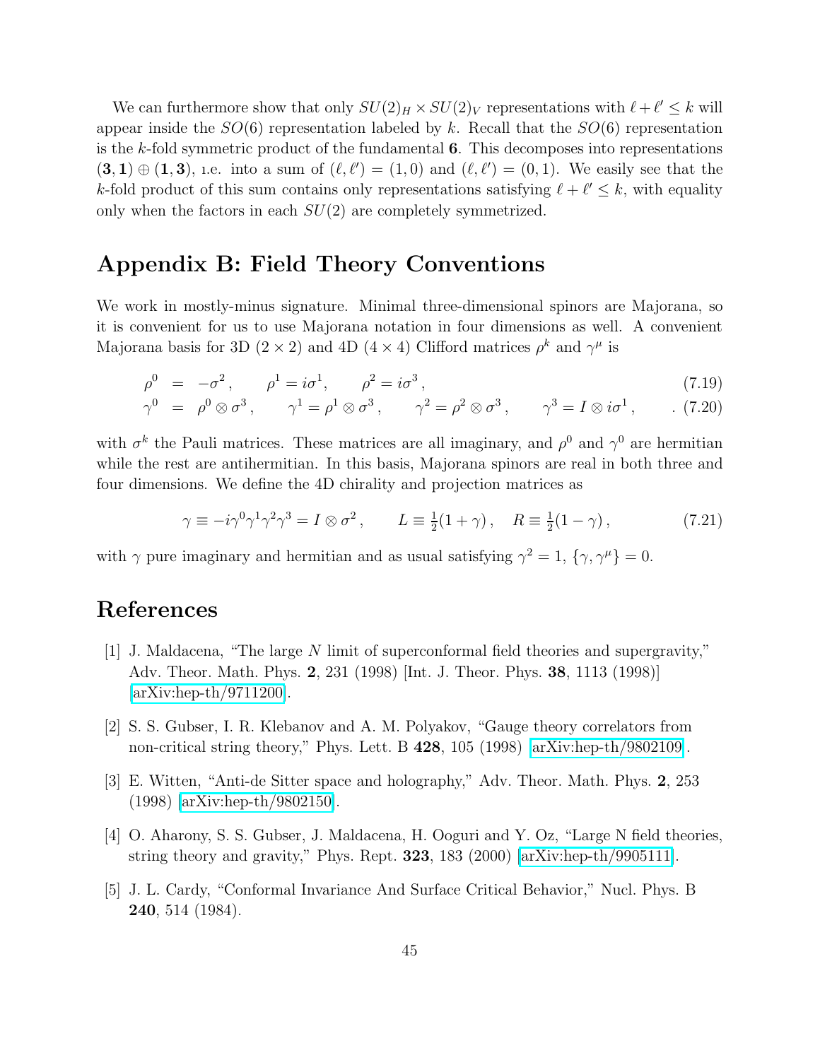We can furthermore show that only $SU(2)_H \times SU(2)_V$ representations with $\ell + \ell' \leq k$ will appear inside the $SO(6)$ representation labeled by $k$. Recall that the $SO(6)$ representation is the $k$-fold symmetric product of the fundamental $\mathbf{6}$. This decomposes into representations $(\mathbf{3}, \mathbf{1}) \oplus (\mathbf{1}, \mathbf{3})$, i.e. into a sum of $(\ell, \ell') = (1, 0)$ and $(\ell, \ell') = (0, 1)$. We easily see that the $k$-fold product of this sum contains only representations satisfying $\ell + \ell' \leq k$, with equality only when the factors in each $SU(2)$ are completely symmetrized.

## Appendix B: Field Theory Conventions

We work in mostly-minus signature. Minimal three-dimensional spinors are Majorana, so it is convenient for us to use Majorana notation in four dimensions as well. A convenient Majorana basis for 3D ($2 \times 2$) and 4D ($4 \times 4$) Clifford matrices $\rho^k$ and $\gamma^\mu$ is

$$\rho^0 = -\sigma^2 \,, \qquad \rho^1 = i\sigma^1 \,, \qquad \rho^2 = i\sigma^3 \,, \tag{7.19}$$

$$\gamma^0 = \rho^0 \otimes \sigma^3 \,, \qquad \gamma^1 = \rho^1 \otimes \sigma^3 \,, \qquad \gamma^2 = \rho^2 \otimes \sigma^3 \,, \qquad \gamma^3 = I \otimes i\sigma^1 \,, \qquad . \tag{7.20}$$

with $\sigma^k$ the Pauli matrices. These matrices are all imaginary, and $\rho^0$ and $\gamma^0$ are hermitian while the rest are antihermitian. In this basis, Majorana spinors are real in both three and four dimensions. We define the 4D chirality and projection matrices as

$$\gamma \equiv -i\gamma^0\gamma^1\gamma^2\gamma^3 = I \otimes \sigma^2 \,, \qquad L \equiv \tfrac{1}{2}(1 + \gamma) \,, \quad R \equiv \tfrac{1}{2}(1 - \gamma) \,, \tag{7.21}$$

with $\gamma$ pure imaginary and hermitian and as usual satisfying $\gamma^2 = 1$, $\{\gamma, \gamma^\mu\} = 0$.

## References

[1] J. Maldacena, "The large $N$ limit of superconformal field theories and supergravity," Adv. Theor. Math. Phys. **2**, 231 (1998) [Int. J. Theor. Phys. **38**, 1113 (1998)] [arXiv:hep-th/9711200].

[2] S. S. Gubser, I. R. Klebanov and A. M. Polyakov, "Gauge theory correlators from non-critical string theory," Phys. Lett. B **428**, 105 (1998) [arXiv:hep-th/9802109].

[3] E. Witten, "Anti-de Sitter space and holography," Adv. Theor. Math. Phys. **2**, 253 (1998) [arXiv:hep-th/9802150].

[4] O. Aharony, S. S. Gubser, J. Maldacena, H. Ooguri and Y. Oz, "Large N field theories, string theory and gravity," Phys. Rept. **323**, 183 (2000) [arXiv:hep-th/9905111].

[5] J. L. Cardy, "Conformal Invariance And Surface Critical Behavior," Nucl. Phys. B **240**, 514 (1984).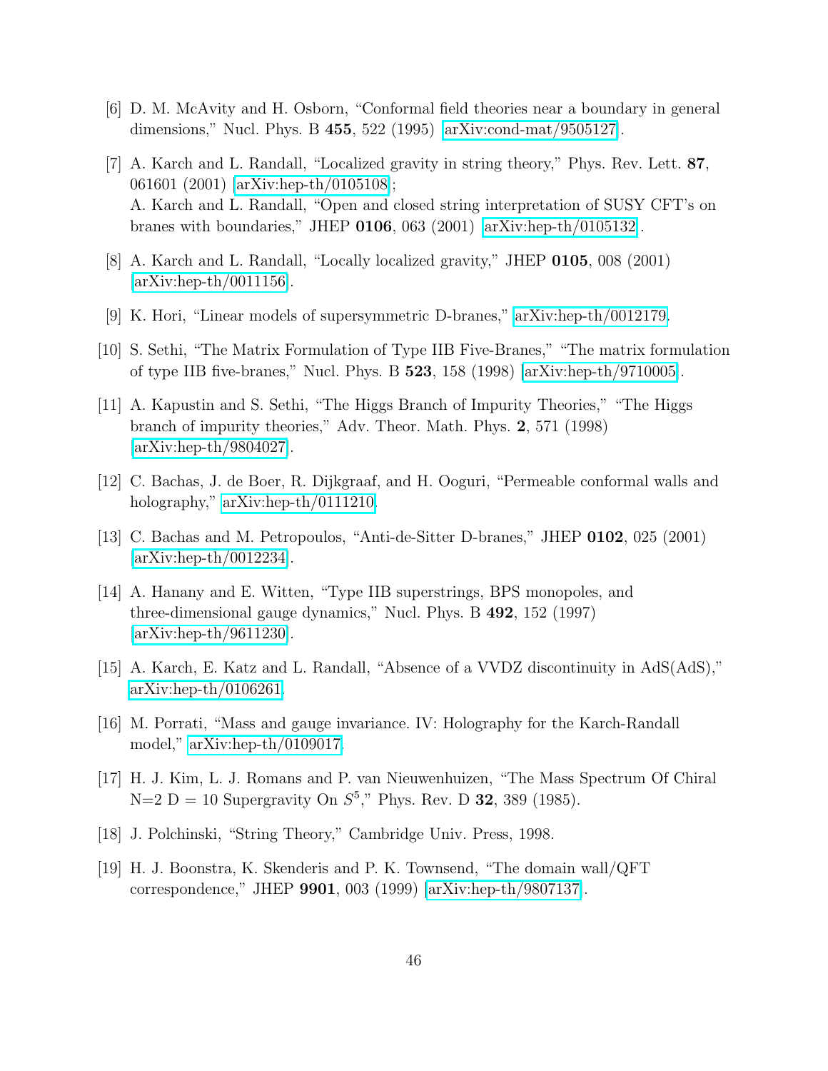[6] D. M. McAvity and H. Osborn, "Conformal field theories near a boundary in general dimensions," Nucl. Phys. B **455**, 522 (1995) [arXiv:cond-mat/9505127].

[7] A. Karch and L. Randall, "Localized gravity in string theory," Phys. Rev. Lett. **87**, 061601 (2001) [arXiv:hep-th/0105108];
A. Karch and L. Randall, "Open and closed string interpretation of SUSY CFT's on branes with boundaries," JHEP **0106**, 063 (2001) [arXiv:hep-th/0105132].

[8] A. Karch and L. Randall, "Locally localized gravity," JHEP **0105**, 008 (2001) [arXiv:hep-th/0011156].

[9] K. Hori, "Linear models of supersymmetric D-branes," arXiv:hep-th/0012179.

[10] S. Sethi, "The Matrix Formulation of Type IIB Five-Branes," "The matrix formulation of type IIB five-branes," Nucl. Phys. B **523**, 158 (1998) [arXiv:hep-th/9710005].

[11] A. Kapustin and S. Sethi, "The Higgs Branch of Impurity Theories," "The Higgs branch of impurity theories," Adv. Theor. Math. Phys. **2**, 571 (1998) [arXiv:hep-th/9804027].

[12] C. Bachas, J. de Boer, R. Dijkgraaf, and H. Ooguri, "Permeable conformal walls and holography," arXiv:hep-th/0111210.

[13] C. Bachas and M. Petropoulos, "Anti-de-Sitter D-branes," JHEP **0102**, 025 (2001) [arXiv:hep-th/0012234].

[14] A. Hanany and E. Witten, "Type IIB superstrings, BPS monopoles, and three-dimensional gauge dynamics," Nucl. Phys. B **492**, 152 (1997) [arXiv:hep-th/9611230].

[15] A. Karch, E. Katz and L. Randall, "Absence of a VVDZ discontinuity in AdS(AdS)," arXiv:hep-th/0106261.

[16] M. Porrati, "Mass and gauge invariance. IV: Holography for the Karch-Randall model," arXiv:hep-th/0109017.

[17] H. J. Kim, L. J. Romans and P. van Nieuwenhuizen, "The Mass Spectrum Of Chiral N=2 D = 10 Supergravity On $S^5$," Phys. Rev. D **32**, 389 (1985).

[18] J. Polchinski, "String Theory," Cambridge Univ. Press, 1998.

[19] H. J. Boonstra, K. Skenderis and P. K. Townsend, "The domain wall/QFT correspondence," JHEP **9901**, 003 (1999) [arXiv:hep-th/9807137].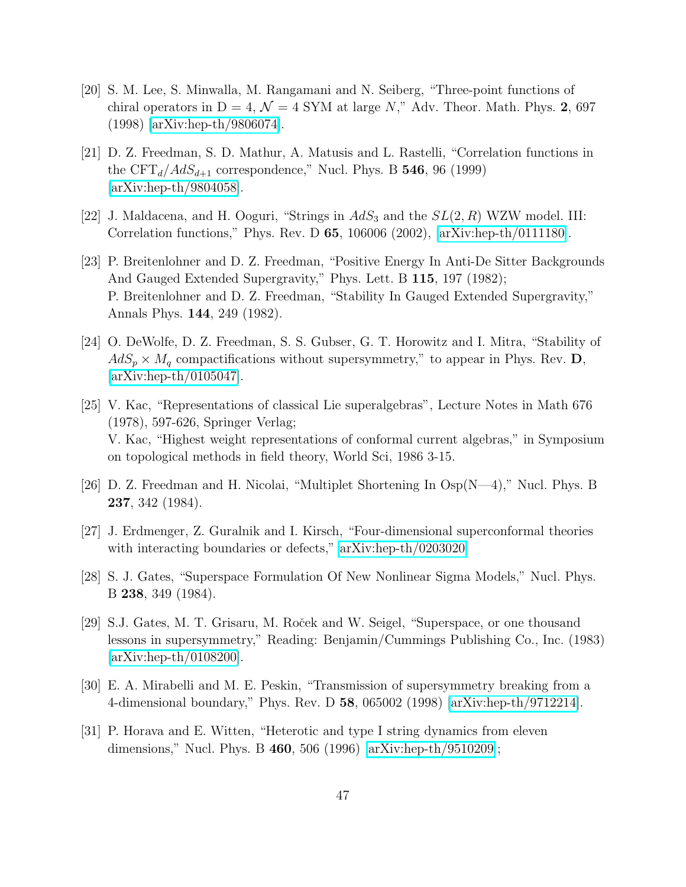[20] S. M. Lee, S. Minwalla, M. Rangamani and N. Seiberg, "Three-point functions of chiral operators in D = 4, $\mathcal{N} = 4$ SYM at large $N$," Adv. Theor. Math. Phys. **2**, 697 (1998) [arXiv:hep-th/9806074].

[21] D. Z. Freedman, S. D. Mathur, A. Matusis and L. Rastelli, "Correlation functions in the $\mathrm{CFT}_d/AdS_{d+1}$ correspondence," Nucl. Phys. B **546**, 96 (1999) [arXiv:hep-th/9804058].

[22] J. Maldacena, and H. Ooguri, "Strings in $AdS_3$ and the $SL(2,R)$ WZW model. III: Correlation functions," Phys. Rev. D **65**, 106006 (2002), [arXiv:hep-th/0111180].

[23] P. Breitenlohner and D. Z. Freedman, "Positive Energy In Anti-De Sitter Backgrounds And Gauged Extended Supergravity," Phys. Lett. B **115**, 197 (1982);
P. Breitenlohner and D. Z. Freedman, "Stability In Gauged Extended Supergravity," Annals Phys. **144**, 249 (1982).

[24] O. DeWolfe, D. Z. Freedman, S. S. Gubser, G. T. Horowitz and I. Mitra, "Stability of $AdS_p \times M_q$ compactifications without supersymmetry," to appear in Phys. Rev. **D**, [arXiv:hep-th/0105047].

[25] V. Kac, "Representations of classical Lie superalgebras", Lecture Notes in Math 676 (1978), 597-626, Springer Verlag;
V. Kac, "Highest weight representations of conformal current algebras," in Symposium on topological methods in field theory, World Sci, 1986 3-15.

[26] D. Z. Freedman and H. Nicolai, "Multiplet Shortening In Osp(N—4)," Nucl. Phys. B **237**, 342 (1984).

[27] J. Erdmenger, Z. Guralnik and I. Kirsch, "Four-dimensional superconformal theories with interacting boundaries or defects," arXiv:hep-th/0203020

[28] S. J. Gates, "Superspace Formulation Of New Nonlinear Sigma Models," Nucl. Phys. B **238**, 349 (1984).

[29] S.J. Gates, M. T. Grisaru, M. Roček and W. Seigel, "Superspace, or one thousand lessons in supersymmetry," Reading: Benjamin/Cummings Publishing Co., Inc. (1983) [arXiv:hep-th/0108200].

[30] E. A. Mirabelli and M. E. Peskin, "Transmission of supersymmetry breaking from a 4-dimensional boundary," Phys. Rev. D **58**, 065002 (1998) [arXiv:hep-th/9712214].

[31] P. Horava and E. Witten, "Heterotic and type I string dynamics from eleven dimensions," Nucl. Phys. B **460**, 506 (1996) [arXiv:hep-th/9510209];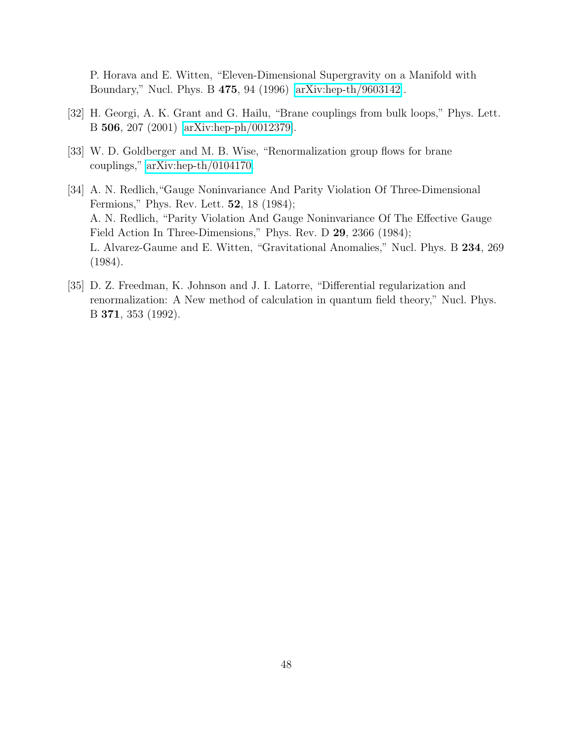P. Horava and E. Witten, "Eleven-Dimensional Supergravity on a Manifold with Boundary," Nucl. Phys. B **475**, 94 (1996) [arXiv:hep-th/9603142].

[32] H. Georgi, A. K. Grant and G. Hailu, "Brane couplings from bulk loops," Phys. Lett. B **506**, 207 (2001) [arXiv:hep-ph/0012379].

[33] W. D. Goldberger and M. B. Wise, "Renormalization group flows for brane couplings," arXiv:hep-th/0104170.

[34] A. N. Redlich,"Gauge Noninvariance And Parity Violation Of Three-Dimensional Fermions," Phys. Rev. Lett. **52**, 18 (1984);
A. N. Redlich, "Parity Violation And Gauge Noninvariance Of The Effective Gauge Field Action In Three-Dimensions," Phys. Rev. D **29**, 2366 (1984);
L. Alvarez-Gaume and E. Witten, "Gravitational Anomalies," Nucl. Phys. B **234**, 269 (1984).

[35] D. Z. Freedman, K. Johnson and J. I. Latorre, "Differential regularization and renormalization: A New method of calculation in quantum field theory," Nucl. Phys. B **371**, 353 (1992).